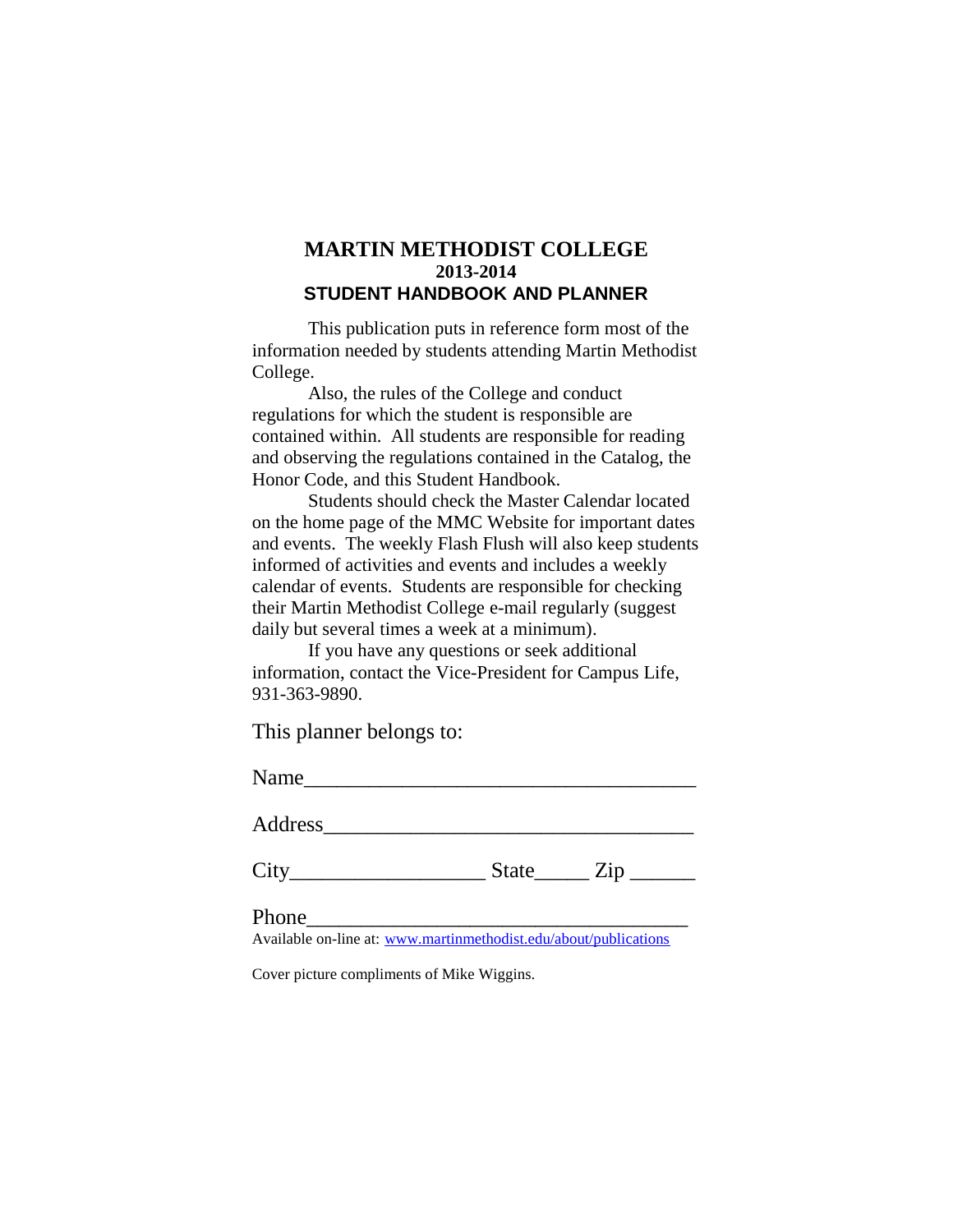# MARTIN METHODIST COLLEGE

**2013-2014**

## STUDENT HANDBOOK AND PLANNER

This publication puts in reference form most of the information needed by students attending Martin Methodist College.

Also, the rules of the College and conduct regulations for which the student is responsible are contained within. All students are responsible for reading and observing the regulations contained in the Catalog, the Honor Code, and this Student Handbook.

Students should check the Master Calendar located on the home page of the MMC Website for important dates and events. The weekly Flash Flush will also keep students informed of activities and events and includes a weekly calendar of events. Students are responsible for checking their Martin Methodist College e-mail regularly (suggest daily but several times a week at a minimum).

If you have any questions or seek additional information, contact the Vice-President for Campus Life, 931-363-9890.

This planner belongs to:

Name____________________________________

Address__________________________________

City_________________ State_____ Zip ______

Phone___________________________________

Available on-line at: www.martinmethodist.edu/about/publications

Cover picture compliments of Mike Wiggins.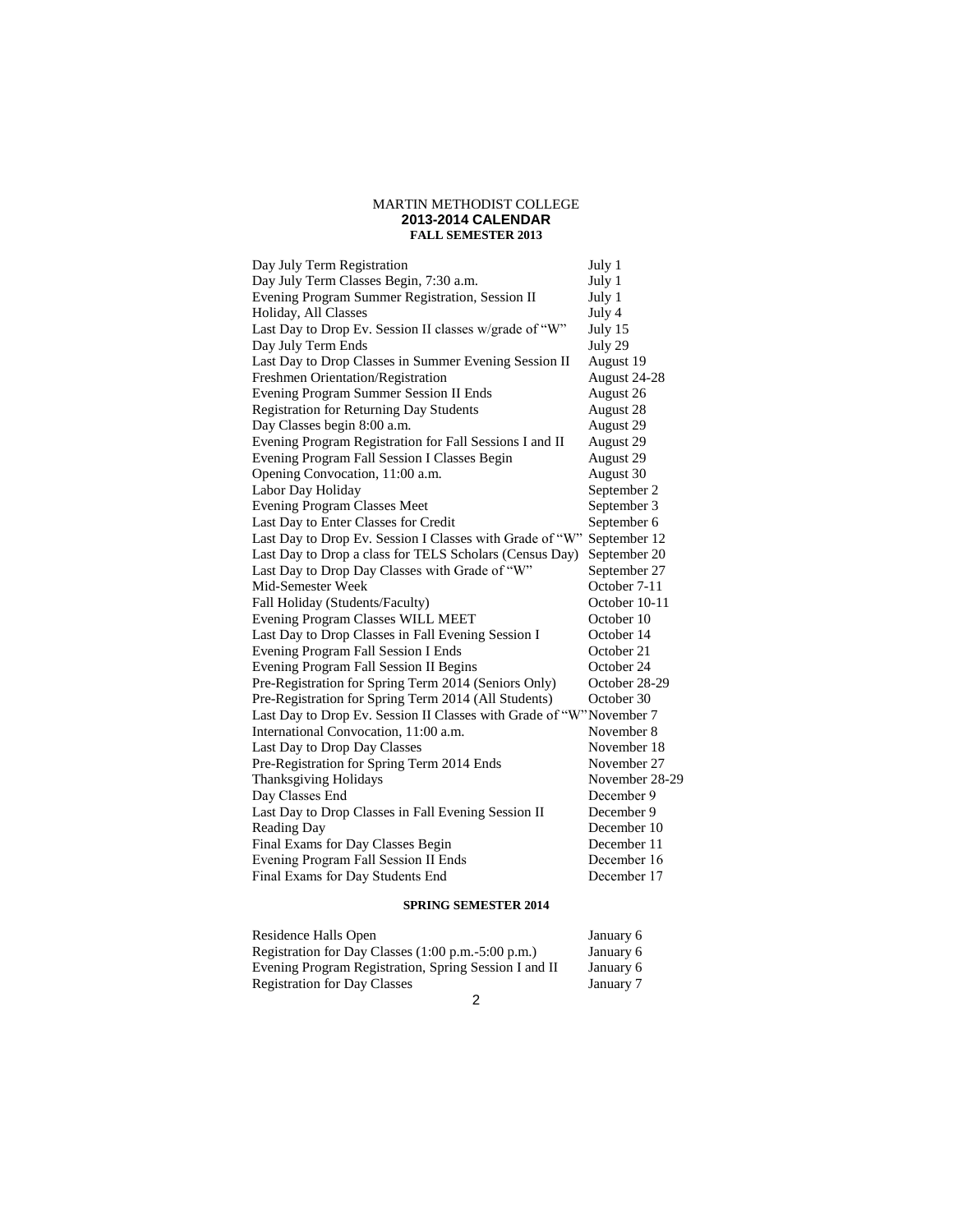MARTIN METHODIST COLLEGE

**2013-2014 CALENDAR**

**FALL SEMESTER 2013**

| Event | Date |
|---|---|
| Day July Term Registration | July 1 |
| Day July Term Classes Begin, 7:30 a.m. | July 1 |
| Evening Program Summer Registration, Session II | July 1 |
| Holiday, All Classes | July 4 |
| Last Day to Drop Ev. Session II classes w/grade of "W" | July 15 |
| Day July Term Ends | July 29 |
| Last Day to Drop Classes in Summer Evening Session II | August 19 |
| Freshmen Orientation/Registration | August 24-28 |
| Evening Program Summer Session II Ends | August 26 |
| Registration for Returning Day Students | August 28 |
| Day Classes begin 8:00 a.m. | August 29 |
| Evening Program Registration for Fall Sessions I and II | August 29 |
| Evening Program Fall Session I Classes Begin | August 29 |
| Opening Convocation, 11:00 a.m. | August 30 |
| Labor Day Holiday | September 2 |
| Evening Program Classes Meet | September 3 |
| Last Day to Enter Classes for Credit | September 6 |
| Last Day to Drop Ev. Session I Classes with Grade of "W" | September 12 |
| Last Day to Drop a class for TELS Scholars (Census Day) | September 20 |
| Last Day to Drop Day Classes with Grade of "W" | September 27 |
| Mid-Semester Week | October 7-11 |
| Fall Holiday (Students/Faculty) | October 10-11 |
| Evening Program Classes WILL MEET | October 10 |
| Last Day to Drop Classes in Fall Evening Session I | October 14 |
| Evening Program Fall Session I Ends | October 21 |
| Evening Program Fall Session II Begins | October 24 |
| Pre-Registration for Spring Term 2014 (Seniors Only) | October 28-29 |
| Pre-Registration for Spring Term 2014 (All Students) | October 30 |
| Last Day to Drop Ev. Session II Classes with Grade of "W" | November 7 |
| International Convocation, 11:00 a.m. | November 8 |
| Last Day to Drop Day Classes | November 18 |
| Pre-Registration for Spring Term 2014 Ends | November 27 |
| Thanksgiving Holidays | November 28-29 |
| Day Classes End | December 9 |
| Last Day to Drop Classes in Fall Evening Session II | December 9 |
| Reading Day | December 10 |
| Final Exams for Day Classes Begin | December 11 |
| Evening Program Fall Session II Ends | December 16 |
| Final Exams for Day Students End | December 17 |

**SPRING SEMESTER 2014**

| Event | Date |
|---|---|
| Residence Halls Open | January 6 |
| Registration for Day Classes (1:00 p.m.-5:00 p.m.) | January 6 |
| Evening Program Registration, Spring Session I and II | January 6 |
| Registration for Day Classes | January 7 |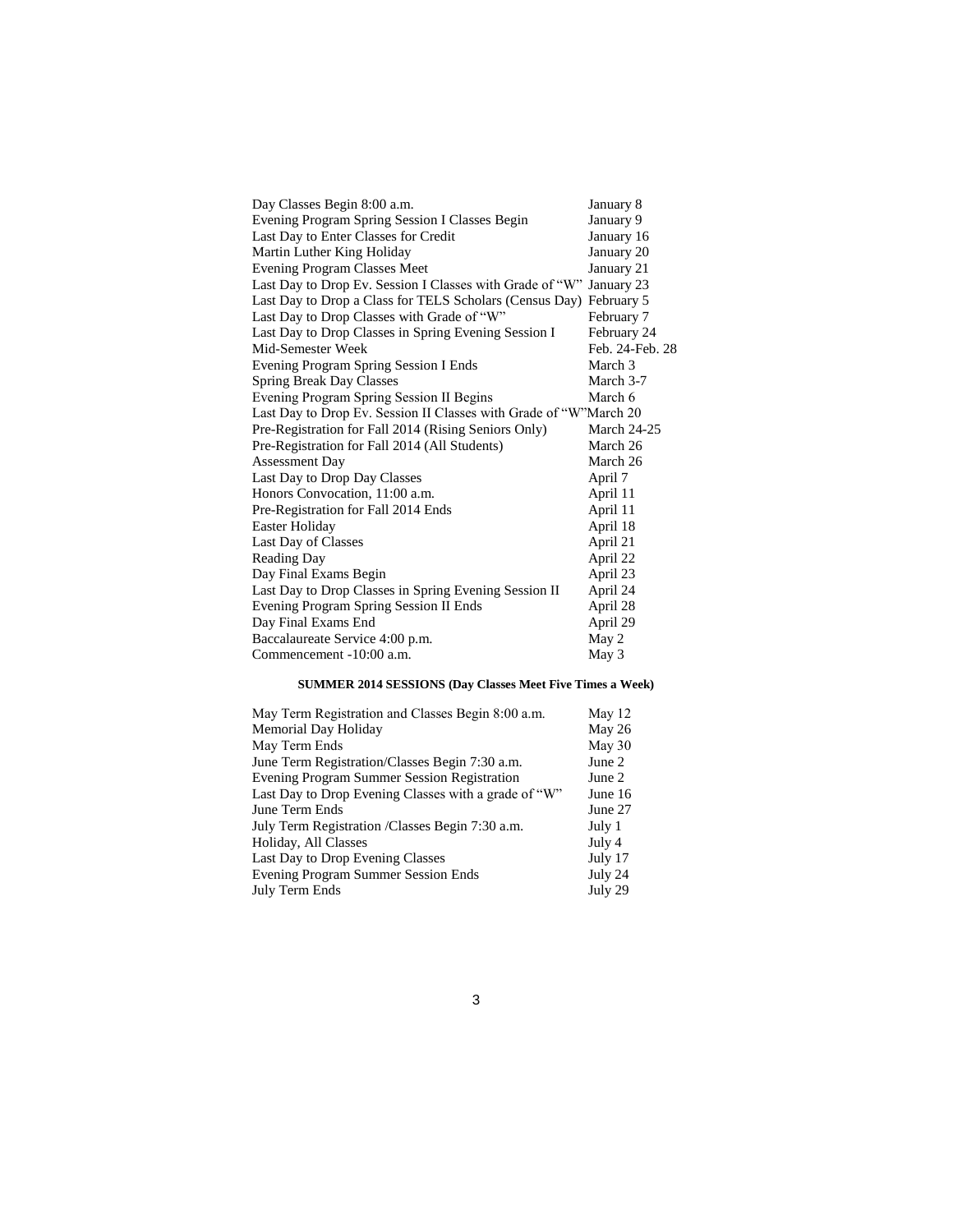| | |
|---|---|
| Day Classes Begin 8:00 a.m. | January 8 |
| Evening Program Spring Session I Classes Begin | January 9 |
| Last Day to Enter Classes for Credit | January 16 |
| Martin Luther King Holiday | January 20 |
| Evening Program Classes Meet | January 21 |
| Last Day to Drop Ev. Session I Classes with Grade of "W" | January 23 |
| Last Day to Drop a Class for TELS Scholars (Census Day) | February 5 |
| Last Day to Drop Classes with Grade of "W" | February 7 |
| Last Day to Drop Classes in Spring Evening Session I | February 24 |
| Mid-Semester Week | Feb. 24-Feb. 28 |
| Evening Program Spring Session I Ends | March 3 |
| Spring Break Day Classes | March 3-7 |
| Evening Program Spring Session II Begins | March 6 |
| Last Day to Drop Ev. Session II Classes with Grade of "W" | March 20 |
| Pre-Registration for Fall 2014 (Rising Seniors Only) | March 24-25 |
| Pre-Registration for Fall 2014 (All Students) | March 26 |
| Assessment Day | March 26 |
| Last Day to Drop Day Classes | April 7 |
| Honors Convocation, 11:00 a.m. | April 11 |
| Pre-Registration for Fall 2014 Ends | April 11 |
| Easter Holiday | April 18 |
| Last Day of Classes | April 21 |
| Reading Day | April 22 |
| Day Final Exams Begin | April 23 |
| Last Day to Drop Classes in Spring Evening Session II | April 24 |
| Evening Program Spring Session II Ends | April 28 |
| Day Final Exams End | April 29 |
| Baccalaureate Service 4:00 p.m. | May 2 |
| Commencement -10:00 a.m. | May 3 |

**SUMMER 2014 SESSIONS (Day Classes Meet Five Times a Week)**

| | |
|---|---|
| May Term Registration and Classes Begin 8:00 a.m. | May 12 |
| Memorial Day Holiday | May 26 |
| May Term Ends | May 30 |
| June Term Registration/Classes Begin 7:30 a.m. | June 2 |
| Evening Program Summer Session Registration | June 2 |
| Last Day to Drop Evening Classes with a grade of "W" | June 16 |
| June Term Ends | June 27 |
| July Term Registration /Classes Begin 7:30 a.m. | July 1 |
| Holiday, All Classes | July 4 |
| Last Day to Drop Evening Classes | July 17 |
| Evening Program Summer Session Ends | July 24 |
| July Term Ends | July 29 |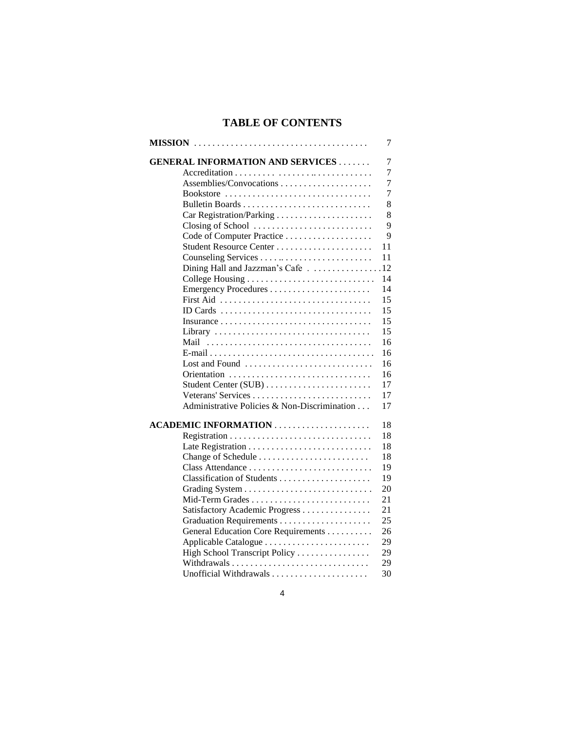# TABLE OF CONTENTS

| | |
|---|---|
| **MISSION** | 7 |
| **GENERAL INFORMATION AND SERVICES** | 7 |
| Accreditation | 7 |
| Assemblies/Convocations | 7 |
| Bookstore | 7 |
| Bulletin Boards | 8 |
| Car Registration/Parking | 8 |
| Closing of School | 9 |
| Code of Computer Practice | 9 |
| Student Resource Center | 11 |
| Counseling Services | 11 |
| Dining Hall and Jazzman's Cafe | 12 |
| College Housing | 14 |
| Emergency Procedures | 14 |
| First Aid | 15 |
| ID Cards | 15 |
| Insurance | 15 |
| Library | 15 |
| Mail | 16 |
| E-mail | 16 |
| Lost and Found | 16 |
| Orientation | 16 |
| Student Center (SUB) | 17 |
| Veterans' Services | 17 |
| Administrative Policies & Non-Discrimination | 17 |
| **ACADEMIC INFORMATION** | 18 |
| Registration | 18 |
| Late Registration | 18 |
| Change of Schedule | 18 |
| Class Attendance | 19 |
| Classification of Students | 19 |
| Grading System | 20 |
| Mid-Term Grades | 21 |
| Satisfactory Academic Progress | 21 |
| Graduation Requirements | 25 |
| General Education Core Requirements | 26 |
| Applicable Catalogue | 29 |
| High School Transcript Policy | 29 |
| Withdrawals | 29 |
| Unofficial Withdrawals | 30 |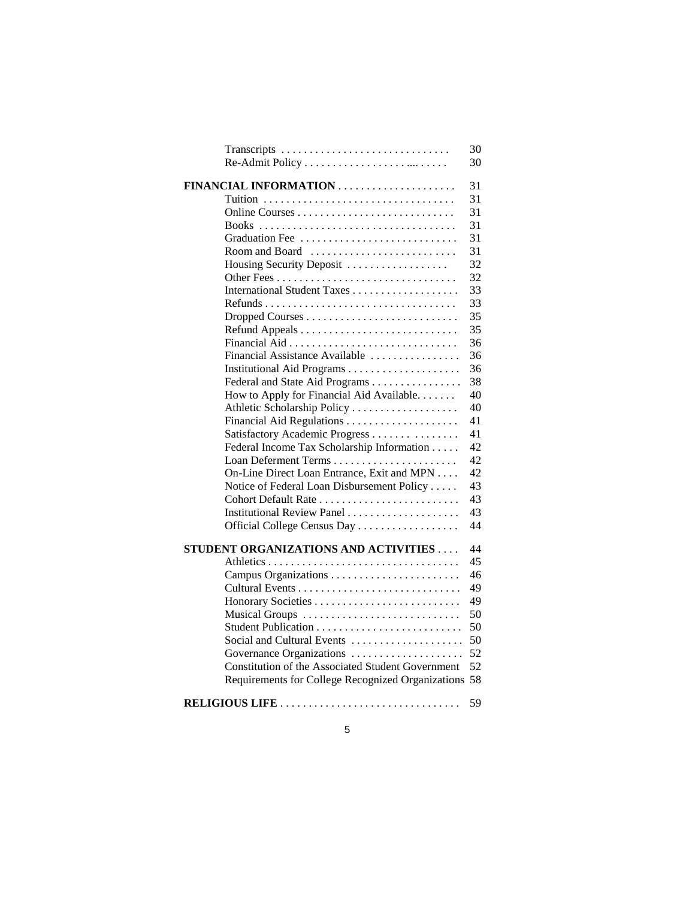| | |
|---|---|
| Transcripts | 30 |
| Re-Admit Policy | 30 |
| **FINANCIAL INFORMATION** | 31 |
| Tuition | 31 |
| Online Courses | 31 |
| Books | 31 |
| Graduation Fee | 31 |
| Room and Board | 31 |
| Housing Security Deposit | 32 |
| Other Fees | 32 |
| International Student Taxes | 33 |
| Refunds | 33 |
| Dropped Courses | 35 |
| Refund Appeals | 35 |
| Financial Aid | 36 |
| Financial Assistance Available | 36 |
| Institutional Aid Programs | 36 |
| Federal and State Aid Programs | 38 |
| How to Apply for Financial Aid Available. | 40 |
| Athletic Scholarship Policy | 40 |
| Financial Aid Regulations | 41 |
| Satisfactory Academic Progress | 41 |
| Federal Income Tax Scholarship Information | 42 |
| Loan Deferment Terms | 42 |
| On-Line Direct Loan Entrance, Exit and MPN | 42 |
| Notice of Federal Loan Disbursement Policy | 43 |
| Cohort Default Rate | 43 |
| Institutional Review Panel | 43 |
| Official College Census Day | 44 |
| **STUDENT ORGANIZATIONS AND ACTIVITIES** | 44 |
| Athletics | 45 |
| Campus Organizations | 46 |
| Cultural Events | 49 |
| Honorary Societies | 49 |
| Musical Groups | 50 |
| Student Publication | 50 |
| Social and Cultural Events | 50 |
| Governance Organizations | 52 |
| Constitution of the Associated Student Government | 52 |
| Requirements for College Recognized Organizations | 58 |
| **RELIGIOUS LIFE** | 59 |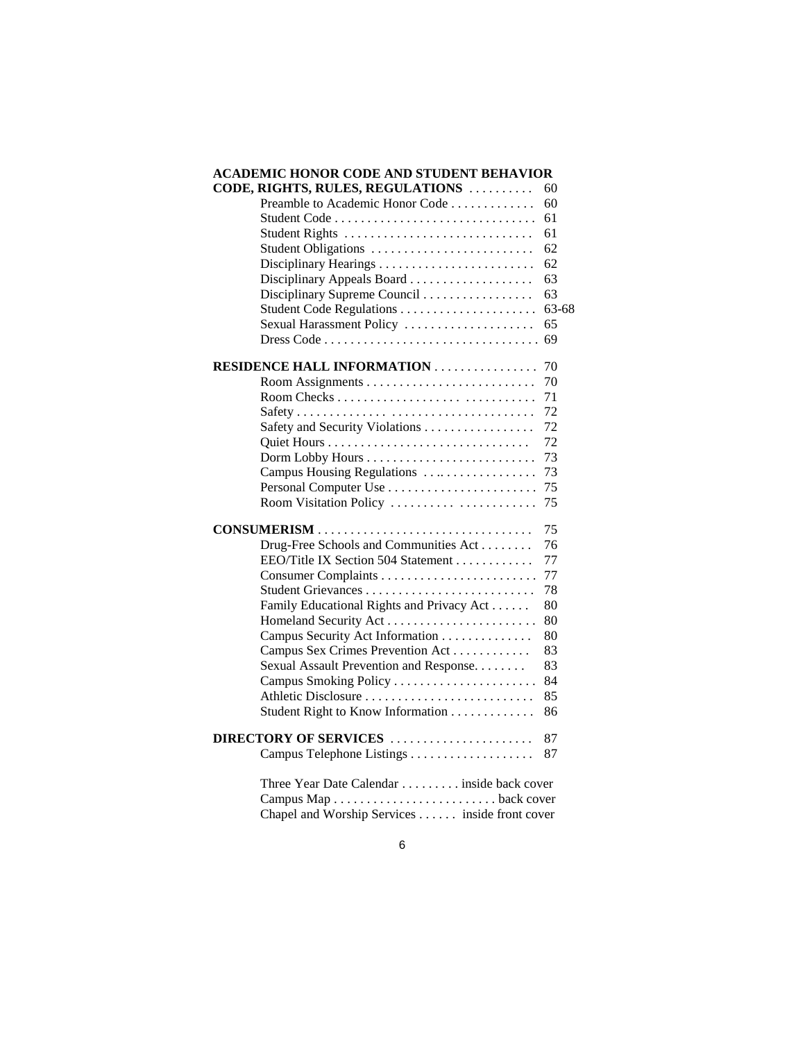| | |
|---|---|
| **ACADEMIC HONOR CODE AND STUDENT BEHAVIOR CODE, RIGHTS, RULES, REGULATIONS** | 60 |
| Preamble to Academic Honor Code | 60 |
| Student Code | 61 |
| Student Rights | 61 |
| Student Obligations | 62 |
| Disciplinary Hearings | 62 |
| Disciplinary Appeals Board | 63 |
| Disciplinary Supreme Council | 63 |
| Student Code Regulations | 63-68 |
| Sexual Harassment Policy | 65 |
| Dress Code | 69 |
| **RESIDENCE HALL INFORMATION** | 70 |
| Room Assignments | 70 |
| Room Checks | 71 |
| Safety | 72 |
| Safety and Security Violations | 72 |
| Quiet Hours | 72 |
| Dorm Lobby Hours | 73 |
| Campus Housing Regulations | 73 |
| Personal Computer Use | 75 |
| Room Visitation Policy | 75 |
| **CONSUMERISM** | 75 |
| Drug-Free Schools and Communities Act | 76 |
| EEO/Title IX Section 504 Statement | 77 |
| Consumer Complaints | 77 |
| Student Grievances | 78 |
| Family Educational Rights and Privacy Act | 80 |
| Homeland Security Act | 80 |
| Campus Security Act Information | 80 |
| Campus Sex Crimes Prevention Act | 83 |
| Sexual Assault Prevention and Response | 83 |
| Campus Smoking Policy | 84 |
| Athletic Disclosure | 85 |
| Student Right to Know Information | 86 |
| **DIRECTORY OF SERVICES** | 87 |
| Campus Telephone Listings | 87 |
| Three Year Date Calendar | inside back cover |
| Campus Map | back cover |
| Chapel and Worship Services | inside front cover |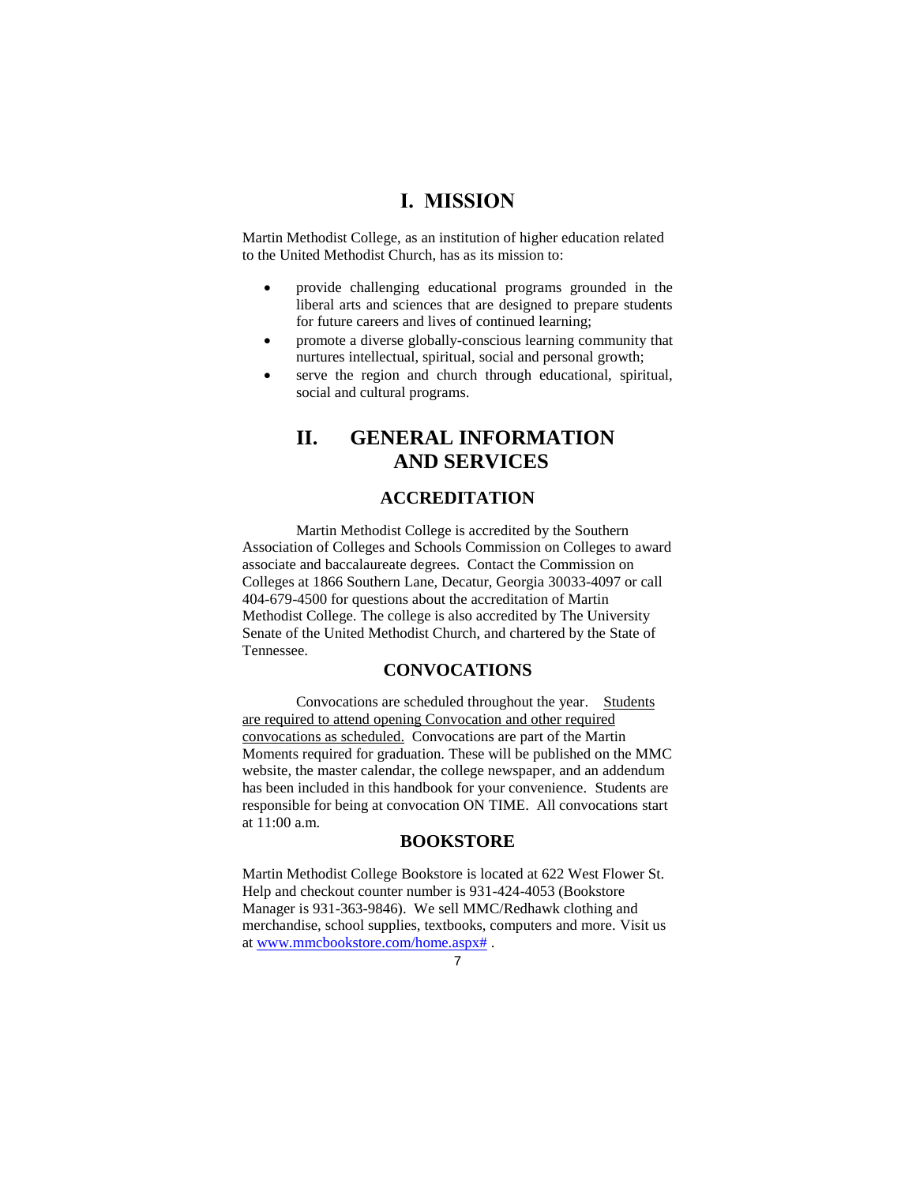# I. MISSION

Martin Methodist College, as an institution of higher education related to the United Methodist Church, has as its mission to:

- provide challenging educational programs grounded in the liberal arts and sciences that are designed to prepare students for future careers and lives of continued learning;
- promote a diverse globally-conscious learning community that nurtures intellectual, spiritual, social and personal growth;
- serve the region and church through educational, spiritual, social and cultural programs.

# II. GENERAL INFORMATION AND SERVICES

## ACCREDITATION

Martin Methodist College is accredited by the Southern Association of Colleges and Schools Commission on Colleges to award associate and baccalaureate degrees. Contact the Commission on Colleges at 1866 Southern Lane, Decatur, Georgia 30033-4097 or call 404-679-4500 for questions about the accreditation of Martin Methodist College. The college is also accredited by The University Senate of the United Methodist Church, and chartered by the State of Tennessee.

## CONVOCATIONS

Convocations are scheduled throughout the year. Students are required to attend opening Convocation and other required convocations as scheduled. Convocations are part of the Martin Moments required for graduation. These will be published on the MMC website, the master calendar, the college newspaper, and an addendum has been included in this handbook for your convenience. Students are responsible for being at convocation ON TIME. All convocations start at 11:00 a.m.

## BOOKSTORE

Martin Methodist College Bookstore is located at 622 West Flower St. Help and checkout counter number is 931-424-4053 (Bookstore Manager is 931-363-9846). We sell MMC/Redhawk clothing and merchandise, school supplies, textbooks, computers and more. Visit us at www.mmcbookstore.com/home.aspx# .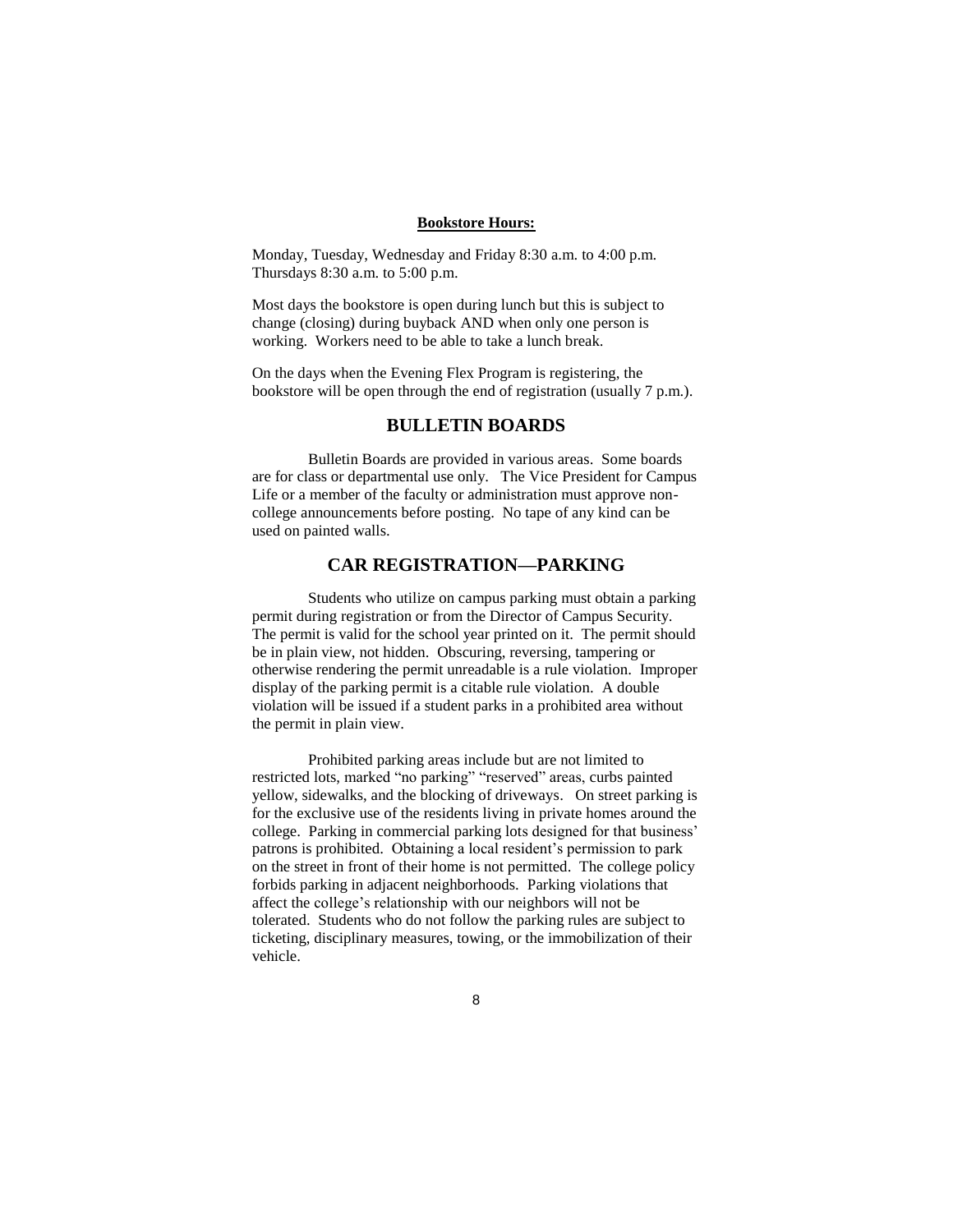**Bookstore Hours:**

Monday, Tuesday, Wednesday and Friday 8:30 a.m. to 4:00 p.m.
Thursdays 8:30 a.m. to 5:00 p.m.

Most days the bookstore is open during lunch but this is subject to change (closing) during buyback AND when only one person is working. Workers need to be able to take a lunch break.

On the days when the Evening Flex Program is registering, the bookstore will be open through the end of registration (usually 7 p.m.).

## BULLETIN BOARDS

Bulletin Boards are provided in various areas. Some boards are for class or departmental use only. The Vice President for Campus Life or a member of the faculty or administration must approve non-college announcements before posting. No tape of any kind can be used on painted walls.

## CAR REGISTRATION—PARKING

Students who utilize on campus parking must obtain a parking permit during registration or from the Director of Campus Security. The permit is valid for the school year printed on it. The permit should be in plain view, not hidden. Obscuring, reversing, tampering or otherwise rendering the permit unreadable is a rule violation. Improper display of the parking permit is a citable rule violation. A double violation will be issued if a student parks in a prohibited area without the permit in plain view.

Prohibited parking areas include but are not limited to restricted lots, marked "no parking" "reserved" areas, curbs painted yellow, sidewalks, and the blocking of driveways. On street parking is for the exclusive use of the residents living in private homes around the college. Parking in commercial parking lots designed for that business' patrons is prohibited. Obtaining a local resident's permission to park on the street in front of their home is not permitted. The college policy forbids parking in adjacent neighborhoods. Parking violations that affect the college's relationship with our neighbors will not be tolerated. Students who do not follow the parking rules are subject to ticketing, disciplinary measures, towing, or the immobilization of their vehicle.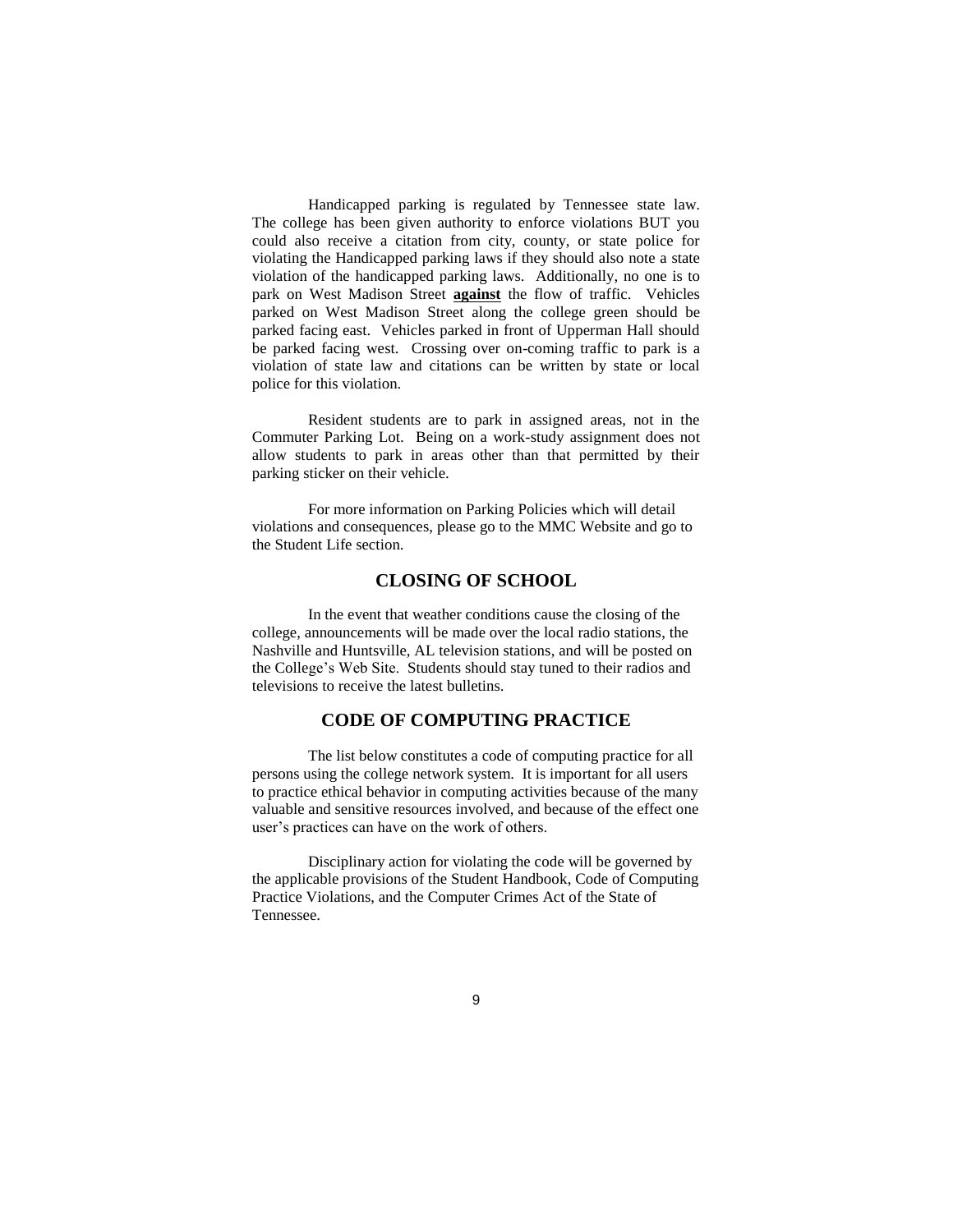Handicapped parking is regulated by Tennessee state law. The college has been given authority to enforce violations BUT you could also receive a citation from city, county, or state police for violating the Handicapped parking laws if they should also note a state violation of the handicapped parking laws. Additionally, no one is to park on West Madison Street **<u>against</u>** the flow of traffic. Vehicles parked on West Madison Street along the college green should be parked facing east. Vehicles parked in front of Upperman Hall should be parked facing west. Crossing over on-coming traffic to park is a violation of state law and citations can be written by state or local police for this violation.

Resident students are to park in assigned areas, not in the Commuter Parking Lot. Being on a work-study assignment does not allow students to park in areas other than that permitted by their parking sticker on their vehicle.

For more information on Parking Policies which will detail violations and consequences, please go to the MMC Website and go to the Student Life section.

## CLOSING OF SCHOOL

In the event that weather conditions cause the closing of the college, announcements will be made over the local radio stations, the Nashville and Huntsville, AL television stations, and will be posted on the College's Web Site. Students should stay tuned to their radios and televisions to receive the latest bulletins.

## CODE OF COMPUTING PRACTICE

The list below constitutes a code of computing practice for all persons using the college network system. It is important for all users to practice ethical behavior in computing activities because of the many valuable and sensitive resources involved, and because of the effect one user's practices can have on the work of others.

Disciplinary action for violating the code will be governed by the applicable provisions of the Student Handbook, Code of Computing Practice Violations, and the Computer Crimes Act of the State of Tennessee.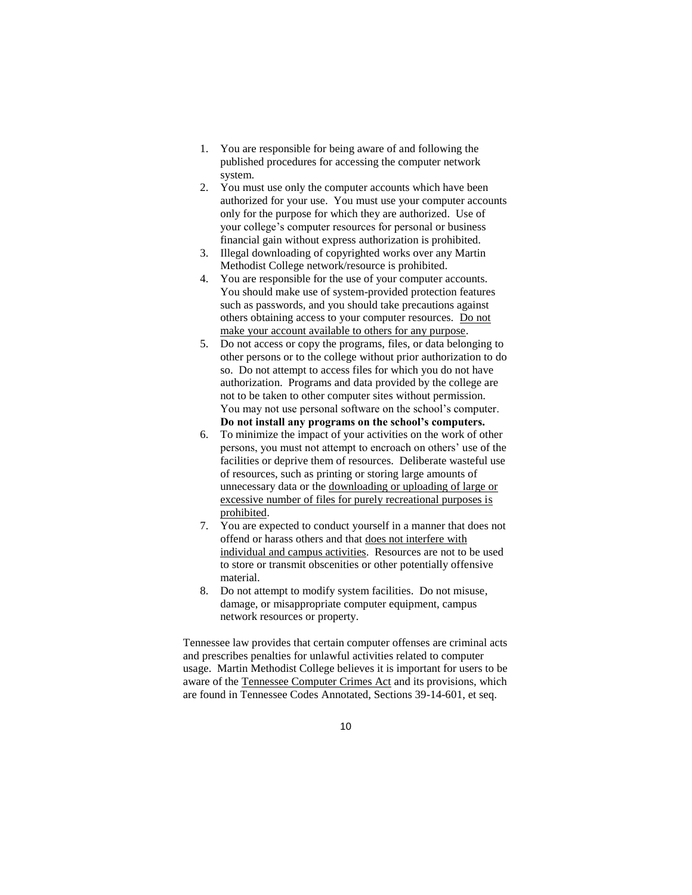1. You are responsible for being aware of and following the published procedures for accessing the computer network system.
2. You must use only the computer accounts which have been authorized for your use. You must use your computer accounts only for the purpose for which they are authorized. Use of your college's computer resources for personal or business financial gain without express authorization is prohibited.
3. Illegal downloading of copyrighted works over any Martin Methodist College network/resource is prohibited.
4. You are responsible for the use of your computer accounts. You should make use of system-provided protection features such as passwords, and you should take precautions against others obtaining access to your computer resources. <u>Do not make your account available to others for any purpose</u>.
5. Do not access or copy the programs, files, or data belonging to other persons or to the college without prior authorization to do so. Do not attempt to access files for which you do not have authorization. Programs and data provided by the college are not to be taken to other computer sites without permission. You may not use personal software on the school's computer. **Do not install any programs on the school's computers.**
6. To minimize the impact of your activities on the work of other persons, you must not attempt to encroach on others' use of the facilities or deprive them of resources. Deliberate wasteful use of resources, such as printing or storing large amounts of unnecessary data or the <u>downloading or uploading of large or excessive number of files for purely recreational purposes is prohibited</u>.
7. You are expected to conduct yourself in a manner that does not offend or harass others and that <u>does not interfere with individual and campus activities</u>. Resources are not to be used to store or transmit obscenities or other potentially offensive material.
8. Do not attempt to modify system facilities. Do not misuse, damage, or misappropriate computer equipment, campus network resources or property.

Tennessee law provides that certain computer offenses are criminal acts and prescribes penalties for unlawful activities related to computer usage. Martin Methodist College believes it is important for users to be aware of the <u>Tennessee Computer Crimes Act</u> and its provisions, which are found in Tennessee Codes Annotated, Sections 39-14-601, et seq.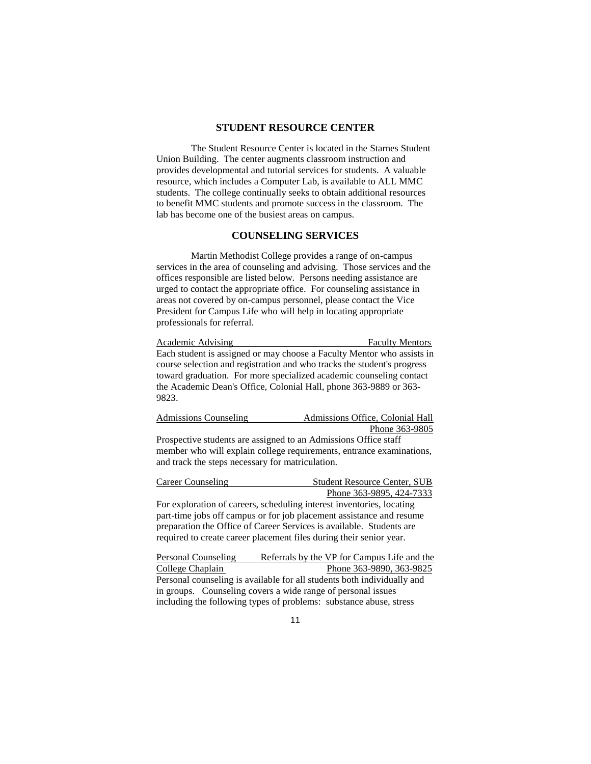## STUDENT RESOURCE CENTER

The Student Resource Center is located in the Starnes Student Union Building. The center augments classroom instruction and provides developmental and tutorial services for students. A valuable resource, which includes a Computer Lab, is available to ALL MMC students. The college continually seeks to obtain additional resources to benefit MMC students and promote success in the classroom. The lab has become one of the busiest areas on campus.

## COUNSELING SERVICES

Martin Methodist College provides a range of on-campus services in the area of counseling and advising. Those services and the offices responsible are listed below. Persons needing assistance are urged to contact the appropriate office. For counseling assistance in areas not covered by on-campus personnel, please contact the Vice President for Campus Life who will help in locating appropriate professionals for referral.

Academic Advising — Faculty Mentors

Each student is assigned or may choose a Faculty Mentor who assists in course selection and registration and who tracks the student's progress toward graduation. For more specialized academic counseling contact the Academic Dean's Office, Colonial Hall, phone 363-9889 or 363-9823.

Admissions Counseling — Admissions Office, Colonial Hall, Phone 363-9805

Prospective students are assigned to an Admissions Office staff member who will explain college requirements, entrance examinations, and track the steps necessary for matriculation.

Career Counseling — Student Resource Center, SUB, Phone 363-9895, 424-7333

For exploration of careers, scheduling interest inventories, locating part-time jobs off campus or for job placement assistance and resume preparation the Office of Career Services is available. Students are required to create career placement files during their senior year.

Personal Counseling — Referrals by the VP for Campus Life and the College Chaplain, Phone 363-9890, 363-9825

Personal counseling is available for all students both individually and in groups. Counseling covers a wide range of personal issues including the following types of problems: substance abuse, stress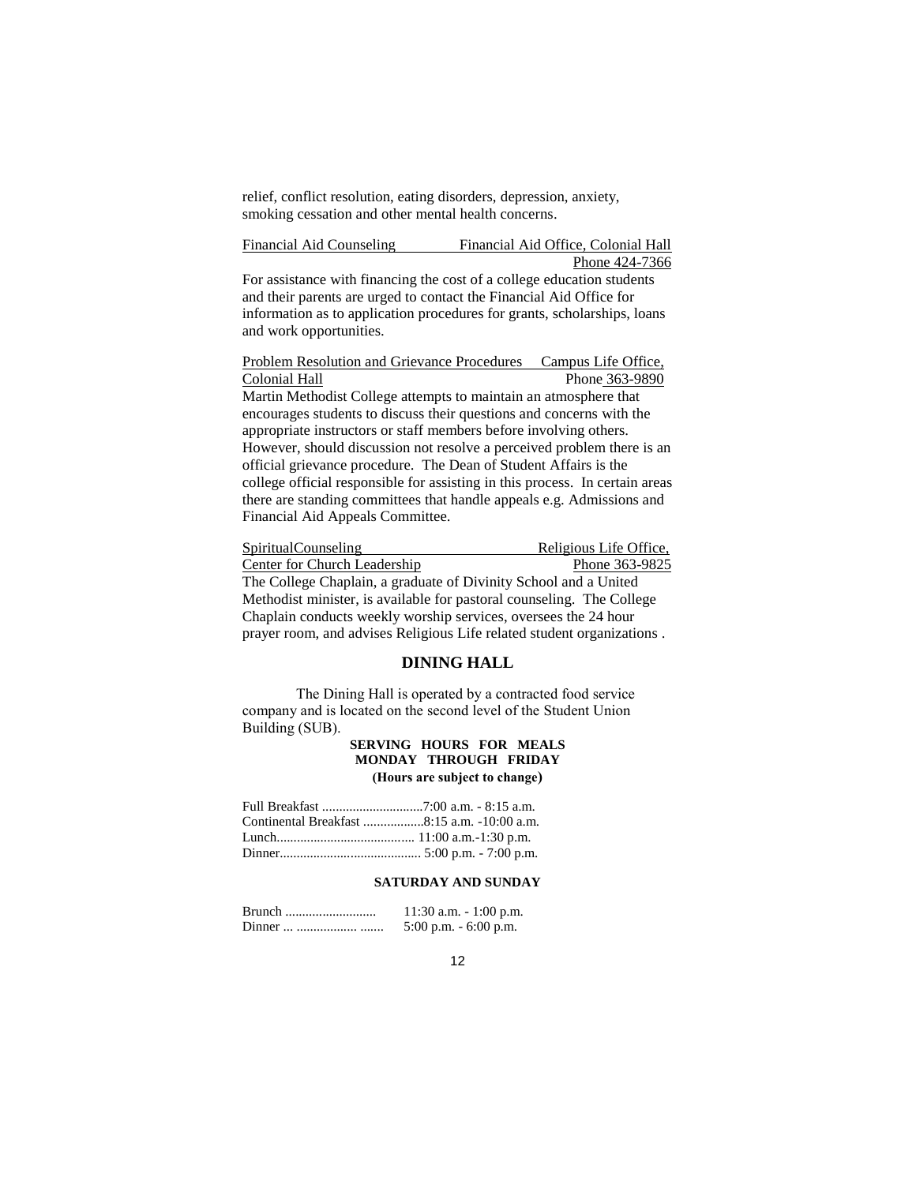relief, conflict resolution, eating disorders, depression, anxiety, smoking cessation and other mental health concerns.

Financial Aid Counseling — Financial Aid Office, Colonial Hall
Phone 424-7366

For assistance with financing the cost of a college education students and their parents are urged to contact the Financial Aid Office for information as to application procedures for grants, scholarships, loans and work opportunities.

Problem Resolution and Grievance Procedures — Campus Life Office, Colonial Hall
Phone 363-9890

Martin Methodist College attempts to maintain an atmosphere that encourages students to discuss their questions and concerns with the appropriate instructors or staff members before involving others. However, should discussion not resolve a perceived problem there is an official grievance procedure. The Dean of Student Affairs is the college official responsible for assisting in this process. In certain areas there are standing committees that handle appeals e.g. Admissions and Financial Aid Appeals Committee.

SpiritualCounseling — Religious Life Office, Center for Church Leadership
Phone 363-9825

The College Chaplain, a graduate of Divinity School and a United Methodist minister, is available for pastoral counseling. The College Chaplain conducts weekly worship services, oversees the 24 hour prayer room, and advises Religious Life related student organizations .

## DINING HALL

The Dining Hall is operated by a contracted food service company and is located on the second level of the Student Union Building (SUB).

**SERVING HOURS FOR MEALS**
**MONDAY THROUGH FRIDAY**
**(Hours are subject to change)**

| Meal | Hours |
|---|---|
| Full Breakfast | 7:00 a.m. - 8:15 a.m. |
| Continental Breakfast | 8:15 a.m. -10:00 a.m. |
| Lunch | 11:00 a.m.-1:30 p.m. |
| Dinner | 5:00 p.m. - 7:00 p.m. |

**SATURDAY AND SUNDAY**

| Meal | Hours |
|---|---|
| Brunch | 11:30 a.m. - 1:00 p.m. |
| Dinner | 5:00 p.m. - 6:00 p.m. |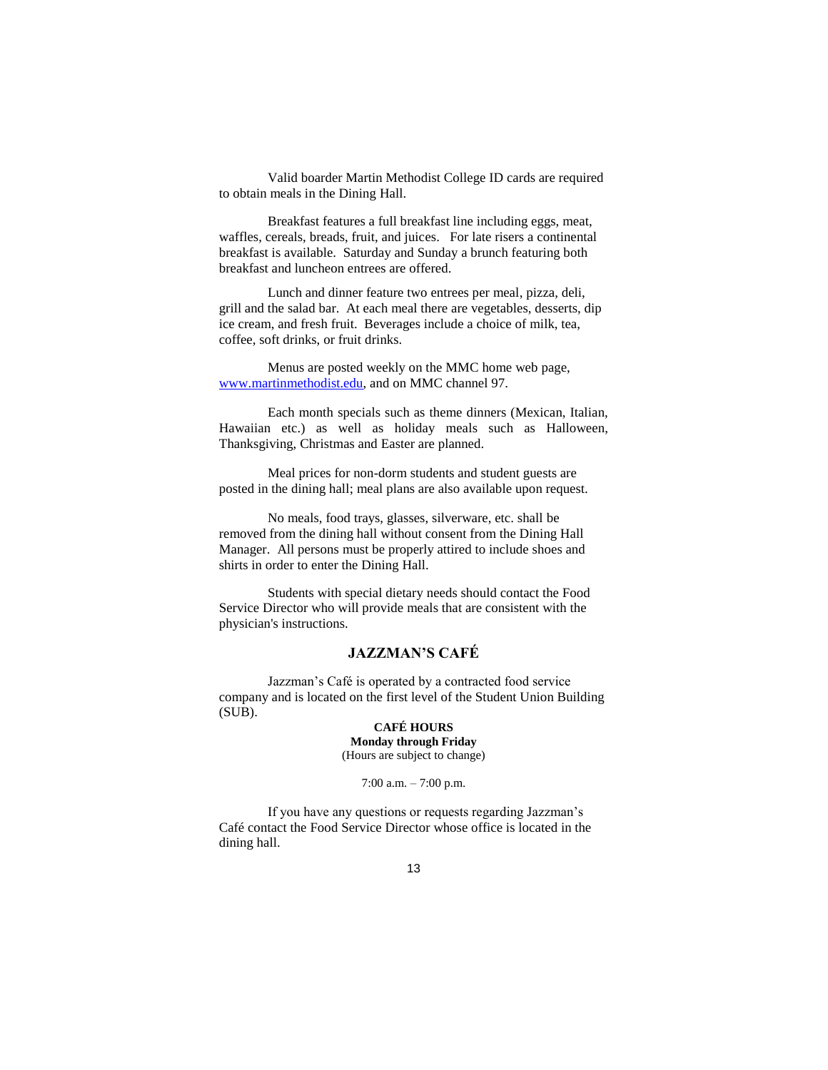Valid boarder Martin Methodist College ID cards are required to obtain meals in the Dining Hall.

Breakfast features a full breakfast line including eggs, meat, waffles, cereals, breads, fruit, and juices. For late risers a continental breakfast is available. Saturday and Sunday a brunch featuring both breakfast and luncheon entrees are offered.

Lunch and dinner feature two entrees per meal, pizza, deli, grill and the salad bar. At each meal there are vegetables, desserts, dip ice cream, and fresh fruit. Beverages include a choice of milk, tea, coffee, soft drinks, or fruit drinks.

Menus are posted weekly on the MMC home web page, www.martinmethodist.edu, and on MMC channel 97.

Each month specials such as theme dinners (Mexican, Italian, Hawaiian etc.) as well as holiday meals such as Halloween, Thanksgiving, Christmas and Easter are planned.

Meal prices for non-dorm students and student guests are posted in the dining hall; meal plans are also available upon request.

No meals, food trays, glasses, silverware, etc. shall be removed from the dining hall without consent from the Dining Hall Manager. All persons must be properly attired to include shoes and shirts in order to enter the Dining Hall.

Students with special dietary needs should contact the Food Service Director who will provide meals that are consistent with the physician's instructions.

## JAZZMAN'S CAFÉ

Jazzman's Café is operated by a contracted food service company and is located on the first level of the Student Union Building (SUB).

**CAFÉ HOURS**
**Monday through Friday**
(Hours are subject to change)

7:00 a.m. – 7:00 p.m.

If you have any questions or requests regarding Jazzman's Café contact the Food Service Director whose office is located in the dining hall.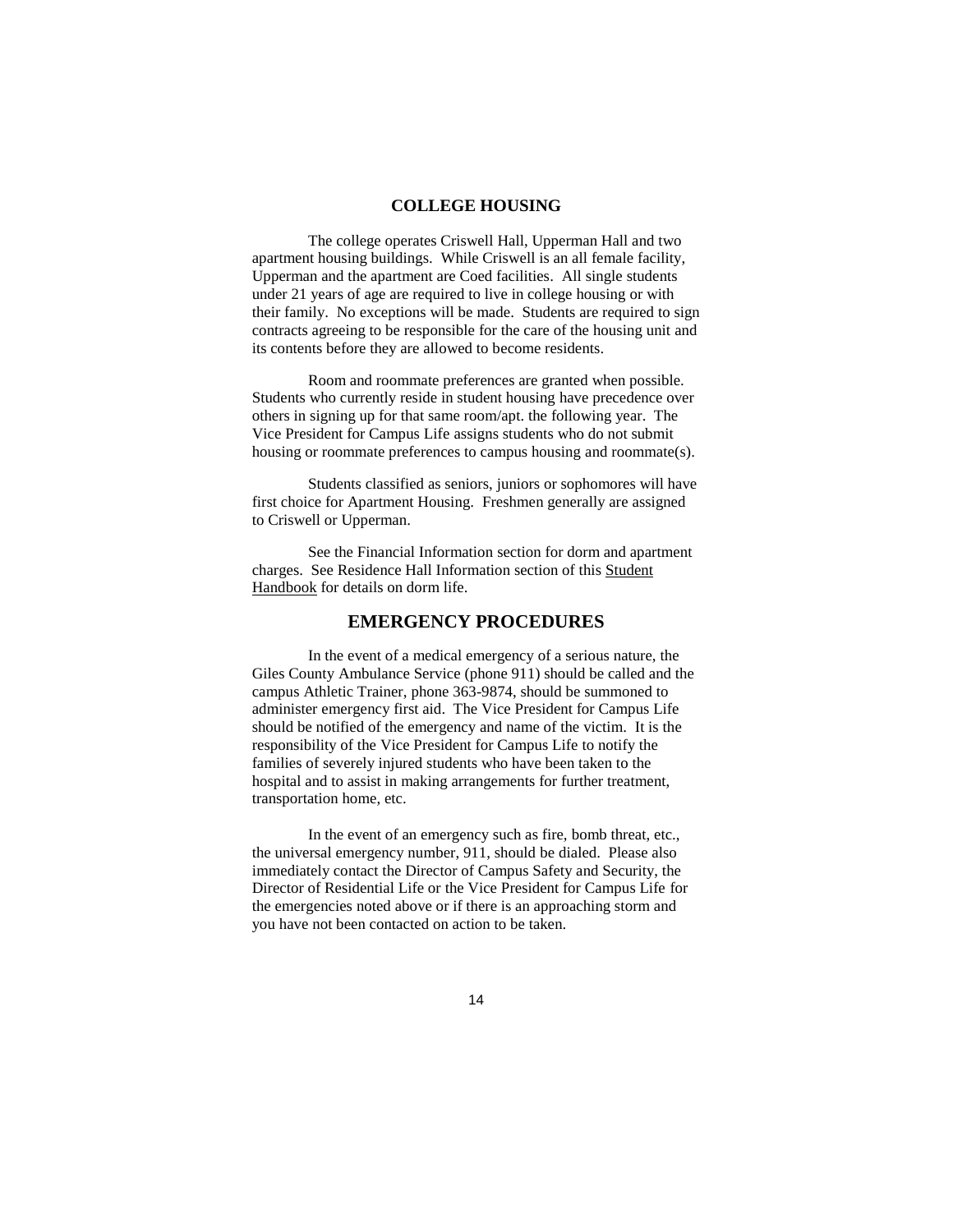## COLLEGE HOUSING

The college operates Criswell Hall, Upperman Hall and two apartment housing buildings. While Criswell is an all female facility, Upperman and the apartment are Coed facilities. All single students under 21 years of age are required to live in college housing or with their family. No exceptions will be made. Students are required to sign contracts agreeing to be responsible for the care of the housing unit and its contents before they are allowed to become residents.

Room and roommate preferences are granted when possible. Students who currently reside in student housing have precedence over others in signing up for that same room/apt. the following year. The Vice President for Campus Life assigns students who do not submit housing or roommate preferences to campus housing and roommate(s).

Students classified as seniors, juniors or sophomores will have first choice for Apartment Housing. Freshmen generally are assigned to Criswell or Upperman.

See the Financial Information section for dorm and apartment charges. See Residence Hall Information section of this Student Handbook for details on dorm life.

## EMERGENCY PROCEDURES

In the event of a medical emergency of a serious nature, the Giles County Ambulance Service (phone 911) should be called and the campus Athletic Trainer, phone 363-9874, should be summoned to administer emergency first aid. The Vice President for Campus Life should be notified of the emergency and name of the victim. It is the responsibility of the Vice President for Campus Life to notify the families of severely injured students who have been taken to the hospital and to assist in making arrangements for further treatment, transportation home, etc.

In the event of an emergency such as fire, bomb threat, etc., the universal emergency number, 911, should be dialed. Please also immediately contact the Director of Campus Safety and Security, the Director of Residential Life or the Vice President for Campus Life for the emergencies noted above or if there is an approaching storm and you have not been contacted on action to be taken.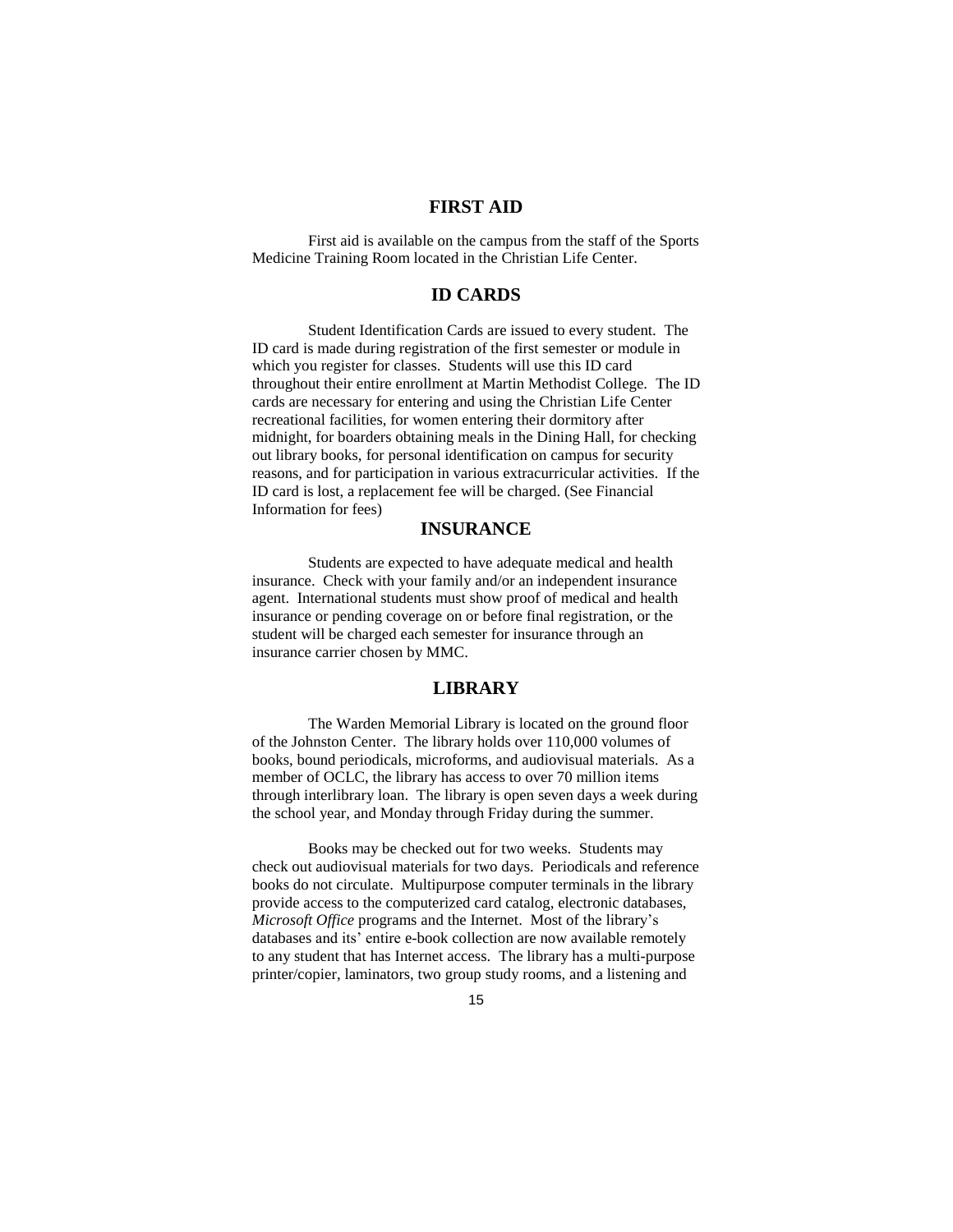## FIRST AID

First aid is available on the campus from the staff of the Sports Medicine Training Room located in the Christian Life Center.

## ID CARDS

Student Identification Cards are issued to every student. The ID card is made during registration of the first semester or module in which you register for classes. Students will use this ID card throughout their entire enrollment at Martin Methodist College. The ID cards are necessary for entering and using the Christian Life Center recreational facilities, for women entering their dormitory after midnight, for boarders obtaining meals in the Dining Hall, for checking out library books, for personal identification on campus for security reasons, and for participation in various extracurricular activities. If the ID card is lost, a replacement fee will be charged. (See Financial Information for fees)

## INSURANCE

Students are expected to have adequate medical and health insurance. Check with your family and/or an independent insurance agent. International students must show proof of medical and health insurance or pending coverage on or before final registration, or the student will be charged each semester for insurance through an insurance carrier chosen by MMC.

## LIBRARY

The Warden Memorial Library is located on the ground floor of the Johnston Center. The library holds over 110,000 volumes of books, bound periodicals, microforms, and audiovisual materials. As a member of OCLC, the library has access to over 70 million items through interlibrary loan. The library is open seven days a week during the school year, and Monday through Friday during the summer.

Books may be checked out for two weeks. Students may check out audiovisual materials for two days. Periodicals and reference books do not circulate. Multipurpose computer terminals in the library provide access to the computerized card catalog, electronic databases, *Microsoft Office* programs and the Internet. Most of the library's databases and its' entire e-book collection are now available remotely to any student that has Internet access. The library has a multi-purpose printer/copier, laminators, two group study rooms, and a listening and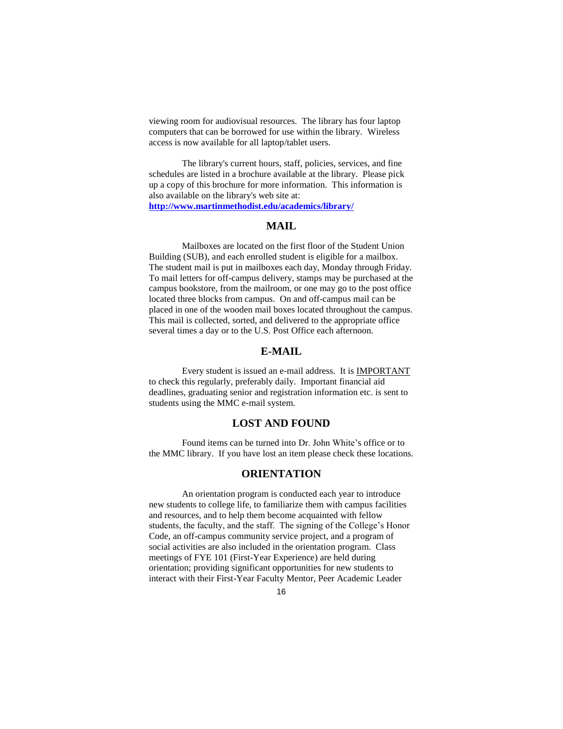viewing room for audiovisual resources. The library has four laptop computers that can be borrowed for use within the library. Wireless access is now available for all laptop/tablet users.

The library's current hours, staff, policies, services, and fine schedules are listed in a brochure available at the library. Please pick up a copy of this brochure for more information. This information is also available on the library's web site at: **http://www.martinmethodist.edu/academics/library/**

## MAIL

Mailboxes are located on the first floor of the Student Union Building (SUB), and each enrolled student is eligible for a mailbox. The student mail is put in mailboxes each day, Monday through Friday. To mail letters for off-campus delivery, stamps may be purchased at the campus bookstore, from the mailroom, or one may go to the post office located three blocks from campus. On and off-campus mail can be placed in one of the wooden mail boxes located throughout the campus. This mail is collected, sorted, and delivered to the appropriate office several times a day or to the U.S. Post Office each afternoon.

## E-MAIL

Every student is issued an e-mail address. It is IMPORTANT to check this regularly, preferably daily. Important financial aid deadlines, graduating senior and registration information etc. is sent to students using the MMC e-mail system.

## LOST AND FOUND

Found items can be turned into Dr. John White's office or to the MMC library. If you have lost an item please check these locations.

## ORIENTATION

An orientation program is conducted each year to introduce new students to college life, to familiarize them with campus facilities and resources, and to help them become acquainted with fellow students, the faculty, and the staff. The signing of the College's Honor Code, an off-campus community service project, and a program of social activities are also included in the orientation program. Class meetings of FYE 101 (First-Year Experience) are held during orientation; providing significant opportunities for new students to interact with their First-Year Faculty Mentor, Peer Academic Leader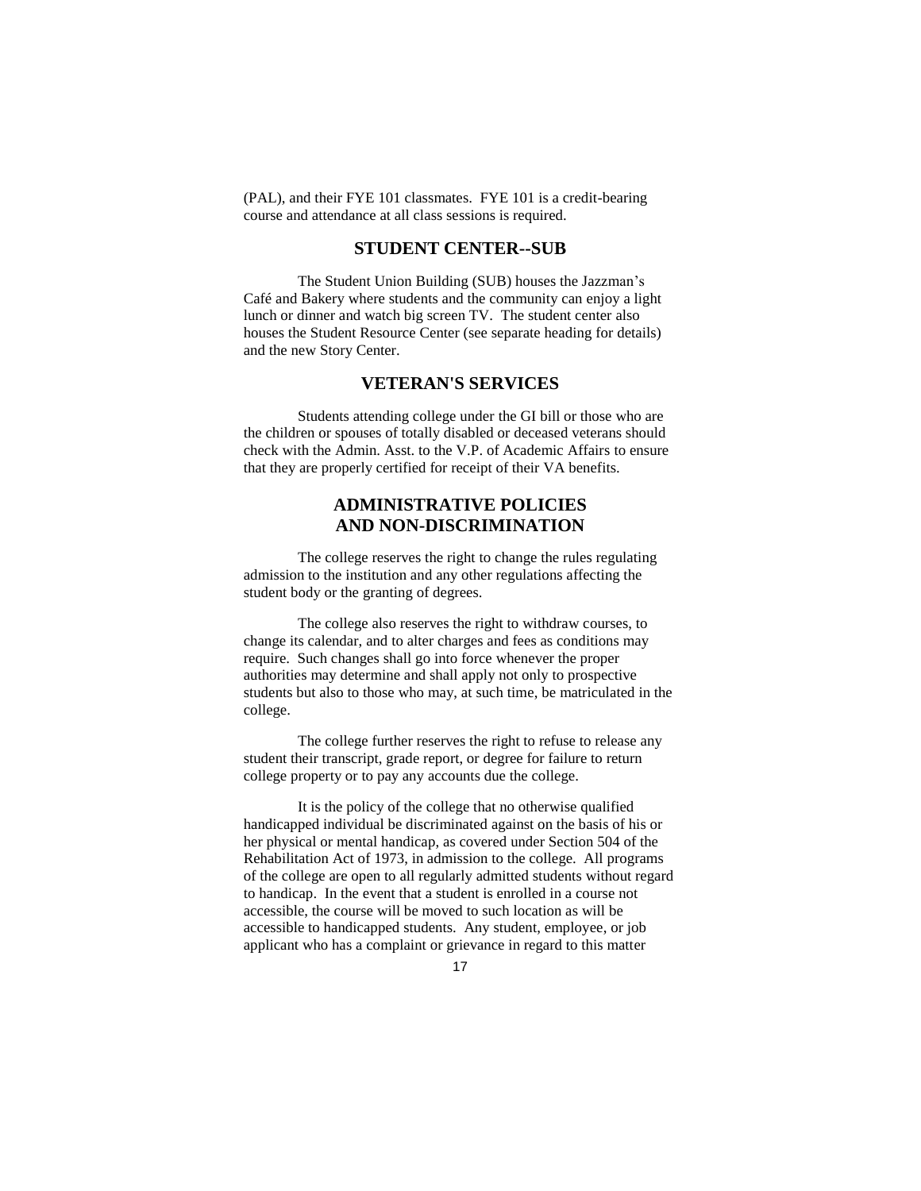(PAL), and their FYE 101 classmates. FYE 101 is a credit-bearing course and attendance at all class sessions is required.

## STUDENT CENTER--SUB

The Student Union Building (SUB) houses the Jazzman's Café and Bakery where students and the community can enjoy a light lunch or dinner and watch big screen TV. The student center also houses the Student Resource Center (see separate heading for details) and the new Story Center.

## VETERAN'S SERVICES

Students attending college under the GI bill or those who are the children or spouses of totally disabled or deceased veterans should check with the Admin. Asst. to the V.P. of Academic Affairs to ensure that they are properly certified for receipt of their VA benefits.

## ADMINISTRATIVE POLICIES AND NON-DISCRIMINATION

The college reserves the right to change the rules regulating admission to the institution and any other regulations affecting the student body or the granting of degrees.

The college also reserves the right to withdraw courses, to change its calendar, and to alter charges and fees as conditions may require. Such changes shall go into force whenever the proper authorities may determine and shall apply not only to prospective students but also to those who may, at such time, be matriculated in the college.

The college further reserves the right to refuse to release any student their transcript, grade report, or degree for failure to return college property or to pay any accounts due the college.

It is the policy of the college that no otherwise qualified handicapped individual be discriminated against on the basis of his or her physical or mental handicap, as covered under Section 504 of the Rehabilitation Act of 1973, in admission to the college. All programs of the college are open to all regularly admitted students without regard to handicap. In the event that a student is enrolled in a course not accessible, the course will be moved to such location as will be accessible to handicapped students. Any student, employee, or job applicant who has a complaint or grievance in regard to this matter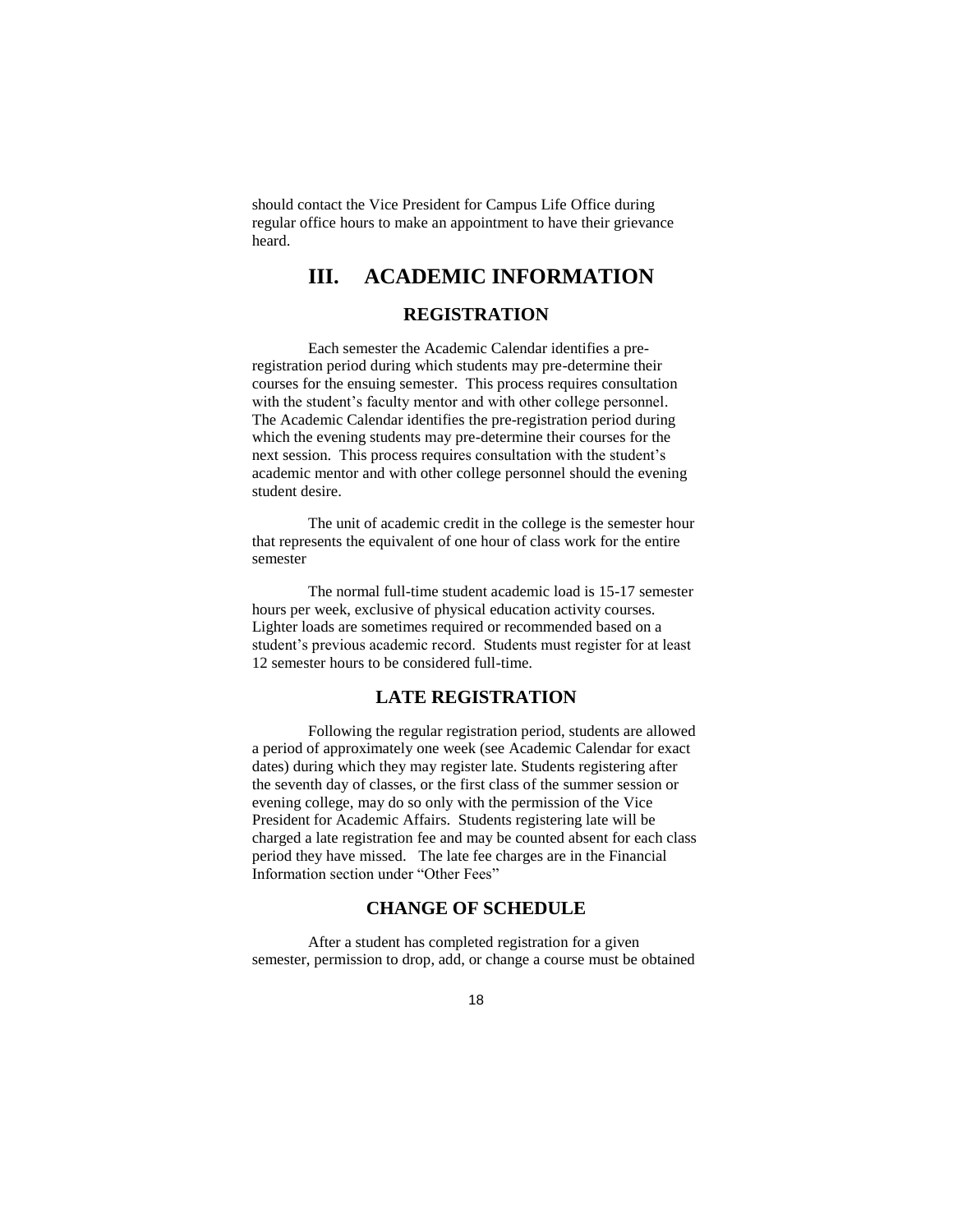should contact the Vice President for Campus Life Office during regular office hours to make an appointment to have their grievance heard.

# III. ACADEMIC INFORMATION

## REGISTRATION

Each semester the Academic Calendar identifies a pre-registration period during which students may pre-determine their courses for the ensuing semester. This process requires consultation with the student's faculty mentor and with other college personnel. The Academic Calendar identifies the pre-registration period during which the evening students may pre-determine their courses for the next session. This process requires consultation with the student's academic mentor and with other college personnel should the evening student desire.

The unit of academic credit in the college is the semester hour that represents the equivalent of one hour of class work for the entire semester

The normal full-time student academic load is 15-17 semester hours per week, exclusive of physical education activity courses. Lighter loads are sometimes required or recommended based on a student's previous academic record. Students must register for at least 12 semester hours to be considered full-time.

## LATE REGISTRATION

Following the regular registration period, students are allowed a period of approximately one week (see Academic Calendar for exact dates) during which they may register late. Students registering after the seventh day of classes, or the first class of the summer session or evening college, may do so only with the permission of the Vice President for Academic Affairs. Students registering late will be charged a late registration fee and may be counted absent for each class period they have missed. The late fee charges are in the Financial Information section under "Other Fees"

## CHANGE OF SCHEDULE

After a student has completed registration for a given semester, permission to drop, add, or change a course must be obtained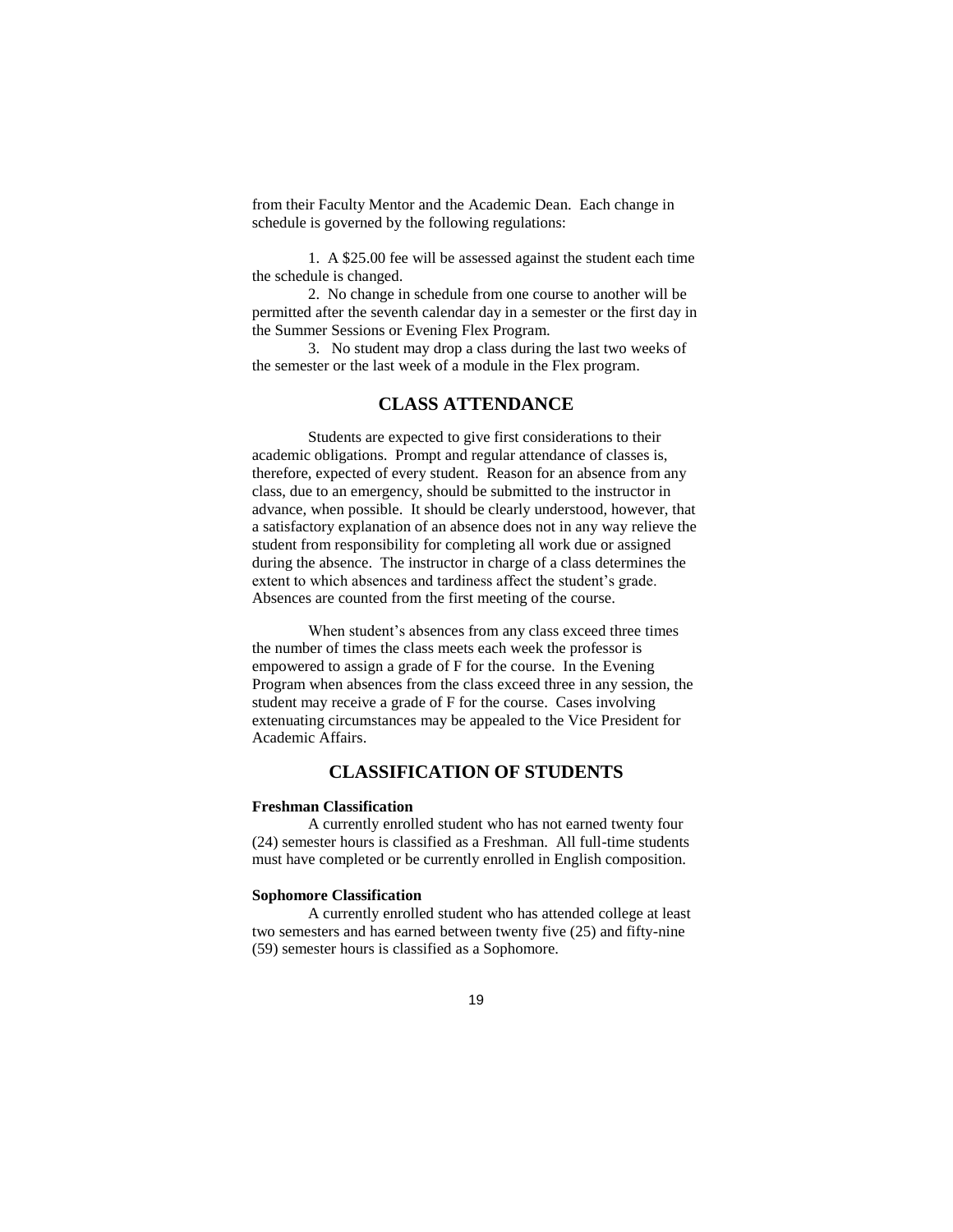from their Faculty Mentor and the Academic Dean. Each change in schedule is governed by the following regulations:

1. A $25.00 fee will be assessed against the student each time the schedule is changed.
2. No change in schedule from one course to another will be permitted after the seventh calendar day in a semester or the first day in the Summer Sessions or Evening Flex Program.
3. No student may drop a class during the last two weeks of the semester or the last week of a module in the Flex program.

## CLASS ATTENDANCE

Students are expected to give first considerations to their academic obligations. Prompt and regular attendance of classes is, therefore, expected of every student. Reason for an absence from any class, due to an emergency, should be submitted to the instructor in advance, when possible. It should be clearly understood, however, that a satisfactory explanation of an absence does not in any way relieve the student from responsibility for completing all work due or assigned during the absence. The instructor in charge of a class determines the extent to which absences and tardiness affect the student's grade. Absences are counted from the first meeting of the course.

When student's absences from any class exceed three times the number of times the class meets each week the professor is empowered to assign a grade of F for the course. In the Evening Program when absences from the class exceed three in any session, the student may receive a grade of F for the course. Cases involving extenuating circumstances may be appealed to the Vice President for Academic Affairs.

## CLASSIFICATION OF STUDENTS

**Freshman Classification**

A currently enrolled student who has not earned twenty four (24) semester hours is classified as a Freshman. All full-time students must have completed or be currently enrolled in English composition.

**Sophomore Classification**

A currently enrolled student who has attended college at least two semesters and has earned between twenty five (25) and fifty-nine (59) semester hours is classified as a Sophomore.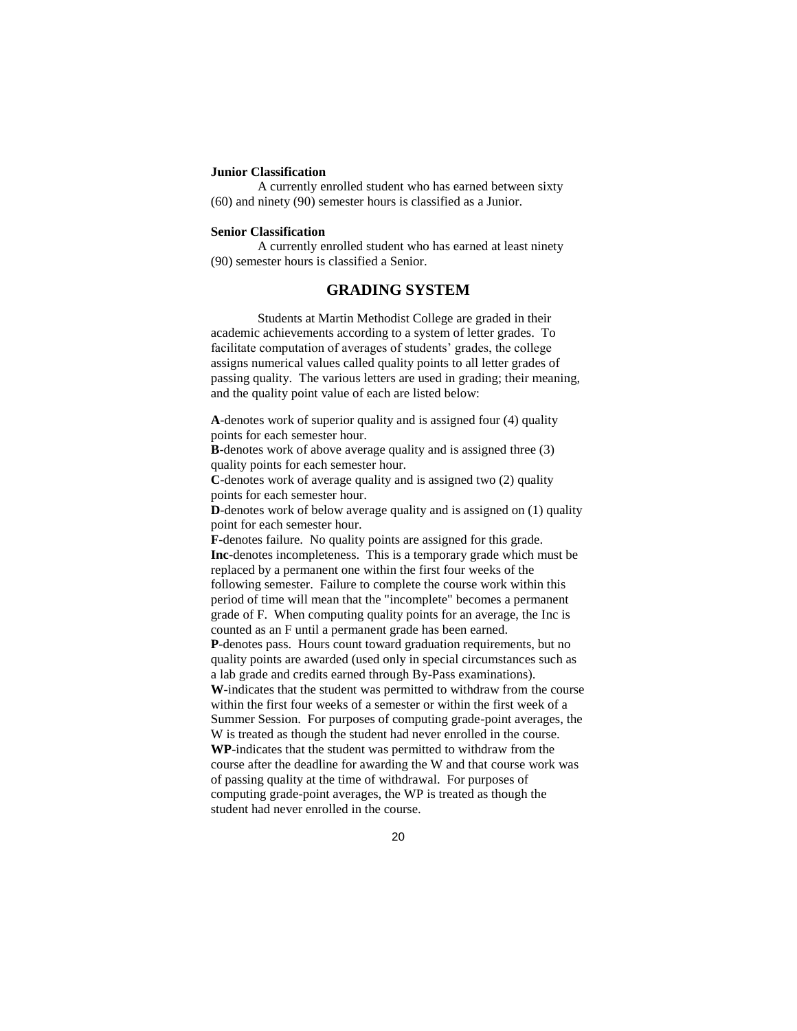**Junior Classification**

A currently enrolled student who has earned between sixty (60) and ninety (90) semester hours is classified as a Junior.

**Senior Classification**

A currently enrolled student who has earned at least ninety (90) semester hours is classified a Senior.

## GRADING SYSTEM

Students at Martin Methodist College are graded in their academic achievements according to a system of letter grades. To facilitate computation of averages of students' grades, the college assigns numerical values called quality points to all letter grades of passing quality. The various letters are used in grading; their meaning, and the quality point value of each are listed below:

**A**-denotes work of superior quality and is assigned four (4) quality points for each semester hour.
**B**-denotes work of above average quality and is assigned three (3) quality points for each semester hour.
**C**-denotes work of average quality and is assigned two (2) quality points for each semester hour.
**D**-denotes work of below average quality and is assigned on (1) quality point for each semester hour.
**F**-denotes failure. No quality points are assigned for this grade.
**Inc**-denotes incompleteness. This is a temporary grade which must be replaced by a permanent one within the first four weeks of the following semester. Failure to complete the course work within this period of time will mean that the "incomplete" becomes a permanent grade of F. When computing quality points for an average, the Inc is counted as an F until a permanent grade has been earned.
**P**-denotes pass. Hours count toward graduation requirements, but no quality points are awarded (used only in special circumstances such as a lab grade and credits earned through By-Pass examinations).
**W**-indicates that the student was permitted to withdraw from the course within the first four weeks of a semester or within the first week of a Summer Session. For purposes of computing grade-point averages, the W is treated as though the student had never enrolled in the course.
**WP**-indicates that the student was permitted to withdraw from the course after the deadline for awarding the W and that course work was of passing quality at the time of withdrawal. For purposes of computing grade-point averages, the WP is treated as though the student had never enrolled in the course.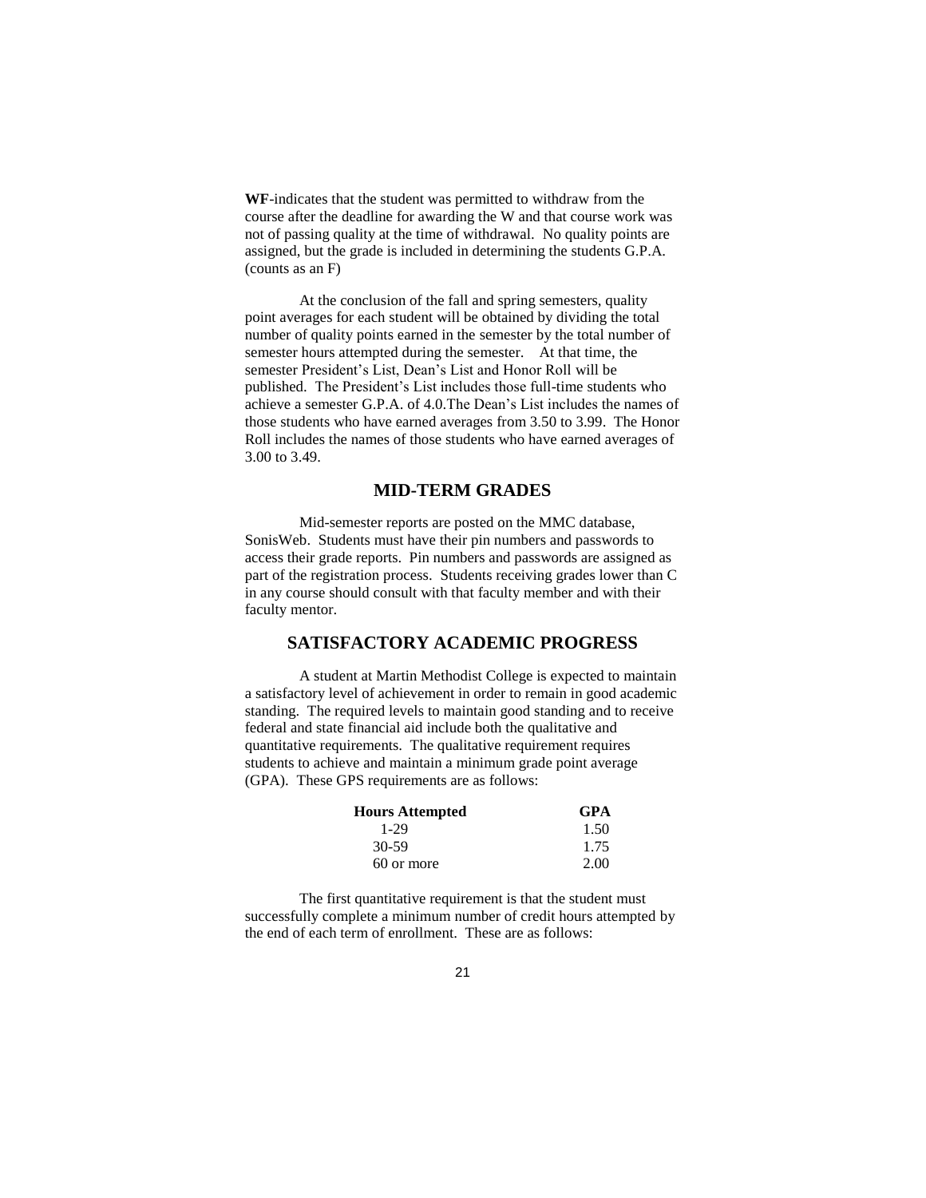**WF**-indicates that the student was permitted to withdraw from the course after the deadline for awarding the W and that course work was not of passing quality at the time of withdrawal. No quality points are assigned, but the grade is included in determining the students G.P.A. (counts as an F)

At the conclusion of the fall and spring semesters, quality point averages for each student will be obtained by dividing the total number of quality points earned in the semester by the total number of semester hours attempted during the semester. At that time, the semester President's List, Dean's List and Honor Roll will be published. The President's List includes those full-time students who achieve a semester G.P.A. of 4.0.The Dean's List includes the names of those students who have earned averages from 3.50 to 3.99. The Honor Roll includes the names of those students who have earned averages of 3.00 to 3.49.

## MID-TERM GRADES

Mid-semester reports are posted on the MMC database, SonisWeb. Students must have their pin numbers and passwords to access their grade reports. Pin numbers and passwords are assigned as part of the registration process. Students receiving grades lower than C in any course should consult with that faculty member and with their faculty mentor.

## SATISFACTORY ACADEMIC PROGRESS

A student at Martin Methodist College is expected to maintain a satisfactory level of achievement in order to remain in good academic standing. The required levels to maintain good standing and to receive federal and state financial aid include both the qualitative and quantitative requirements. The qualitative requirement requires students to achieve and maintain a minimum grade point average (GPA). These GPS requirements are as follows:

| Hours Attempted | GPA |
|---|---|
| 1-29 | 1.50 |
| 30-59 | 1.75 |
| 60 or more | 2.00 |

The first quantitative requirement is that the student must successfully complete a minimum number of credit hours attempted by the end of each term of enrollment. These are as follows: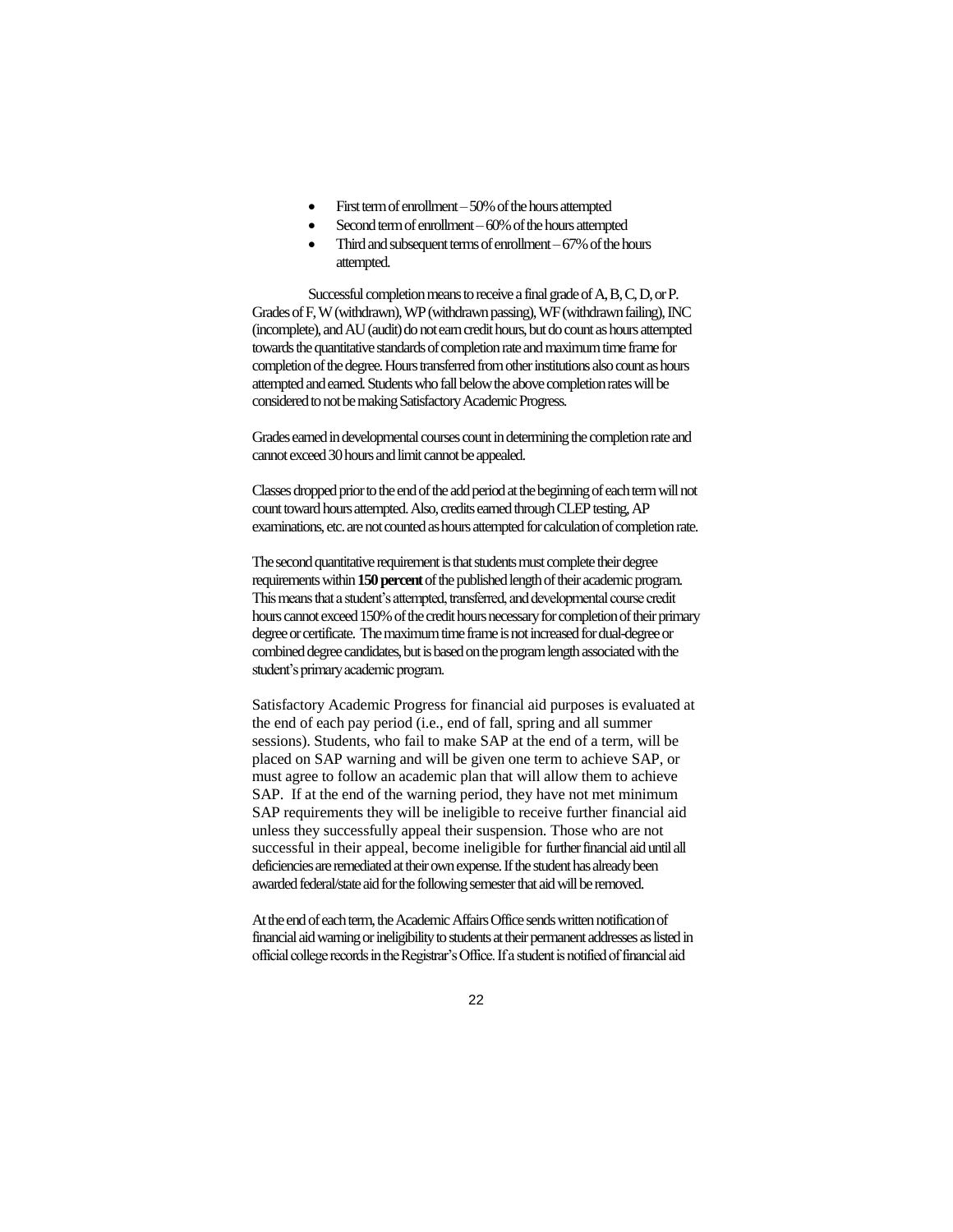- First term of enrollment – 50% of the hours attempted
- Second term of enrollment – 60% of the hours attempted
- Third and subsequent terms of enrollment – 67% of the hours attempted.

Successful completion means to receive a final grade of A, B, C, D, or P. Grades of F, W (withdrawn), WP (withdrawn passing), WF (withdrawn failing), INC (incomplete), and AU (audit) do not earn credit hours, but do count as hours attempted towards the quantitative standards of completion rate and maximum time frame for completion of the degree. Hours transferred from other institutions also count as hours attempted and earned. Students who fall below the above completion rates will be considered to not be making Satisfactory Academic Progress.

Grades earned in developmental courses count in determining the completion rate and cannot exceed 30 hours and limit cannot be appealed.

Classes dropped prior to the end of the add period at the beginning of each term will not count toward hours attempted. Also, credits earned through CLEP testing, AP examinations, etc. are not counted as hours attempted for calculation of completion rate.

The second quantitative requirement is that students must complete their degree requirements within **150 percent** of the published length of their academic program. This means that a student's attempted, transferred, and developmental course credit hours cannot exceed 150% of the credit hours necessary for completion of their primary degree or certificate. The maximum time frame is not increased for dual-degree or combined degree candidates, but is based on the program length associated with the student's primary academic program.

Satisfactory Academic Progress for financial aid purposes is evaluated at the end of each pay period (i.e., end of fall, spring and all summer sessions). Students, who fail to make SAP at the end of a term, will be placed on SAP warning and will be given one term to achieve SAP, or must agree to follow an academic plan that will allow them to achieve SAP. If at the end of the warning period, they have not met minimum SAP requirements they will be ineligible to receive further financial aid unless they successfully appeal their suspension. Those who are not successful in their appeal, become ineligible for further financial aid until all deficiencies are remediated at their own expense. If the student has already been awarded federal/state aid for the following semester that aid will be removed.

At the end of each term, the Academic Affairs Office sends written notification of financial aid warning or ineligibility to students at their permanent addresses as listed in official college records in the Registrar's Office. If a student is notified of financial aid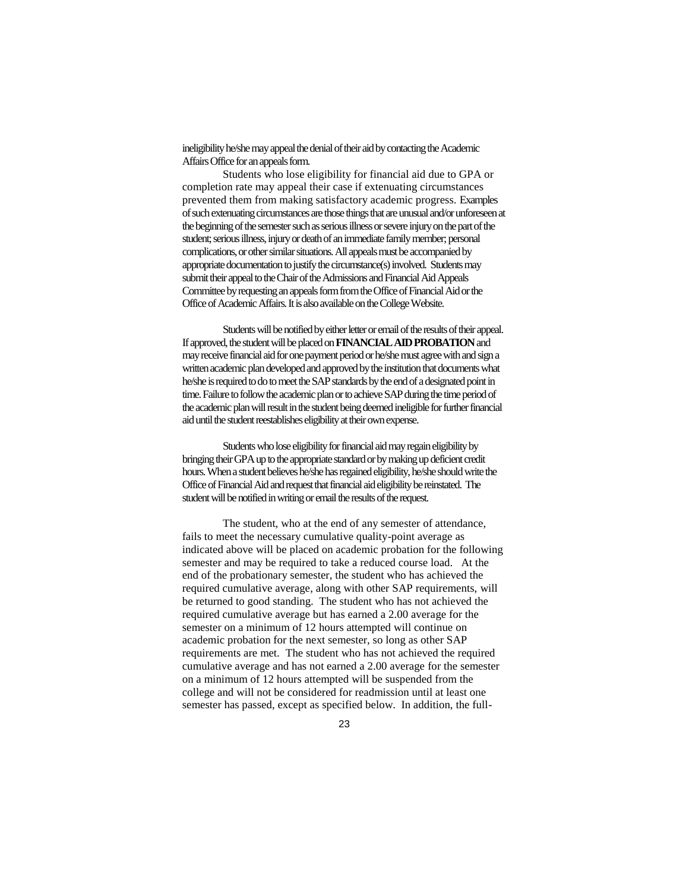ineligibility he/she may appeal the denial of their aid by contacting the Academic Affairs Office for an appeals form.

Students who lose eligibility for financial aid due to GPA or completion rate may appeal their case if extenuating circumstances prevented them from making satisfactory academic progress. Examples of such extenuating circumstances are those things that are unusual and/or unforeseen at the beginning of the semester such as serious illness or severe injury on the part of the student; serious illness, injury or death of an immediate family member; personal complications, or other similar situations. All appeals must be accompanied by appropriate documentation to justify the circumstance(s) involved. Students may submit their appeal to the Chair of the Admissions and Financial Aid Appeals Committee by requesting an appeals form from the Office of Financial Aid or the Office of Academic Affairs. It is also available on the College Website.

Students will be notified by either letter or email of the results of their appeal. If approved, the student will be placed on **FINANCIAL AID PROBATION** and may receive financial aid for one payment period or he/she must agree with and sign a written academic plan developed and approved by the institution that documents what he/she is required to do to meet the SAP standards by the end of a designated point in time. Failure to follow the academic plan or to achieve SAP during the time period of the academic plan will result in the student being deemed ineligible for further financial aid until the student reestablishes eligibility at their own expense.

Students who lose eligibility for financial aid may regain eligibility by bringing their GPA up to the appropriate standard or by making up deficient credit hours. When a student believes he/she has regained eligibility, he/she should write the Office of Financial Aid and request that financial aid eligibility be reinstated. The student will be notified in writing or email the results of the request.

The student, who at the end of any semester of attendance, fails to meet the necessary cumulative quality-point average as indicated above will be placed on academic probation for the following semester and may be required to take a reduced course load. At the end of the probationary semester, the student who has achieved the required cumulative average, along with other SAP requirements, will be returned to good standing. The student who has not achieved the required cumulative average but has earned a 2.00 average for the semester on a minimum of 12 hours attempted will continue on academic probation for the next semester, so long as other SAP requirements are met. The student who has not achieved the required cumulative average and has not earned a 2.00 average for the semester on a minimum of 12 hours attempted will be suspended from the college and will not be considered for readmission until at least one semester has passed, except as specified below. In addition, the full-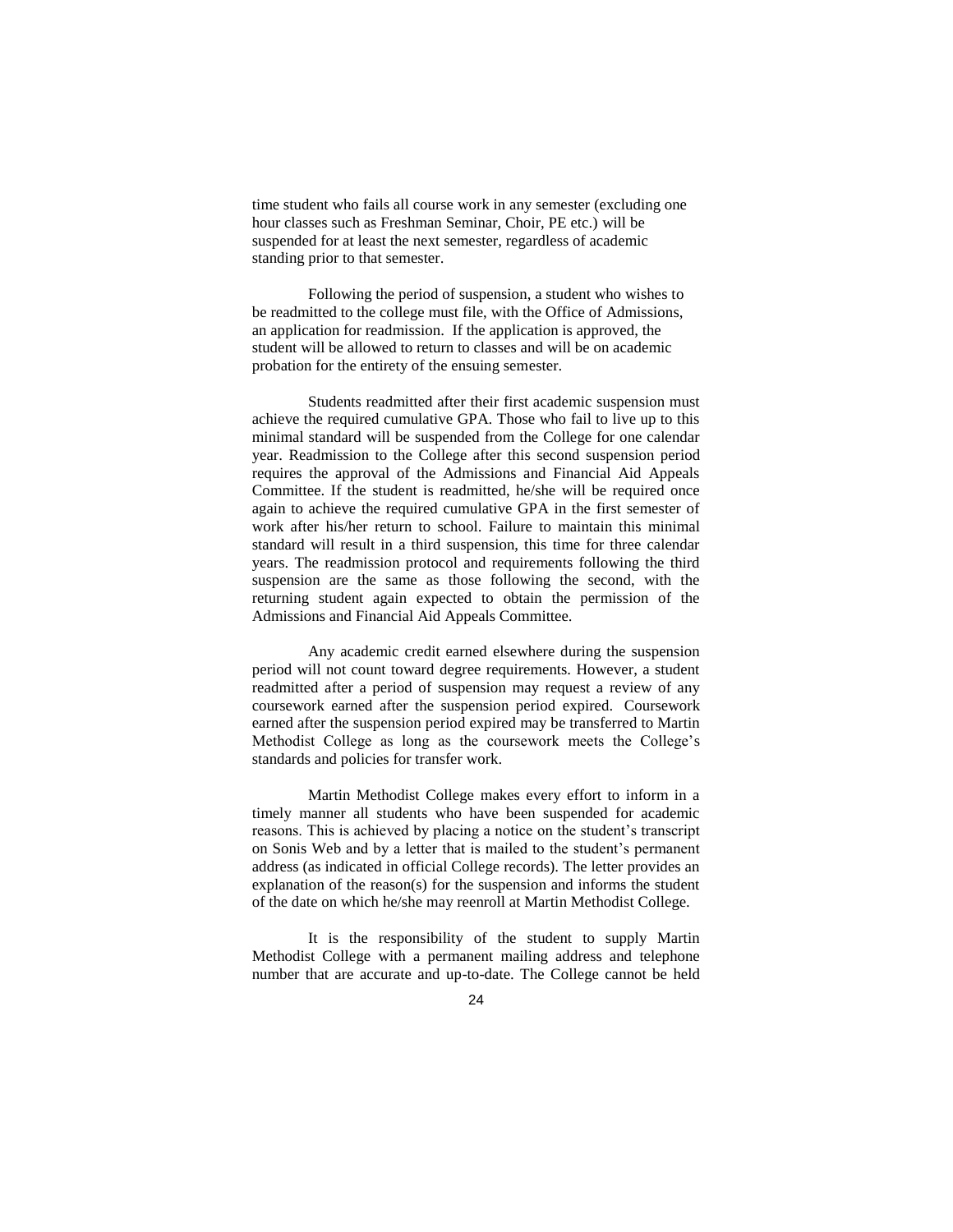time student who fails all course work in any semester (excluding one hour classes such as Freshman Seminar, Choir, PE etc.) will be suspended for at least the next semester, regardless of academic standing prior to that semester.

Following the period of suspension, a student who wishes to be readmitted to the college must file, with the Office of Admissions, an application for readmission. If the application is approved, the student will be allowed to return to classes and will be on academic probation for the entirety of the ensuing semester.

Students readmitted after their first academic suspension must achieve the required cumulative GPA. Those who fail to live up to this minimal standard will be suspended from the College for one calendar year. Readmission to the College after this second suspension period requires the approval of the Admissions and Financial Aid Appeals Committee. If the student is readmitted, he/she will be required once again to achieve the required cumulative GPA in the first semester of work after his/her return to school. Failure to maintain this minimal standard will result in a third suspension, this time for three calendar years. The readmission protocol and requirements following the third suspension are the same as those following the second, with the returning student again expected to obtain the permission of the Admissions and Financial Aid Appeals Committee.

Any academic credit earned elsewhere during the suspension period will not count toward degree requirements. However, a student readmitted after a period of suspension may request a review of any coursework earned after the suspension period expired. Coursework earned after the suspension period expired may be transferred to Martin Methodist College as long as the coursework meets the College's standards and policies for transfer work.

Martin Methodist College makes every effort to inform in a timely manner all students who have been suspended for academic reasons. This is achieved by placing a notice on the student's transcript on Sonis Web and by a letter that is mailed to the student's permanent address (as indicated in official College records). The letter provides an explanation of the reason(s) for the suspension and informs the student of the date on which he/she may reenroll at Martin Methodist College.

It is the responsibility of the student to supply Martin Methodist College with a permanent mailing address and telephone number that are accurate and up-to-date. The College cannot be held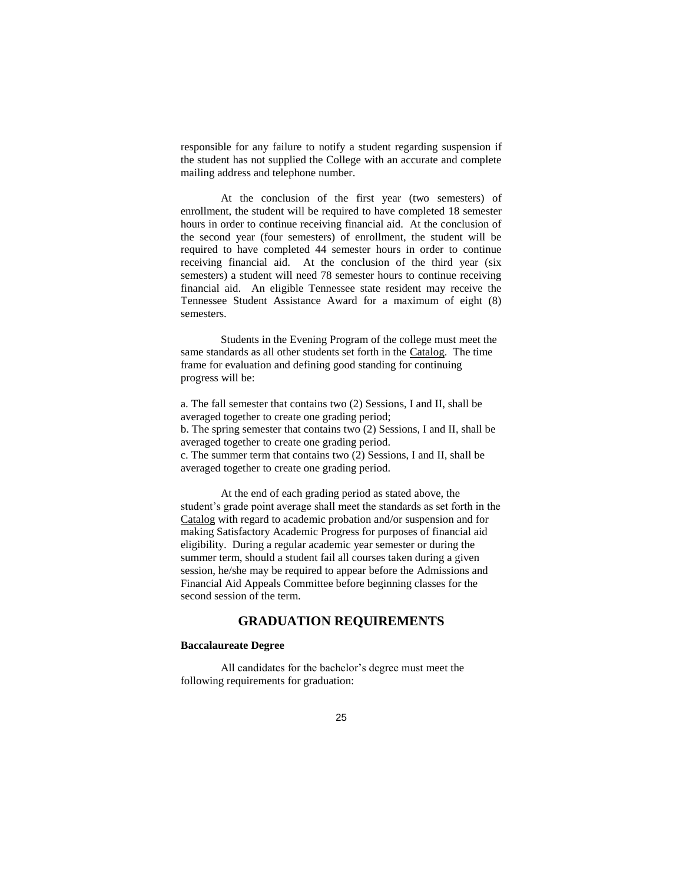responsible for any failure to notify a student regarding suspension if the student has not supplied the College with an accurate and complete mailing address and telephone number.

At the conclusion of the first year (two semesters) of enrollment, the student will be required to have completed 18 semester hours in order to continue receiving financial aid. At the conclusion of the second year (four semesters) of enrollment, the student will be required to have completed 44 semester hours in order to continue receiving financial aid. At the conclusion of the third year (six semesters) a student will need 78 semester hours to continue receiving financial aid. An eligible Tennessee state resident may receive the Tennessee Student Assistance Award for a maximum of eight (8) semesters.

Students in the Evening Program of the college must meet the same standards as all other students set forth in the Catalog. The time frame for evaluation and defining good standing for continuing progress will be:

a. The fall semester that contains two (2) Sessions, I and II, shall be averaged together to create one grading period;
b. The spring semester that contains two (2) Sessions, I and II, shall be averaged together to create one grading period.
c. The summer term that contains two (2) Sessions, I and II, shall be averaged together to create one grading period.

At the end of each grading period as stated above, the student's grade point average shall meet the standards as set forth in the Catalog with regard to academic probation and/or suspension and for making Satisfactory Academic Progress for purposes of financial aid eligibility. During a regular academic year semester or during the summer term, should a student fail all courses taken during a given session, he/she may be required to appear before the Admissions and Financial Aid Appeals Committee before beginning classes for the second session of the term.

## GRADUATION REQUIREMENTS

**Baccalaureate Degree**

All candidates for the bachelor's degree must meet the following requirements for graduation: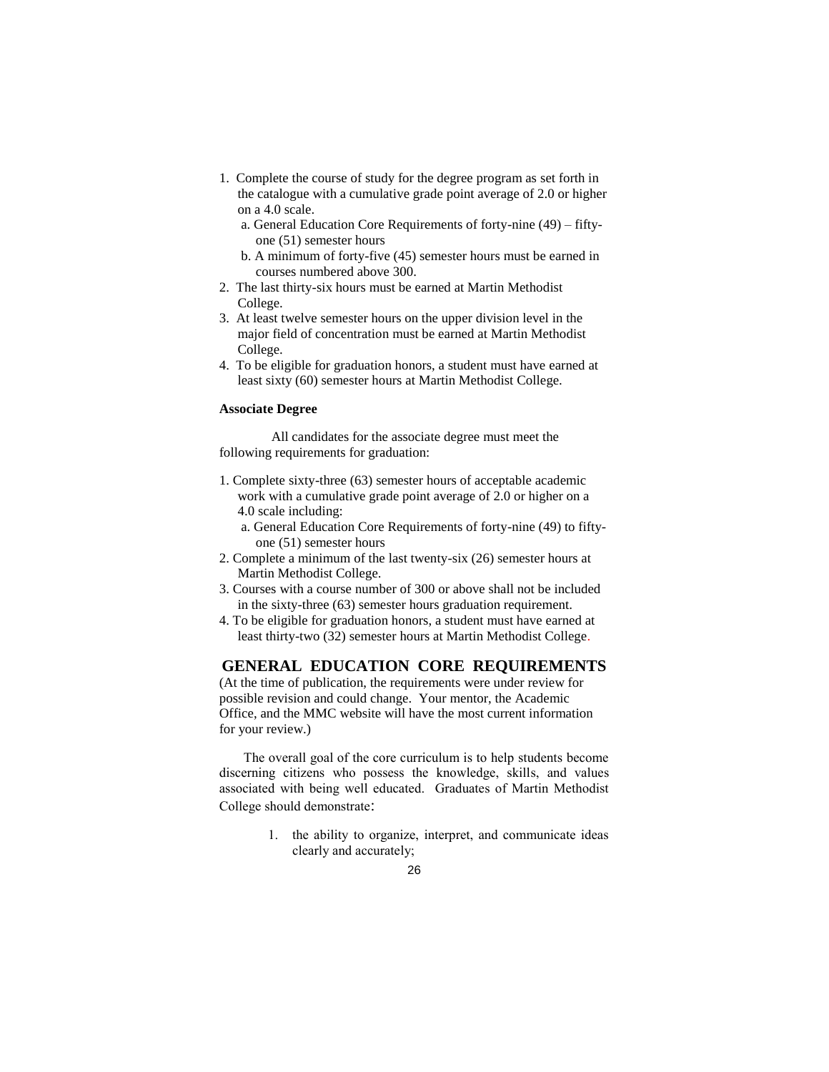1. Complete the course of study for the degree program as set forth in the catalogue with a cumulative grade point average of 2.0 or higher on a 4.0 scale.
   a. General Education Core Requirements of forty-nine (49) – fifty-one (51) semester hours
   b. A minimum of forty-five (45) semester hours must be earned in courses numbered above 300.
2. The last thirty-six hours must be earned at Martin Methodist College.
3. At least twelve semester hours on the upper division level in the major field of concentration must be earned at Martin Methodist College.
4. To be eligible for graduation honors, a student must have earned at least sixty (60) semester hours at Martin Methodist College.

**Associate Degree**

All candidates for the associate degree must meet the following requirements for graduation:

1. Complete sixty-three (63) semester hours of acceptable academic work with a cumulative grade point average of 2.0 or higher on a 4.0 scale including:
   a. General Education Core Requirements of forty-nine (49) to fifty-one (51) semester hours
2. Complete a minimum of the last twenty-six (26) semester hours at Martin Methodist College.
3. Courses with a course number of 300 or above shall not be included in the sixty-three (63) semester hours graduation requirement.
4. To be eligible for graduation honors, a student must have earned at least thirty-two (32) semester hours at Martin Methodist College.

## GENERAL EDUCATION CORE REQUIREMENTS

(At the time of publication, the requirements were under review for possible revision and could change. Your mentor, the Academic Office, and the MMC website will have the most current information for your review.)

The overall goal of the core curriculum is to help students become discerning citizens who possess the knowledge, skills, and values associated with being well educated. Graduates of Martin Methodist College should demonstrate:

1. the ability to organize, interpret, and communicate ideas clearly and accurately;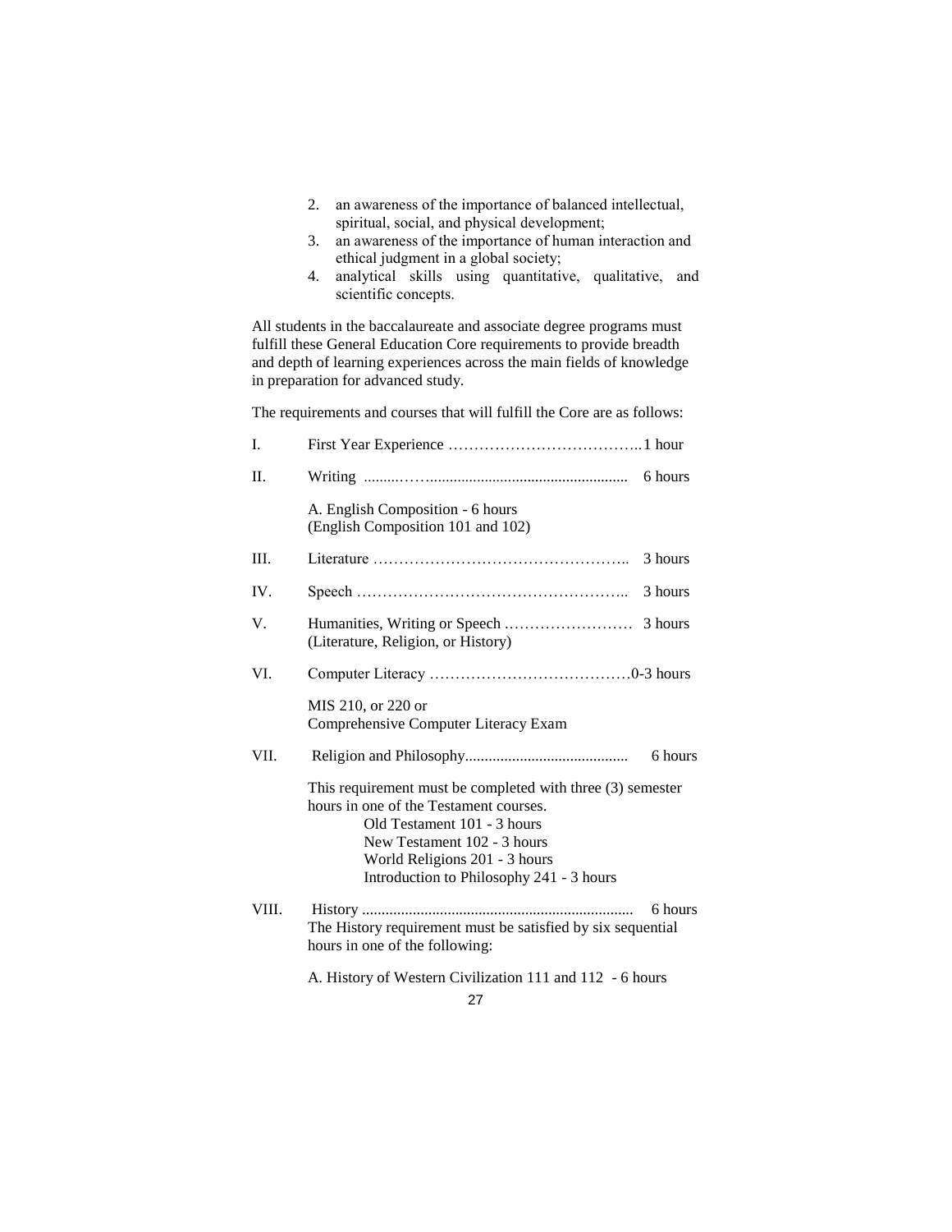2. an awareness of the importance of balanced intellectual, spiritual, social, and physical development;
3. an awareness of the importance of human interaction and ethical judgment in a global society;
4. analytical skills using quantitative, qualitative, and scientific concepts.

All students in the baccalaureate and associate degree programs must fulfill these General Education Core requirements to provide breadth and depth of learning experiences across the main fields of knowledge in preparation for advanced study.

The requirements and courses that will fulfill the Core are as follows:

I. First Year Experience ……………………………….. 1 hour

II. Writing ........……................................................... 6 hours

A. English Composition - 6 hours
(English Composition 101 and 102)

III. Literature ………………………………………….. 3 hours

IV. Speech …………………………………………….. 3 hours

V. Humanities, Writing or Speech …………………… 3 hours
(Literature, Religion, or History)

VI. Computer Literacy ……………………………….. 0-3 hours

MIS 210, or 220 or
Comprehensive Computer Literacy Exam

VII. Religion and Philosophy.......................................... 6 hours

This requirement must be completed with three (3) semester hours in one of the Testament courses.

- Old Testament 101 - 3 hours
- New Testament 102 - 3 hours
- World Religions 201 - 3 hours
- Introduction to Philosophy 241 - 3 hours

VIII. History ..................................................................... 6 hours

The History requirement must be satisfied by six sequential hours in one of the following:

A. History of Western Civilization 111 and 112 - 6 hours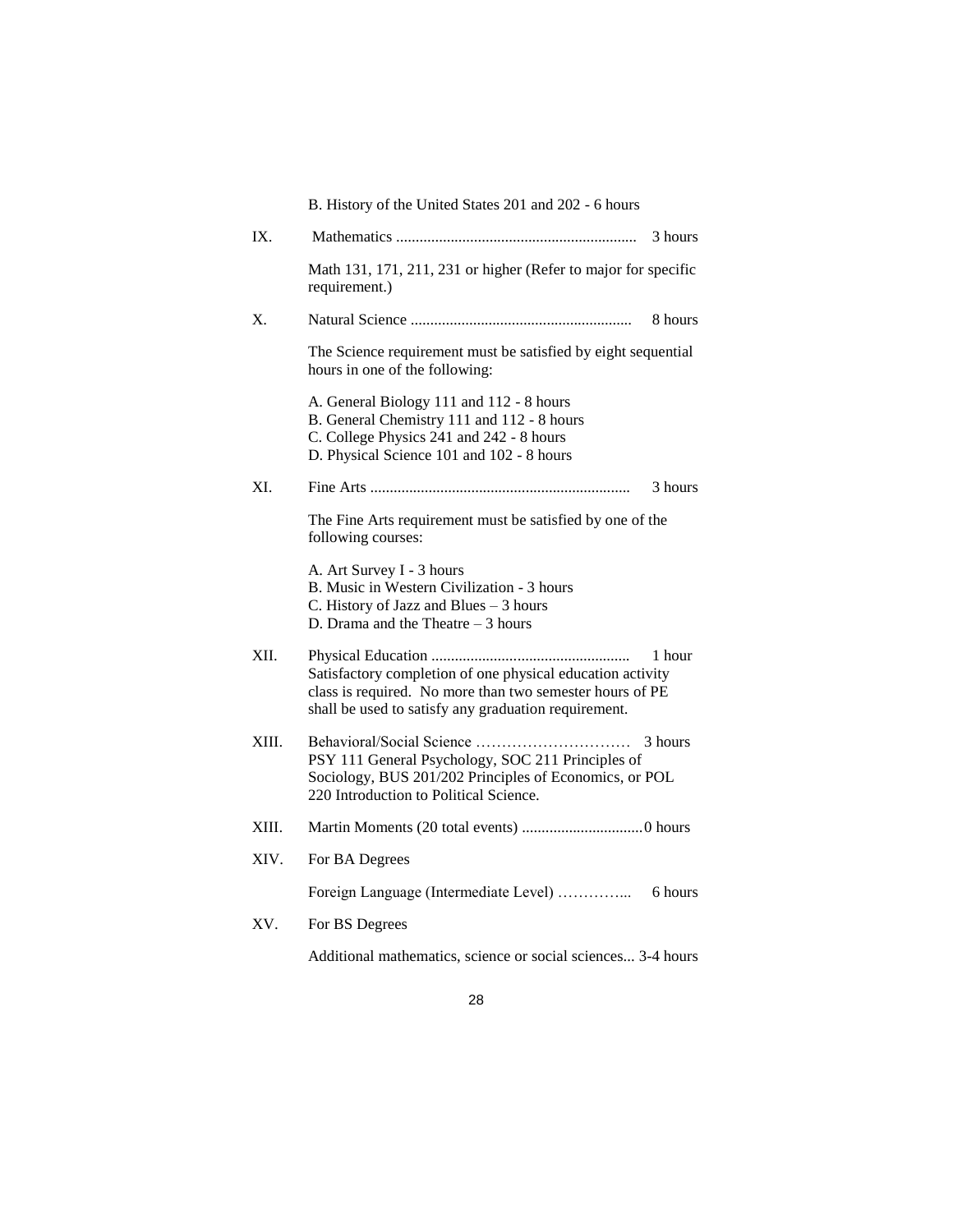B. History of the United States 201 and 202 - 6 hours

IX. Mathematics ............................................................. 3 hours

Math 131, 171, 211, 231 or higher (Refer to major for specific requirement.)

X. Natural Science ......................................................... 8 hours

The Science requirement must be satisfied by eight sequential hours in one of the following:

A. General Biology 111 and 112 - 8 hours
B. General Chemistry 111 and 112 - 8 hours
C. College Physics 241 and 242 - 8 hours
D. Physical Science 101 and 102 - 8 hours

XI. Fine Arts .................................................................. 3 hours

The Fine Arts requirement must be satisfied by one of the following courses:

A. Art Survey I - 3 hours
B. Music in Western Civilization - 3 hours
C. History of Jazz and Blues – 3 hours
D. Drama and the Theatre – 3 hours

XII. Physical Education .................................................. 1 hour
Satisfactory completion of one physical education activity class is required. No more than two semester hours of PE shall be used to satisfy any graduation requirement.

XIII. Behavioral/Social Science ………………………… 3 hours
PSY 111 General Psychology, SOC 211 Principles of Sociology, BUS 201/202 Principles of Economics, or POL 220 Introduction to Political Science.

XIII. Martin Moments (20 total events) ...............................0 hours

XIV. For BA Degrees

Foreign Language (Intermediate Level) …………... 6 hours

XV. For BS Degrees

Additional mathematics, science or social sciences... 3-4 hours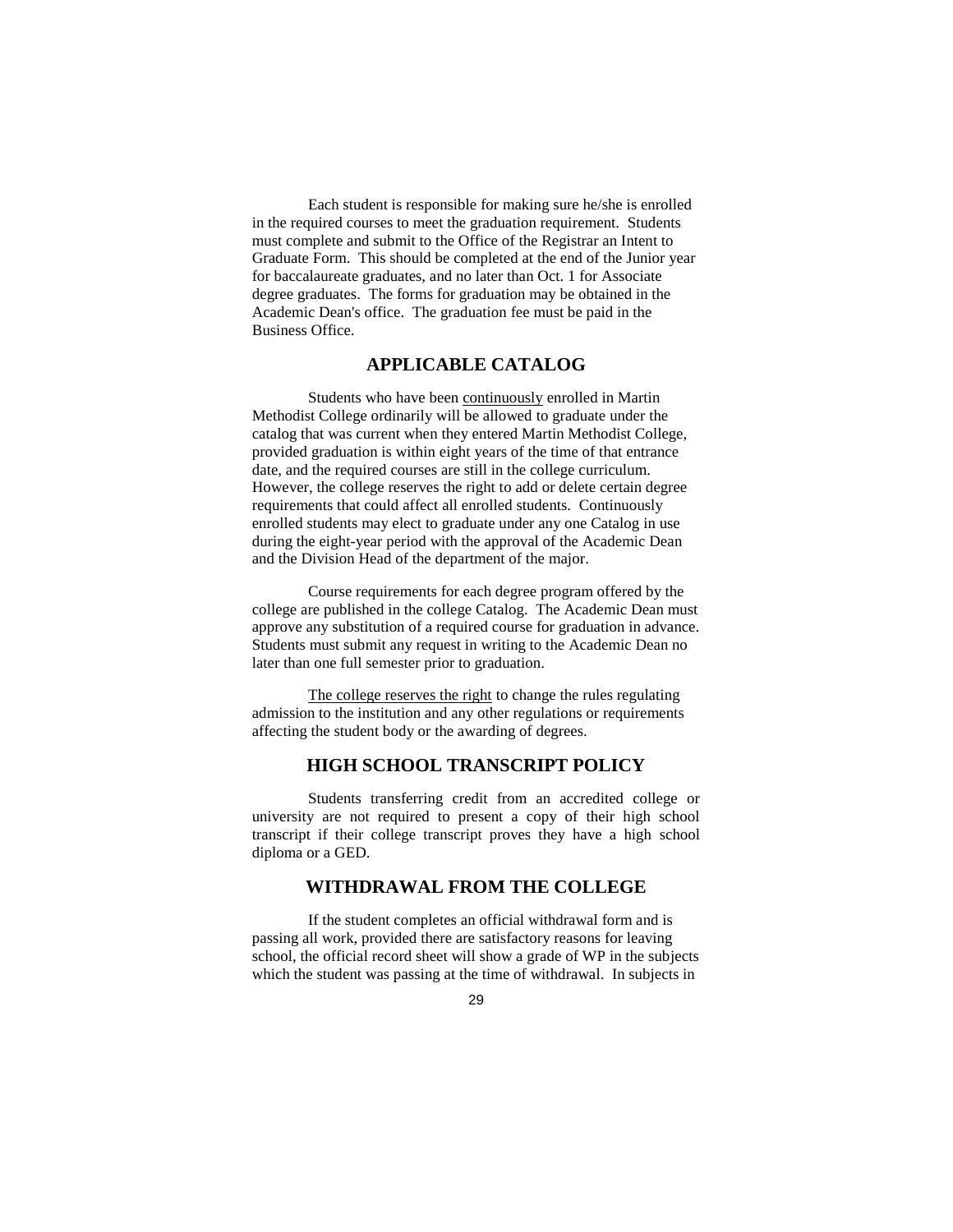Each student is responsible for making sure he/she is enrolled in the required courses to meet the graduation requirement. Students must complete and submit to the Office of the Registrar an Intent to Graduate Form. This should be completed at the end of the Junior year for baccalaureate graduates, and no later than Oct. 1 for Associate degree graduates. The forms for graduation may be obtained in the Academic Dean's office. The graduation fee must be paid in the Business Office.

## APPLICABLE CATALOG

Students who have been <u>continuously</u> enrolled in Martin Methodist College ordinarily will be allowed to graduate under the catalog that was current when they entered Martin Methodist College, provided graduation is within eight years of the time of that entrance date, and the required courses are still in the college curriculum. However, the college reserves the right to add or delete certain degree requirements that could affect all enrolled students. Continuously enrolled students may elect to graduate under any one Catalog in use during the eight-year period with the approval of the Academic Dean and the Division Head of the department of the major.

Course requirements for each degree program offered by the college are published in the college Catalog. The Academic Dean must approve any substitution of a required course for graduation in advance. Students must submit any request in writing to the Academic Dean no later than one full semester prior to graduation.

<u>The college reserves the right</u> to change the rules regulating admission to the institution and any other regulations or requirements affecting the student body or the awarding of degrees.

## HIGH SCHOOL TRANSCRIPT POLICY

Students transferring credit from an accredited college or university are not required to present a copy of their high school transcript if their college transcript proves they have a high school diploma or a GED.

## WITHDRAWAL FROM THE COLLEGE

If the student completes an official withdrawal form and is passing all work, provided there are satisfactory reasons for leaving school, the official record sheet will show a grade of WP in the subjects which the student was passing at the time of withdrawal. In subjects in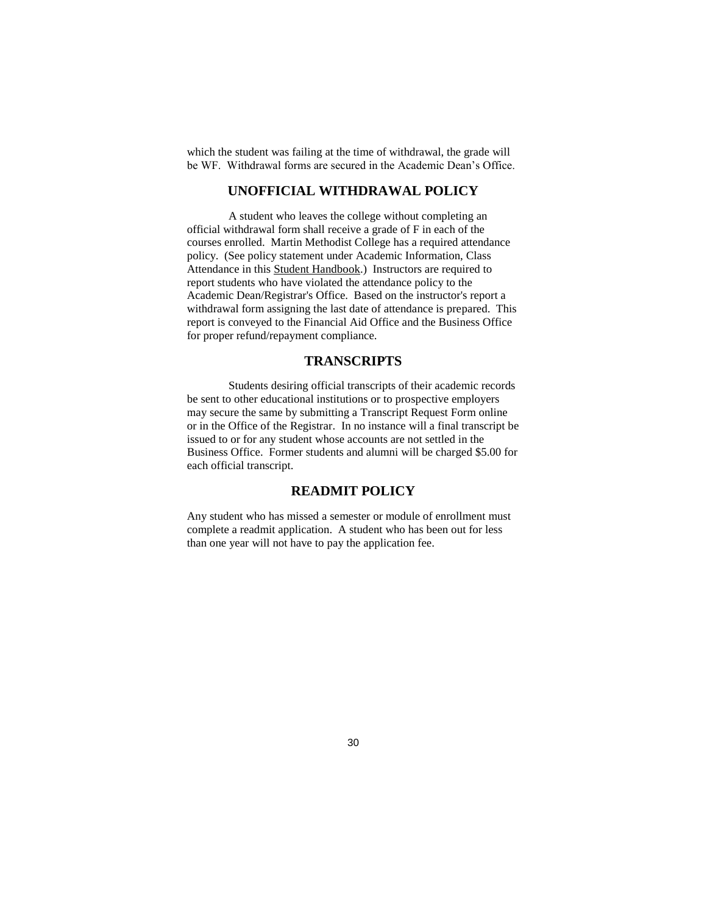which the student was failing at the time of withdrawal, the grade will be WF. Withdrawal forms are secured in the Academic Dean's Office.

## UNOFFICIAL WITHDRAWAL POLICY

A student who leaves the college without completing an official withdrawal form shall receive a grade of F in each of the courses enrolled. Martin Methodist College has a required attendance policy. (See policy statement under Academic Information, Class Attendance in this Student Handbook.) Instructors are required to report students who have violated the attendance policy to the Academic Dean/Registrar's Office. Based on the instructor's report a withdrawal form assigning the last date of attendance is prepared. This report is conveyed to the Financial Aid Office and the Business Office for proper refund/repayment compliance.

## TRANSCRIPTS

Students desiring official transcripts of their academic records be sent to other educational institutions or to prospective employers may secure the same by submitting a Transcript Request Form online or in the Office of the Registrar. In no instance will a final transcript be issued to or for any student whose accounts are not settled in the Business Office. Former students and alumni will be charged $5.00 for each official transcript.

## READMIT POLICY

Any student who has missed a semester or module of enrollment must complete a readmit application. A student who has been out for less than one year will not have to pay the application fee.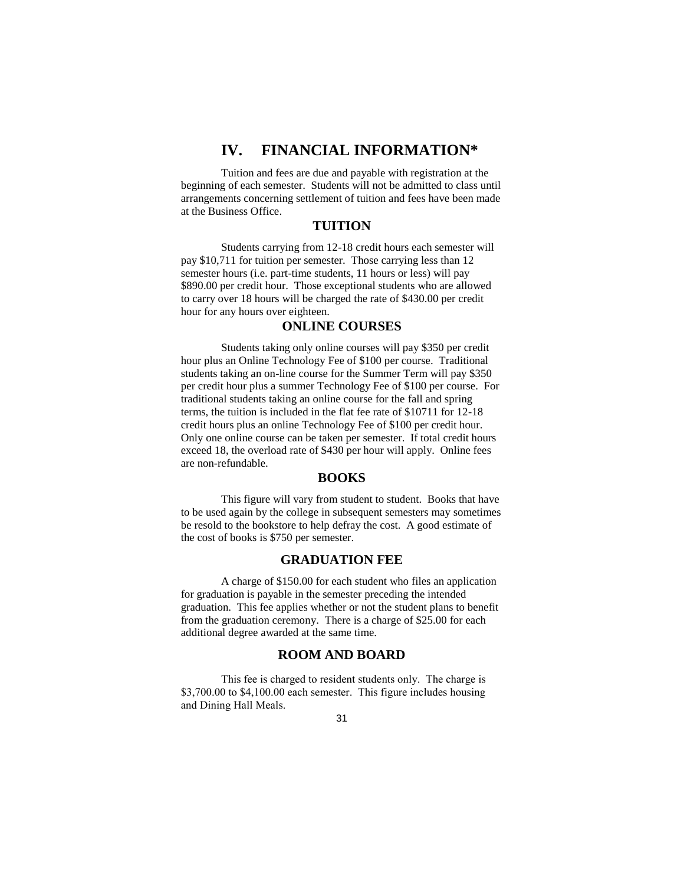# IV. FINANCIAL INFORMATION*

Tuition and fees are due and payable with registration at the beginning of each semester. Students will not be admitted to class until arrangements concerning settlement of tuition and fees have been made at the Business Office.

## TUITION

Students carrying from 12-18 credit hours each semester will pay $10,711 for tuition per semester. Those carrying less than 12 semester hours (i.e. part-time students, 11 hours or less) will pay $890.00 per credit hour. Those exceptional students who are allowed to carry over 18 hours will be charged the rate of $430.00 per credit hour for any hours over eighteen.

## ONLINE COURSES

Students taking only online courses will pay $350 per credit hour plus an Online Technology Fee of $100 per course. Traditional students taking an on-line course for the Summer Term will pay $350 per credit hour plus a summer Technology Fee of $100 per course. For traditional students taking an online course for the fall and spring terms, the tuition is included in the flat fee rate of $10711 for 12-18 credit hours plus an online Technology Fee of $100 per credit hour. Only one online course can be taken per semester. If total credit hours exceed 18, the overload rate of $430 per hour will apply. Online fees are non-refundable.

## BOOKS

This figure will vary from student to student. Books that have to be used again by the college in subsequent semesters may sometimes be resold to the bookstore to help defray the cost. A good estimate of the cost of books is $750 per semester.

## GRADUATION FEE

A charge of $150.00 for each student who files an application for graduation is payable in the semester preceding the intended graduation. This fee applies whether or not the student plans to benefit from the graduation ceremony. There is a charge of $25.00 for each additional degree awarded at the same time.

## ROOM AND BOARD

This fee is charged to resident students only. The charge is $3,700.00 to $4,100.00 each semester. This figure includes housing and Dining Hall Meals.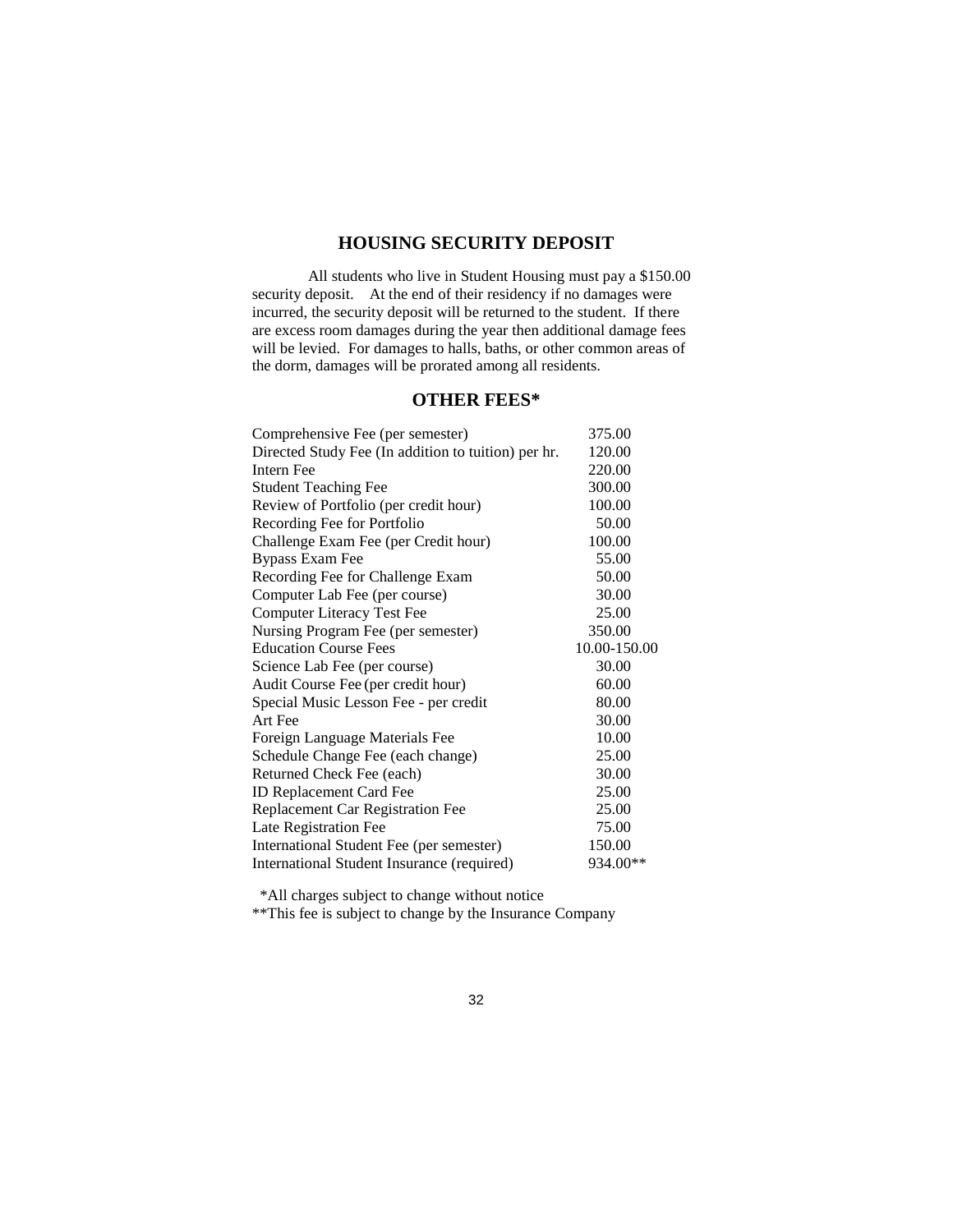## HOUSING SECURITY DEPOSIT

All students who live in Student Housing must pay a $150.00 security deposit. At the end of their residency if no damages were incurred, the security deposit will be returned to the student. If there are excess room damages during the year then additional damage fees will be levied. For damages to halls, baths, or other common areas of the dorm, damages will be prorated among all residents.

## OTHER FEES*

| Fee | Amount |
|---|---|
| Comprehensive Fee (per semester) | 375.00 |
| Directed Study Fee (In addition to tuition) per hr. | 120.00 |
| Intern Fee | 220.00 |
| Student Teaching Fee | 300.00 |
| Review of Portfolio (per credit hour) | 100.00 |
| Recording Fee for Portfolio | 50.00 |
| Challenge Exam Fee (per Credit hour) | 100.00 |
| Bypass Exam Fee | 55.00 |
| Recording Fee for Challenge Exam | 50.00 |
| Computer Lab Fee (per course) | 30.00 |
| Computer Literacy Test Fee | 25.00 |
| Nursing Program Fee (per semester) | 350.00 |
| Education Course Fees | 10.00-150.00 |
| Science Lab Fee (per course) | 30.00 |
| Audit Course Fee (per credit hour) | 60.00 |
| Special Music Lesson Fee - per credit | 80.00 |
| Art Fee | 30.00 |
| Foreign Language Materials Fee | 10.00 |
| Schedule Change Fee (each change) | 25.00 |
| Returned Check Fee (each) | 30.00 |
| ID Replacement Card Fee | 25.00 |
| Replacement Car Registration Fee | 25.00 |
| Late Registration Fee | 75.00 |
| International Student Fee (per semester) | 150.00 |
| International Student Insurance (required) | 934.00** |

*All charges subject to change without notice

**This fee is subject to change by the Insurance Company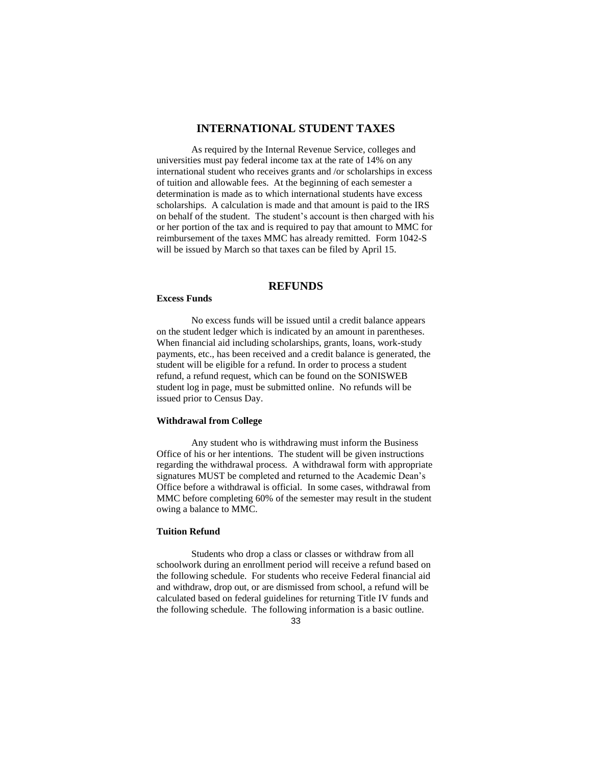## INTERNATIONAL STUDENT TAXES

As required by the Internal Revenue Service, colleges and universities must pay federal income tax at the rate of 14% on any international student who receives grants and /or scholarships in excess of tuition and allowable fees. At the beginning of each semester a determination is made as to which international students have excess scholarships. A calculation is made and that amount is paid to the IRS on behalf of the student. The student's account is then charged with his or her portion of the tax and is required to pay that amount to MMC for reimbursement of the taxes MMC has already remitted. Form 1042-S will be issued by March so that taxes can be filed by April 15.

## REFUNDS

**Excess Funds**

No excess funds will be issued until a credit balance appears on the student ledger which is indicated by an amount in parentheses. When financial aid including scholarships, grants, loans, work-study payments, etc., has been received and a credit balance is generated, the student will be eligible for a refund. In order to process a student refund, a refund request, which can be found on the SONISWEB student log in page, must be submitted online. No refunds will be issued prior to Census Day.

**Withdrawal from College**

Any student who is withdrawing must inform the Business Office of his or her intentions. The student will be given instructions regarding the withdrawal process. A withdrawal form with appropriate signatures MUST be completed and returned to the Academic Dean's Office before a withdrawal is official. In some cases, withdrawal from MMC before completing 60% of the semester may result in the student owing a balance to MMC.

**Tuition Refund**

Students who drop a class or classes or withdraw from all schoolwork during an enrollment period will receive a refund based on the following schedule. For students who receive Federal financial aid and withdraw, drop out, or are dismissed from school, a refund will be calculated based on federal guidelines for returning Title IV funds and the following schedule. The following information is a basic outline.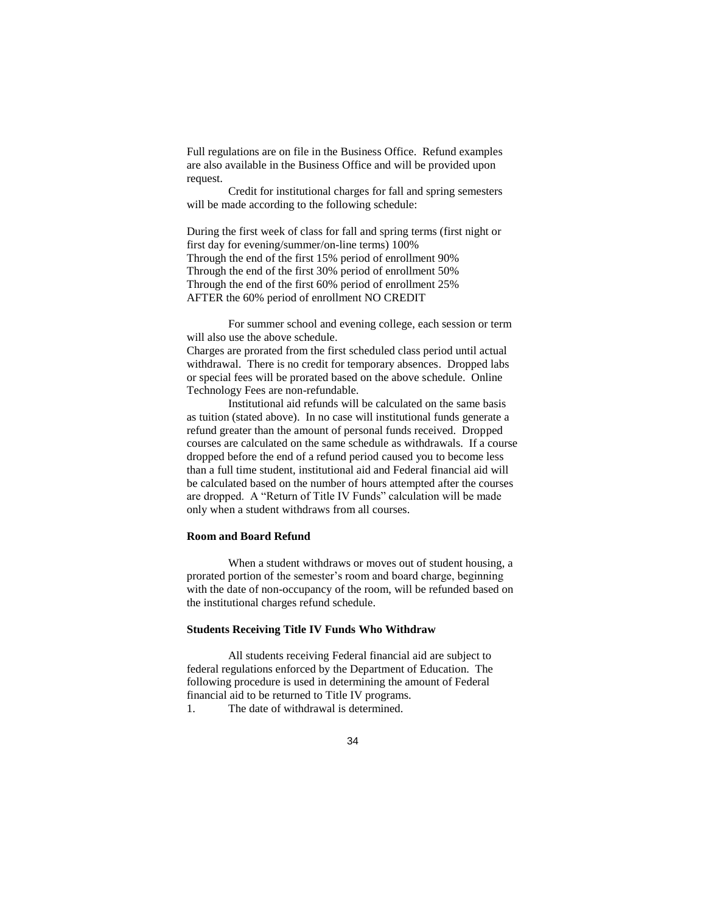Full regulations are on file in the Business Office. Refund examples are also available in the Business Office and will be provided upon request.

Credit for institutional charges for fall and spring semesters will be made according to the following schedule:

During the first week of class for fall and spring terms (first night or first day for evening/summer/on-line terms) 100%
Through the end of the first 15% period of enrollment 90%
Through the end of the first 30% period of enrollment 50%
Through the end of the first 60% period of enrollment 25%
AFTER the 60% period of enrollment NO CREDIT

For summer school and evening college, each session or term will also use the above schedule.
Charges are prorated from the first scheduled class period until actual withdrawal. There is no credit for temporary absences. Dropped labs or special fees will be prorated based on the above schedule. Online Technology Fees are non-refundable.

Institutional aid refunds will be calculated on the same basis as tuition (stated above). In no case will institutional funds generate a refund greater than the amount of personal funds received. Dropped courses are calculated on the same schedule as withdrawals. If a course dropped before the end of a refund period caused you to become less than a full time student, institutional aid and Federal financial aid will be calculated based on the number of hours attempted after the courses are dropped. A "Return of Title IV Funds" calculation will be made only when a student withdraws from all courses.

**Room and Board Refund**

When a student withdraws or moves out of student housing, a prorated portion of the semester's room and board charge, beginning with the date of non-occupancy of the room, will be refunded based on the institutional charges refund schedule.

**Students Receiving Title IV Funds Who Withdraw**

All students receiving Federal financial aid are subject to federal regulations enforced by the Department of Education. The following procedure is used in determining the amount of Federal financial aid to be returned to Title IV programs.

1. The date of withdrawal is determined.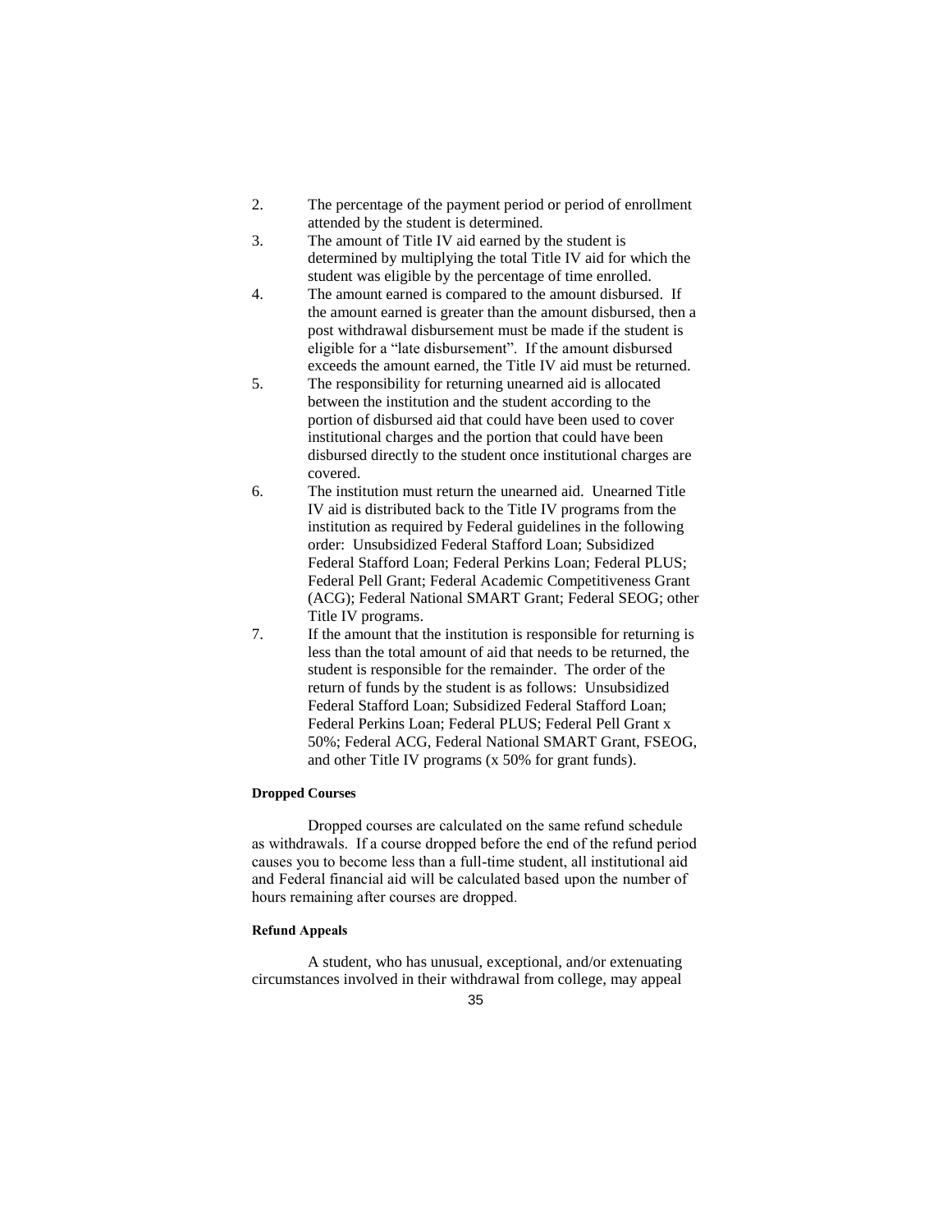2. The percentage of the payment period or period of enrollment attended by the student is determined.
3. The amount of Title IV aid earned by the student is determined by multiplying the total Title IV aid for which the student was eligible by the percentage of time enrolled.
4. The amount earned is compared to the amount disbursed. If the amount earned is greater than the amount disbursed, then a post withdrawal disbursement must be made if the student is eligible for a "late disbursement". If the amount disbursed exceeds the amount earned, the Title IV aid must be returned.
5. The responsibility for returning unearned aid is allocated between the institution and the student according to the portion of disbursed aid that could have been used to cover institutional charges and the portion that could have been disbursed directly to the student once institutional charges are covered.
6. The institution must return the unearned aid. Unearned Title IV aid is distributed back to the Title IV programs from the institution as required by Federal guidelines in the following order: Unsubsidized Federal Stafford Loan; Subsidized Federal Stafford Loan; Federal Perkins Loan; Federal PLUS; Federal Pell Grant; Federal Academic Competitiveness Grant (ACG); Federal National SMART Grant; Federal SEOG; other Title IV programs.
7. If the amount that the institution is responsible for returning is less than the total amount of aid that needs to be returned, the student is responsible for the remainder. The order of the return of funds by the student is as follows: Unsubsidized Federal Stafford Loan; Subsidized Federal Stafford Loan; Federal Perkins Loan; Federal PLUS; Federal Pell Grant x 50%; Federal ACG, Federal National SMART Grant, FSEOG, and other Title IV programs (x 50% for grant funds).

#### Dropped Courses

Dropped courses are calculated on the same refund schedule as withdrawals. If a course dropped before the end of the refund period causes you to become less than a full-time student, all institutional aid and Federal financial aid will be calculated based upon the number of hours remaining after courses are dropped.

#### Refund Appeals

A student, who has unusual, exceptional, and/or extenuating circumstances involved in their withdrawal from college, may appeal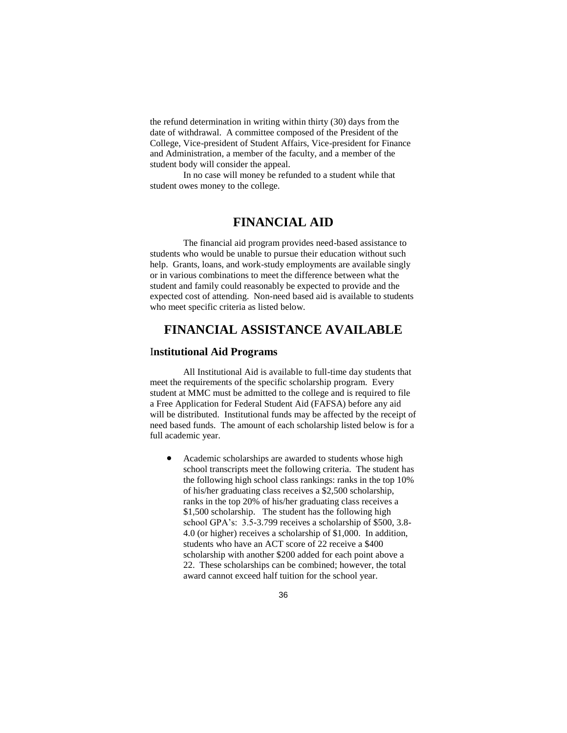the refund determination in writing within thirty (30) days from the date of withdrawal. A committee composed of the President of the College, Vice-president of Student Affairs, Vice-president for Finance and Administration, a member of the faculty, and a member of the student body will consider the appeal.

In no case will money be refunded to a student while that student owes money to the college.

# FINANCIAL AID

The financial aid program provides need-based assistance to students who would be unable to pursue their education without such help. Grants, loans, and work-study employments are available singly or in various combinations to meet the difference between what the student and family could reasonably be expected to provide and the expected cost of attending. Non-need based aid is available to students who meet specific criteria as listed below.

# FINANCIAL ASSISTANCE AVAILABLE

## Institutional Aid Programs

All Institutional Aid is available to full-time day students that meet the requirements of the specific scholarship program. Every student at MMC must be admitted to the college and is required to file a Free Application for Federal Student Aid (FAFSA) before any aid will be distributed. Institutional funds may be affected by the receipt of need based funds. The amount of each scholarship listed below is for a full academic year.

- Academic scholarships are awarded to students whose high school transcripts meet the following criteria. The student has the following high school class rankings: ranks in the top 10% of his/her graduating class receives a $2,500 scholarship, ranks in the top 20% of his/her graduating class receives a $1,500 scholarship. The student has the following high school GPA's: 3.5-3.799 receives a scholarship of $500, 3.8-4.0 (or higher) receives a scholarship of $1,000. In addition, students who have an ACT score of 22 receive a $400 scholarship with another $200 added for each point above a 22. These scholarships can be combined; however, the total award cannot exceed half tuition for the school year.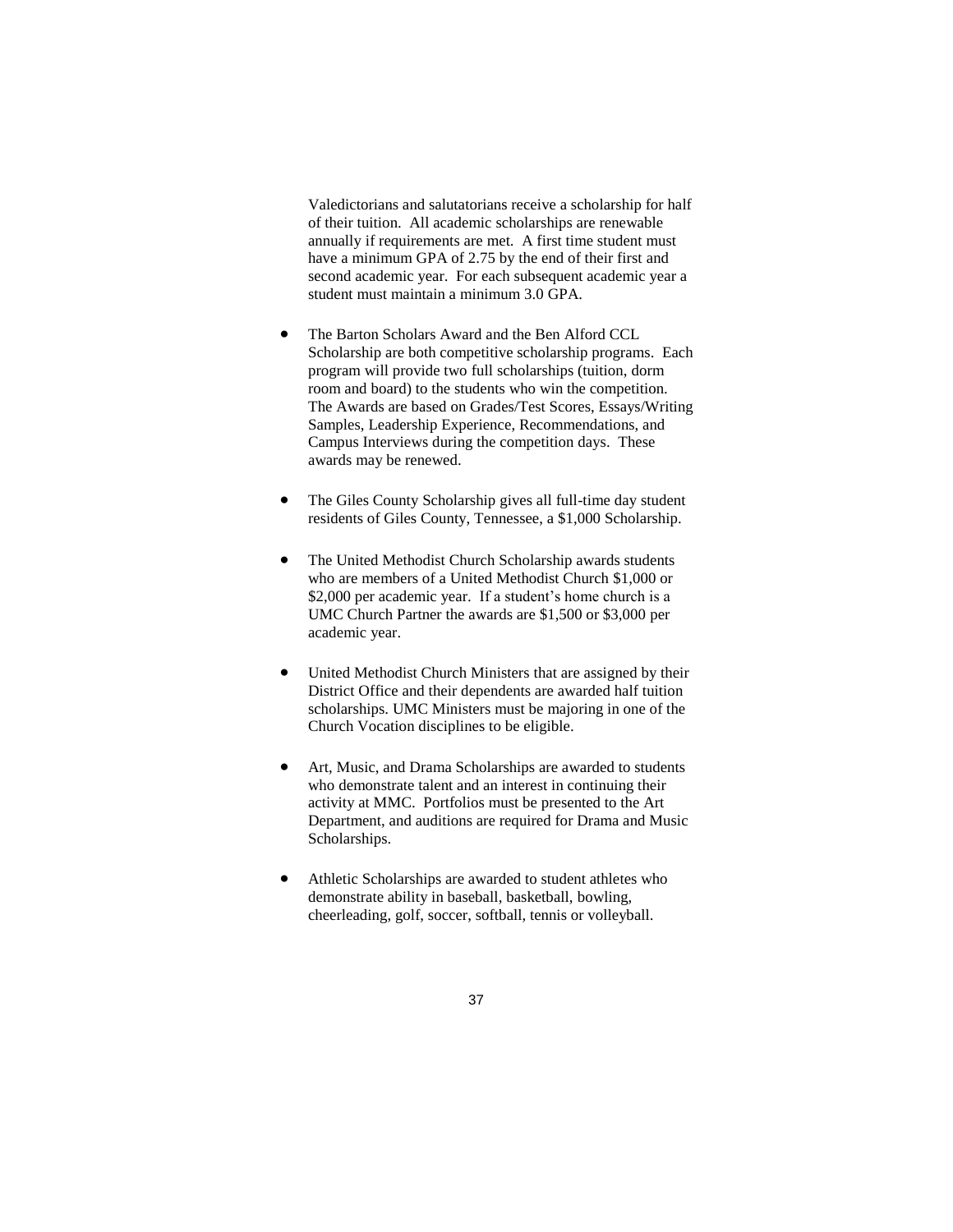Valedictorians and salutatorians receive a scholarship for half of their tuition. All academic scholarships are renewable annually if requirements are met. A first time student must have a minimum GPA of 2.75 by the end of their first and second academic year. For each subsequent academic year a student must maintain a minimum 3.0 GPA.

- The Barton Scholars Award and the Ben Alford CCL Scholarship are both competitive scholarship programs. Each program will provide two full scholarships (tuition, dorm room and board) to the students who win the competition. The Awards are based on Grades/Test Scores, Essays/Writing Samples, Leadership Experience, Recommendations, and Campus Interviews during the competition days. These awards may be renewed.

- The Giles County Scholarship gives all full-time day student residents of Giles County, Tennessee, a $1,000 Scholarship.

- The United Methodist Church Scholarship awards students who are members of a United Methodist Church $1,000 or $2,000 per academic year. If a student's home church is a UMC Church Partner the awards are $1,500 or $3,000 per academic year.

- United Methodist Church Ministers that are assigned by their District Office and their dependents are awarded half tuition scholarships. UMC Ministers must be majoring in one of the Church Vocation disciplines to be eligible.

- Art, Music, and Drama Scholarships are awarded to students who demonstrate talent and an interest in continuing their activity at MMC. Portfolios must be presented to the Art Department, and auditions are required for Drama and Music Scholarships.

- Athletic Scholarships are awarded to student athletes who demonstrate ability in baseball, basketball, bowling, cheerleading, golf, soccer, softball, tennis or volleyball.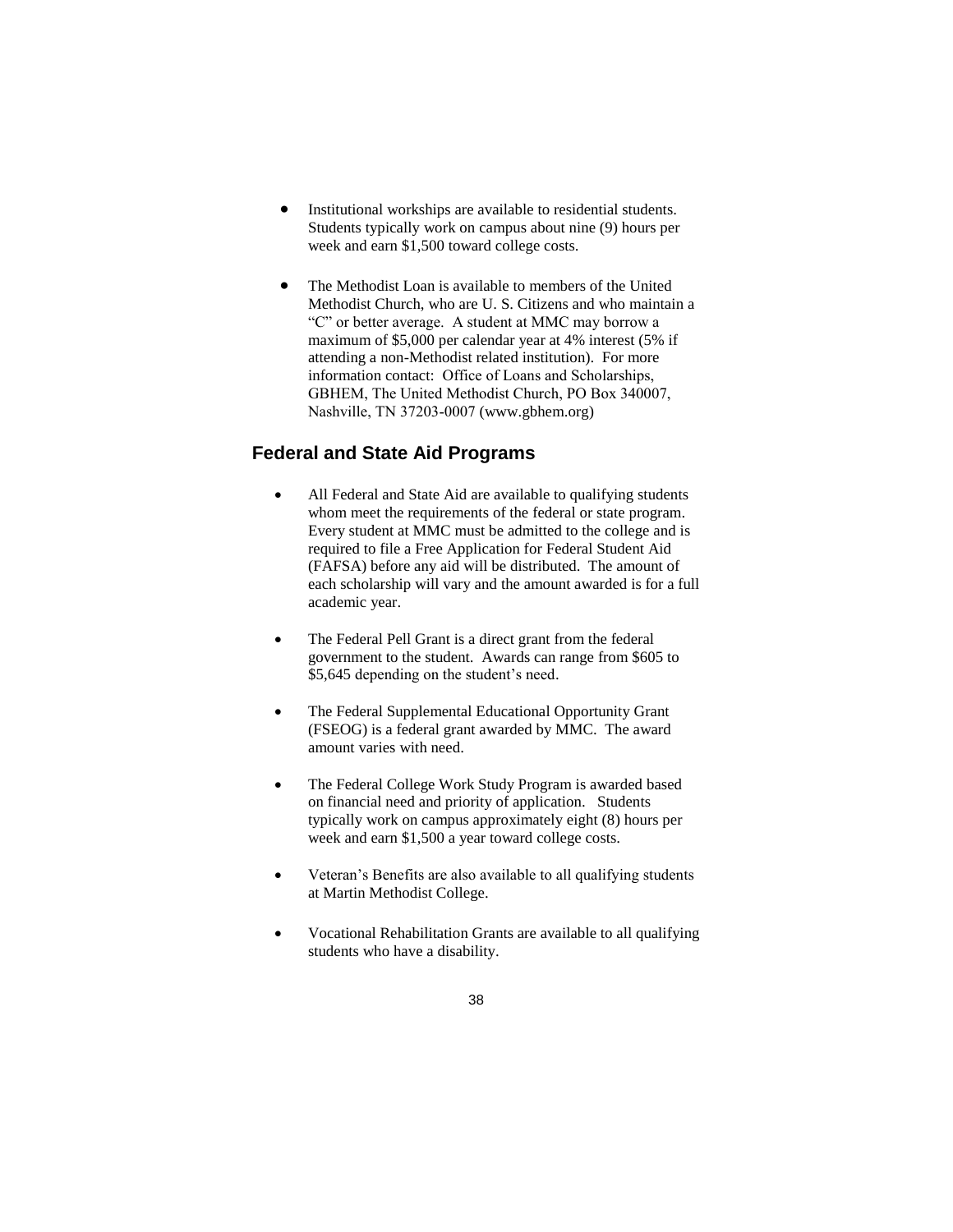- Institutional workships are available to residential students. Students typically work on campus about nine (9) hours per week and earn $1,500 toward college costs.

- The Methodist Loan is available to members of the United Methodist Church, who are U. S. Citizens and who maintain a "C" or better average. A student at MMC may borrow a maximum of $5,000 per calendar year at 4% interest (5% if attending a non-Methodist related institution). For more information contact: Office of Loans and Scholarships, GBHEM, The United Methodist Church, PO Box 340007, Nashville, TN 37203-0007 (www.gbhem.org)

## Federal and State Aid Programs

- All Federal and State Aid are available to qualifying students whom meet the requirements of the federal or state program. Every student at MMC must be admitted to the college and is required to file a Free Application for Federal Student Aid (FAFSA) before any aid will be distributed. The amount of each scholarship will vary and the amount awarded is for a full academic year.

- The Federal Pell Grant is a direct grant from the federal government to the student. Awards can range from $605 to $5,645 depending on the student's need.

- The Federal Supplemental Educational Opportunity Grant (FSEOG) is a federal grant awarded by MMC. The award amount varies with need.

- The Federal College Work Study Program is awarded based on financial need and priority of application. Students typically work on campus approximately eight (8) hours per week and earn $1,500 a year toward college costs.

- Veteran's Benefits are also available to all qualifying students at Martin Methodist College.

- Vocational Rehabilitation Grants are available to all qualifying students who have a disability.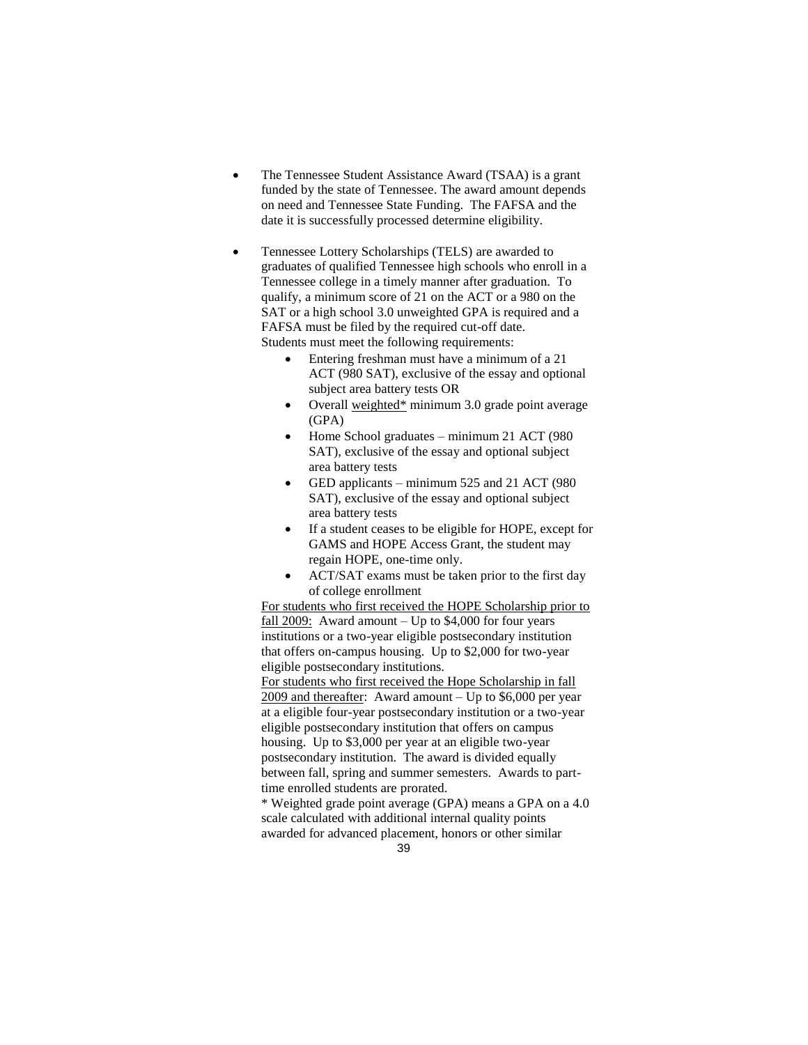- The Tennessee Student Assistance Award (TSAA) is a grant funded by the state of Tennessee. The award amount depends on need and Tennessee State Funding. The FAFSA and the date it is successfully processed determine eligibility.

- Tennessee Lottery Scholarships (TELS) are awarded to graduates of qualified Tennessee high schools who enroll in a Tennessee college in a timely manner after graduation. To qualify, a minimum score of 21 on the ACT or a 980 on the SAT or a high school 3.0 unweighted GPA is required and a FAFSA must be filed by the required cut-off date.
  Students must meet the following requirements:
  - Entering freshman must have a minimum of a 21 ACT (980 SAT), exclusive of the essay and optional subject area battery tests OR
  - Overall <u>weighted*</u> minimum 3.0 grade point average (GPA)
  - Home School graduates – minimum 21 ACT (980 SAT), exclusive of the essay and optional subject area battery tests
  - GED applicants – minimum 525 and 21 ACT (980 SAT), exclusive of the essay and optional subject area battery tests
  - If a student ceases to be eligible for HOPE, except for GAMS and HOPE Access Grant, the student may regain HOPE, one-time only.
  - ACT/SAT exams must be taken prior to the first day of college enrollment

  <u>For students who first received the HOPE Scholarship prior to fall 2009:</u> Award amount – Up to $4,000 for four years institutions or a two-year eligible postsecondary institution that offers on-campus housing. Up to $2,000 for two-year eligible postsecondary institutions.

  <u>For students who first received the Hope Scholarship in fall 2009 and thereafter</u>: Award amount – Up to $6,000 per year at a eligible four-year postsecondary institution or a two-year eligible postsecondary institution that offers on campus housing. Up to $3,000 per year at an eligible two-year postsecondary institution. The award is divided equally between fall, spring and summer semesters. Awards to part-time enrolled students are prorated.

  * Weighted grade point average (GPA) means a GPA on a 4.0 scale calculated with additional internal quality points awarded for advanced placement, honors or other similar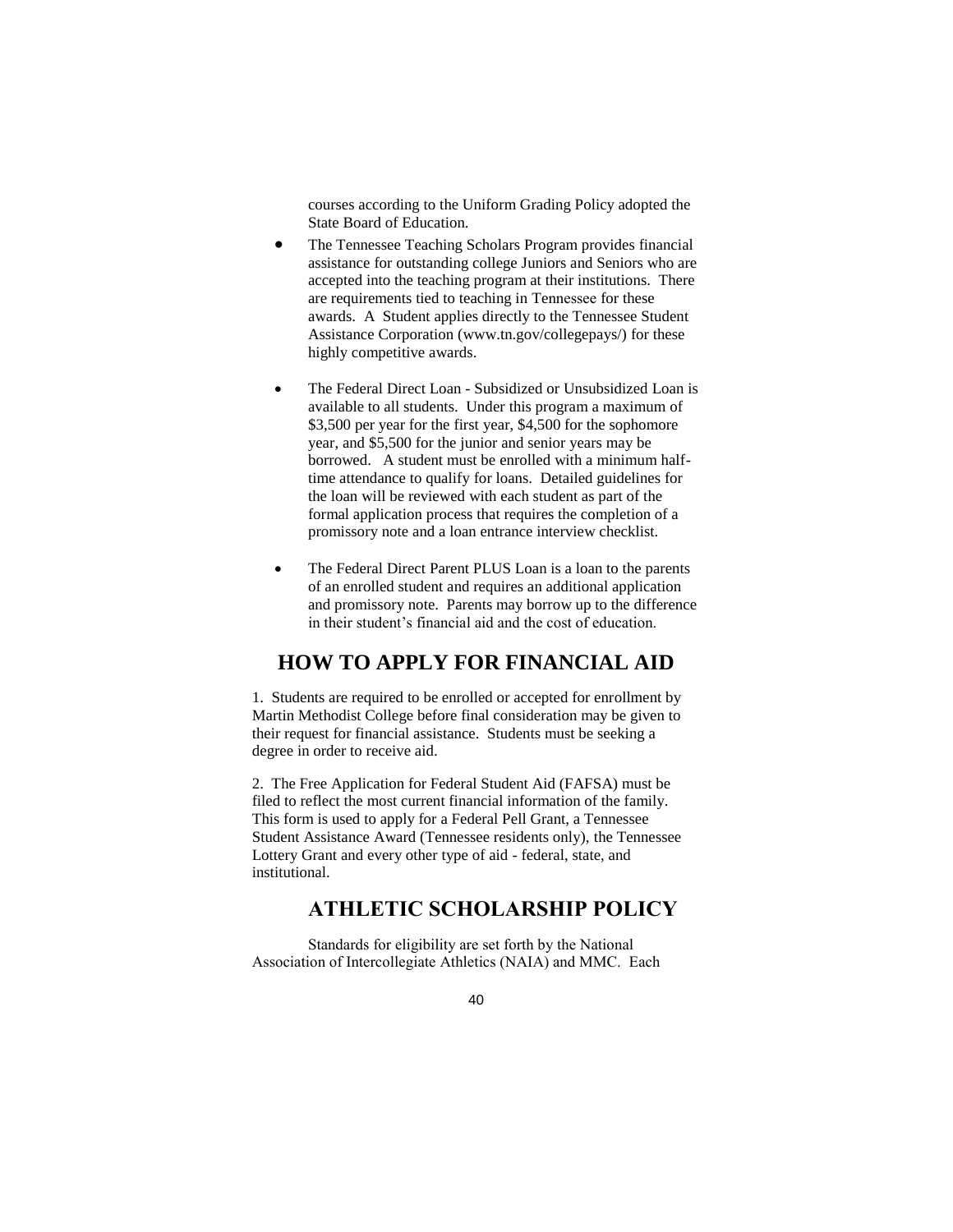courses according to the Uniform Grading Policy adopted the State Board of Education.

- The Tennessee Teaching Scholars Program provides financial assistance for outstanding college Juniors and Seniors who are accepted into the teaching program at their institutions. There are requirements tied to teaching in Tennessee for these awards. A Student applies directly to the Tennessee Student Assistance Corporation (www.tn.gov/collegepays/) for these highly competitive awards.

- The Federal Direct Loan - Subsidized or Unsubsidized Loan is available to all students. Under this program a maximum of $3,500 per year for the first year, $4,500 for the sophomore year, and $5,500 for the junior and senior years may be borrowed. A student must be enrolled with a minimum half-time attendance to qualify for loans. Detailed guidelines for the loan will be reviewed with each student as part of the formal application process that requires the completion of a promissory note and a loan entrance interview checklist.

- The Federal Direct Parent PLUS Loan is a loan to the parents of an enrolled student and requires an additional application and promissory note. Parents may borrow up to the difference in their student's financial aid and the cost of education.

## HOW TO APPLY FOR FINANCIAL AID

1. Students are required to be enrolled or accepted for enrollment by Martin Methodist College before final consideration may be given to their request for financial assistance. Students must be seeking a degree in order to receive aid.

2. The Free Application for Federal Student Aid (FAFSA) must be filed to reflect the most current financial information of the family. This form is used to apply for a Federal Pell Grant, a Tennessee Student Assistance Award (Tennessee residents only), the Tennessee Lottery Grant and every other type of aid - federal, state, and institutional.

## ATHLETIC SCHOLARSHIP POLICY

Standards for eligibility are set forth by the National Association of Intercollegiate Athletics (NAIA) and MMC. Each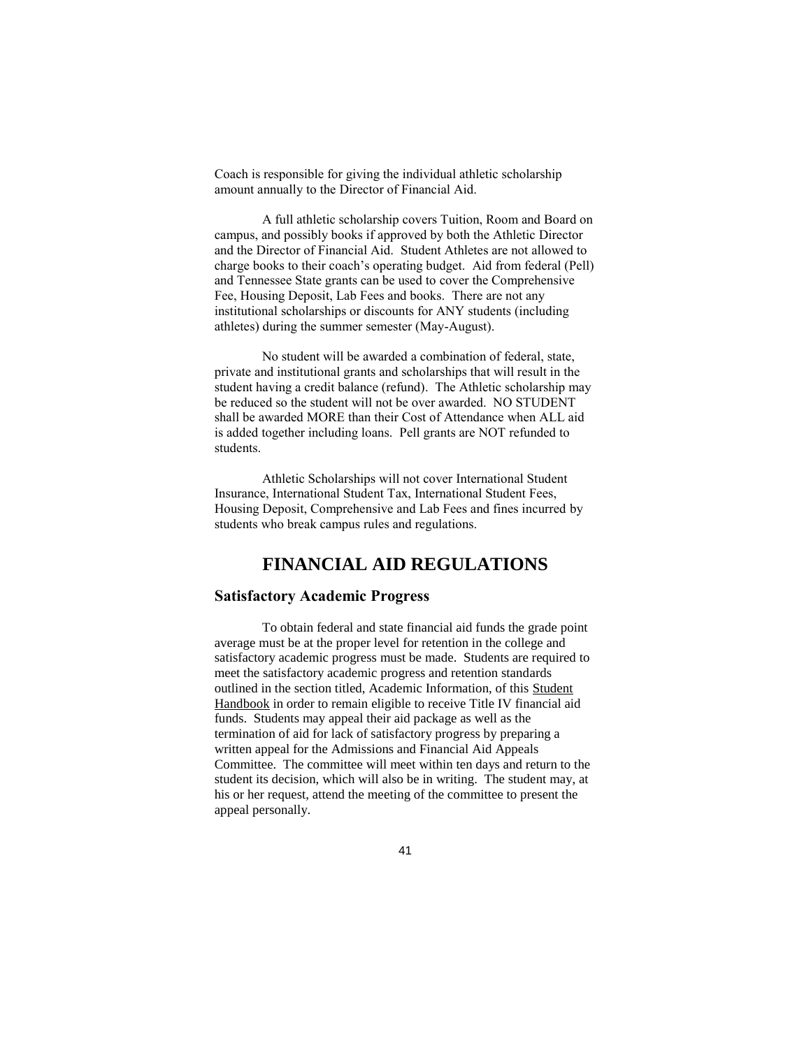Coach is responsible for giving the individual athletic scholarship amount annually to the Director of Financial Aid.

A full athletic scholarship covers Tuition, Room and Board on campus, and possibly books if approved by both the Athletic Director and the Director of Financial Aid. Student Athletes are not allowed to charge books to their coach's operating budget. Aid from federal (Pell) and Tennessee State grants can be used to cover the Comprehensive Fee, Housing Deposit, Lab Fees and books. There are not any institutional scholarships or discounts for ANY students (including athletes) during the summer semester (May-August).

No student will be awarded a combination of federal, state, private and institutional grants and scholarships that will result in the student having a credit balance (refund). The Athletic scholarship may be reduced so the student will not be over awarded. NO STUDENT shall be awarded MORE than their Cost of Attendance when ALL aid is added together including loans. Pell grants are NOT refunded to students.

Athletic Scholarships will not cover International Student Insurance, International Student Tax, International Student Fees, Housing Deposit, Comprehensive and Lab Fees and fines incurred by students who break campus rules and regulations.

# FINANCIAL AID REGULATIONS

## Satisfactory Academic Progress

To obtain federal and state financial aid funds the grade point average must be at the proper level for retention in the college and satisfactory academic progress must be made. Students are required to meet the satisfactory academic progress and retention standards outlined in the section titled, Academic Information, of this Student Handbook in order to remain eligible to receive Title IV financial aid funds. Students may appeal their aid package as well as the termination of aid for lack of satisfactory progress by preparing a written appeal for the Admissions and Financial Aid Appeals Committee. The committee will meet within ten days and return to the student its decision, which will also be in writing. The student may, at his or her request, attend the meeting of the committee to present the appeal personally.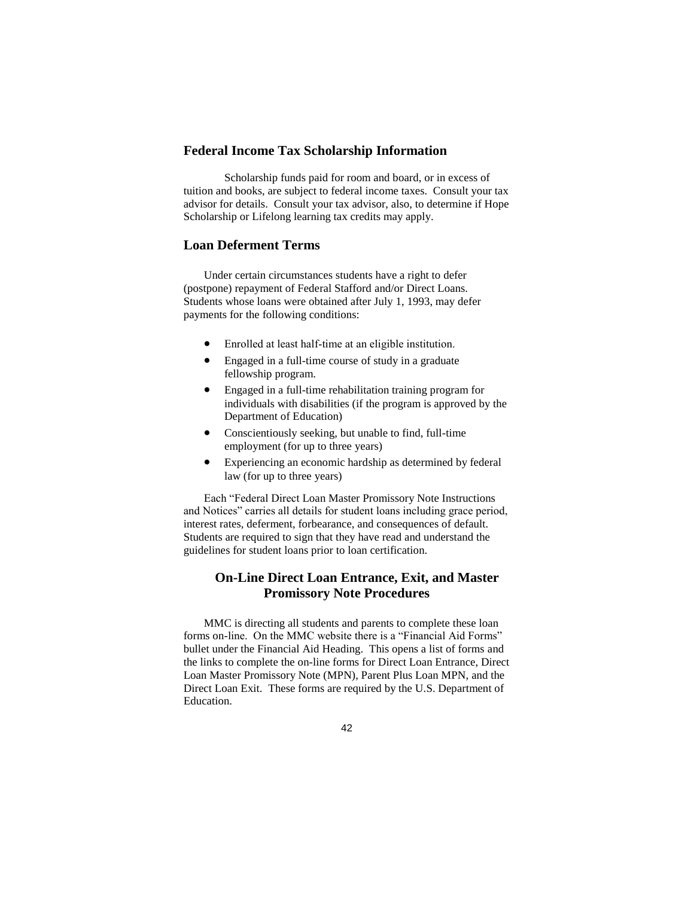## Federal Income Tax Scholarship Information

Scholarship funds paid for room and board, or in excess of tuition and books, are subject to federal income taxes. Consult your tax advisor for details. Consult your tax advisor, also, to determine if Hope Scholarship or Lifelong learning tax credits may apply.

## Loan Deferment Terms

Under certain circumstances students have a right to defer (postpone) repayment of Federal Stafford and/or Direct Loans. Students whose loans were obtained after July 1, 1993, may defer payments for the following conditions:

- Enrolled at least half-time at an eligible institution.
- Engaged in a full-time course of study in a graduate fellowship program.
- Engaged in a full-time rehabilitation training program for individuals with disabilities (if the program is approved by the Department of Education)
- Conscientiously seeking, but unable to find, full-time employment (for up to three years)
- Experiencing an economic hardship as determined by federal law (for up to three years)

Each "Federal Direct Loan Master Promissory Note Instructions and Notices" carries all details for student loans including grace period, interest rates, deferment, forbearance, and consequences of default. Students are required to sign that they have read and understand the guidelines for student loans prior to loan certification.

## On-Line Direct Loan Entrance, Exit, and Master Promissory Note Procedures

MMC is directing all students and parents to complete these loan forms on-line. On the MMC website there is a "Financial Aid Forms" bullet under the Financial Aid Heading. This opens a list of forms and the links to complete the on-line forms for Direct Loan Entrance, Direct Loan Master Promissory Note (MPN), Parent Plus Loan MPN, and the Direct Loan Exit. These forms are required by the U.S. Department of Education.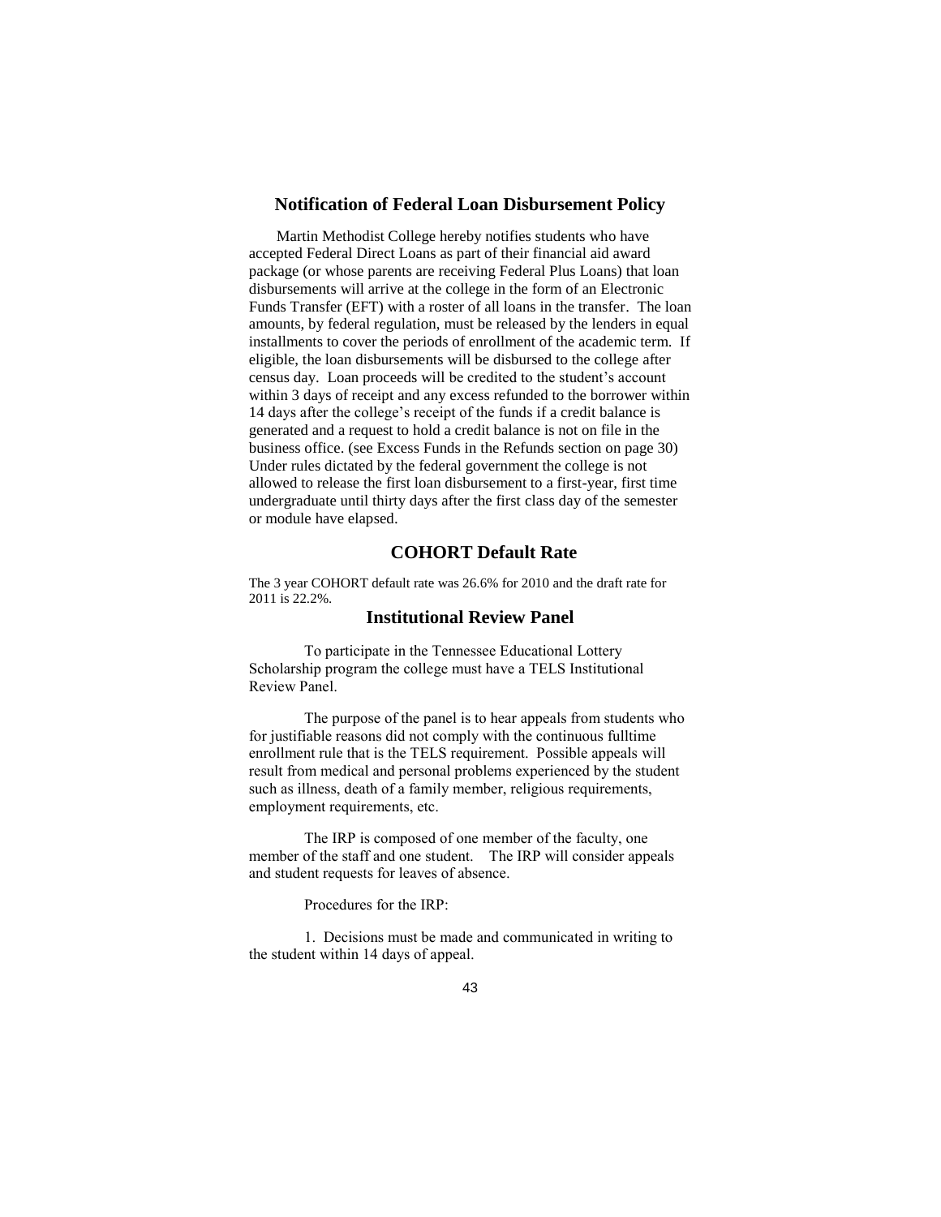## Notification of Federal Loan Disbursement Policy

Martin Methodist College hereby notifies students who have accepted Federal Direct Loans as part of their financial aid award package (or whose parents are receiving Federal Plus Loans) that loan disbursements will arrive at the college in the form of an Electronic Funds Transfer (EFT) with a roster of all loans in the transfer. The loan amounts, by federal regulation, must be released by the lenders in equal installments to cover the periods of enrollment of the academic term. If eligible, the loan disbursements will be disbursed to the college after census day. Loan proceeds will be credited to the student's account within 3 days of receipt and any excess refunded to the borrower within 14 days after the college's receipt of the funds if a credit balance is generated and a request to hold a credit balance is not on file in the business office. (see Excess Funds in the Refunds section on page 30) Under rules dictated by the federal government the college is not allowed to release the first loan disbursement to a first-year, first time undergraduate until thirty days after the first class day of the semester or module have elapsed.

## COHORT Default Rate

The 3 year COHORT default rate was 26.6% for 2010 and the draft rate for 2011 is 22.2%.

## Institutional Review Panel

To participate in the Tennessee Educational Lottery Scholarship program the college must have a TELS Institutional Review Panel.

The purpose of the panel is to hear appeals from students who for justifiable reasons did not comply with the continuous fulltime enrollment rule that is the TELS requirement. Possible appeals will result from medical and personal problems experienced by the student such as illness, death of a family member, religious requirements, employment requirements, etc.

The IRP is composed of one member of the faculty, one member of the staff and one student. The IRP will consider appeals and student requests for leaves of absence.

Procedures for the IRP:

1. Decisions must be made and communicated in writing to the student within 14 days of appeal.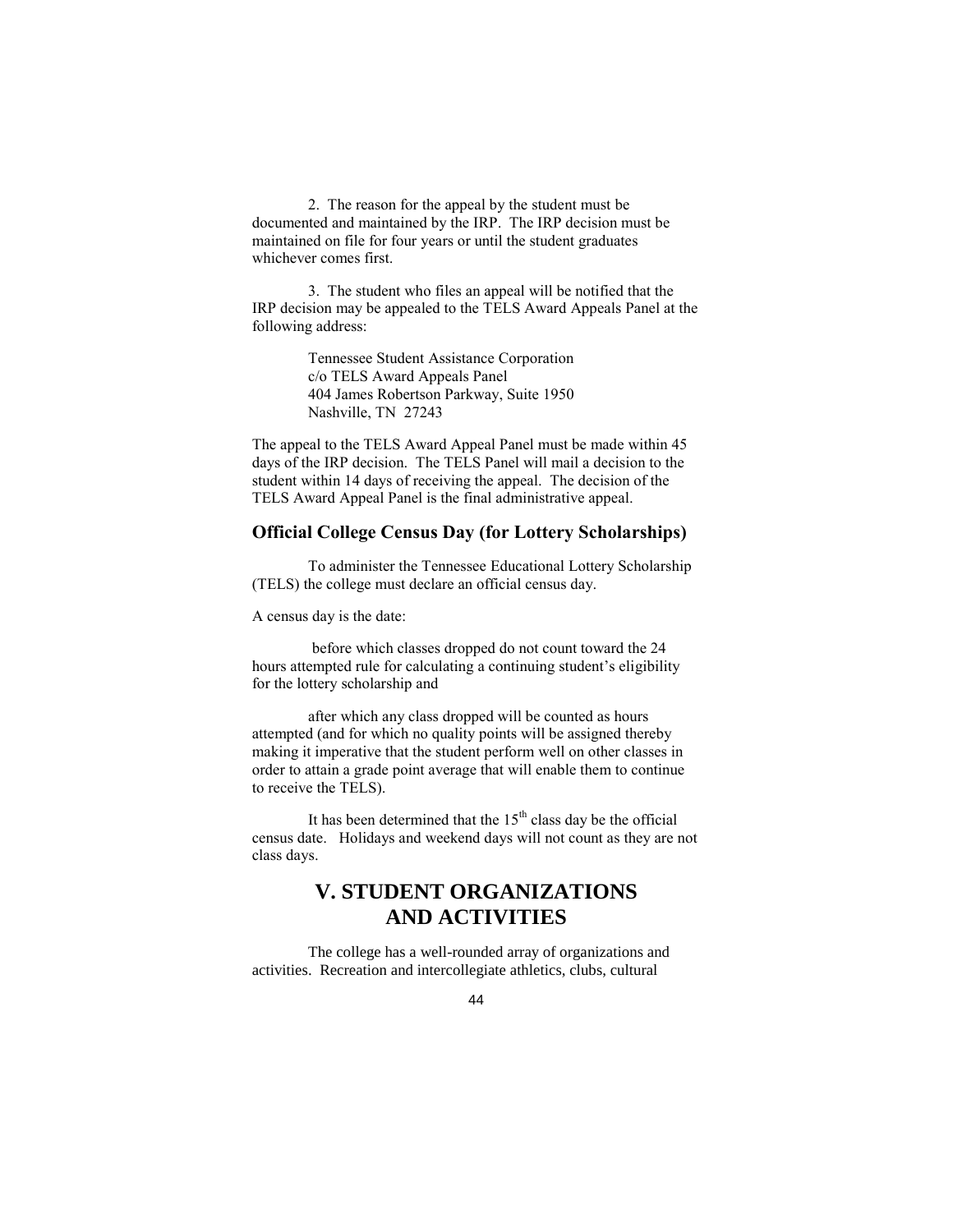2. The reason for the appeal by the student must be documented and maintained by the IRP. The IRP decision must be maintained on file for four years or until the student graduates whichever comes first.

3. The student who files an appeal will be notified that the IRP decision may be appealed to the TELS Award Appeals Panel at the following address:

> Tennessee Student Assistance Corporation  
> c/o TELS Award Appeals Panel  
> 404 James Robertson Parkway, Suite 1950  
> Nashville, TN 27243

The appeal to the TELS Award Appeal Panel must be made within 45 days of the IRP decision. The TELS Panel will mail a decision to the student within 14 days of receiving the appeal. The decision of the TELS Award Appeal Panel is the final administrative appeal.

### Official College Census Day (for Lottery Scholarships)

To administer the Tennessee Educational Lottery Scholarship (TELS) the college must declare an official census day.

A census day is the date:

before which classes dropped do not count toward the 24 hours attempted rule for calculating a continuing student's eligibility for the lottery scholarship and

after which any class dropped will be counted as hours attempted (and for which no quality points will be assigned thereby making it imperative that the student perform well on other classes in order to attain a grade point average that will enable them to continue to receive the TELS).

It has been determined that the 15th class day be the official census date. Holidays and weekend days will not count as they are not class days.

## V. STUDENT ORGANIZATIONS AND ACTIVITIES

The college has a well-rounded array of organizations and activities. Recreation and intercollegiate athletics, clubs, cultural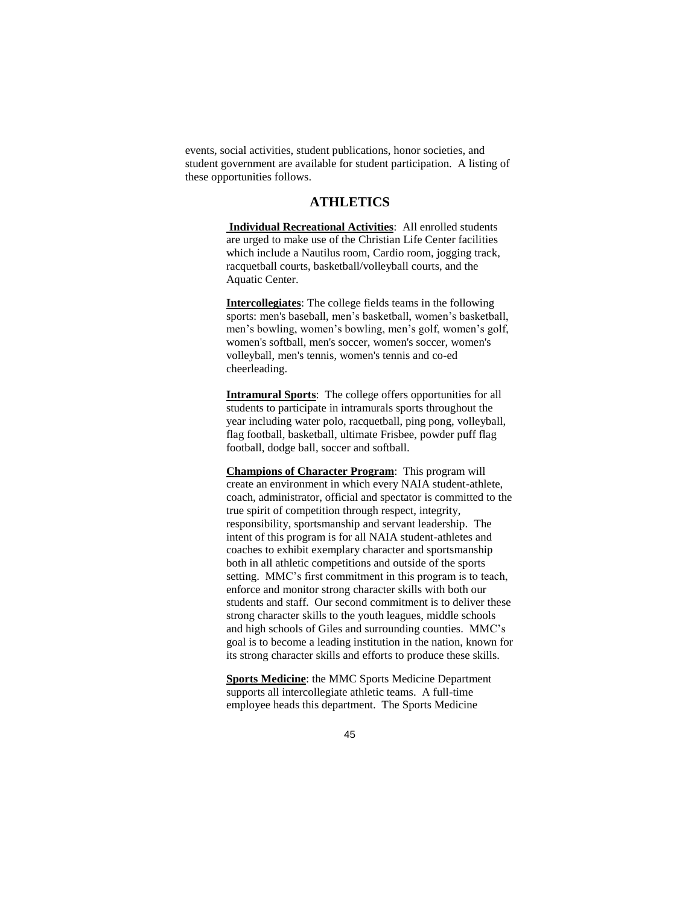events, social activities, student publications, honor societies, and student government are available for student participation. A listing of these opportunities follows.

## ATHLETICS

**Individual Recreational Activities**: All enrolled students are urged to make use of the Christian Life Center facilities which include a Nautilus room, Cardio room, jogging track, racquetball courts, basketball/volleyball courts, and the Aquatic Center.

**Intercollegiates**: The college fields teams in the following sports: men's baseball, men's basketball, women's basketball, men's bowling, women's bowling, men's golf, women's golf, women's softball, men's soccer, women's soccer, women's volleyball, men's tennis, women's tennis and co-ed cheerleading.

**Intramural Sports**: The college offers opportunities for all students to participate in intramurals sports throughout the year including water polo, racquetball, ping pong, volleyball, flag football, basketball, ultimate Frisbee, powder puff flag football, dodge ball, soccer and softball.

**Champions of Character Program**: This program will create an environment in which every NAIA student-athlete, coach, administrator, official and spectator is committed to the true spirit of competition through respect, integrity, responsibility, sportsmanship and servant leadership. The intent of this program is for all NAIA student-athletes and coaches to exhibit exemplary character and sportsmanship both in all athletic competitions and outside of the sports setting. MMC's first commitment in this program is to teach, enforce and monitor strong character skills with both our students and staff. Our second commitment is to deliver these strong character skills to the youth leagues, middle schools and high schools of Giles and surrounding counties. MMC's goal is to become a leading institution in the nation, known for its strong character skills and efforts to produce these skills.

**Sports Medicine**: the MMC Sports Medicine Department supports all intercollegiate athletic teams. A full-time employee heads this department. The Sports Medicine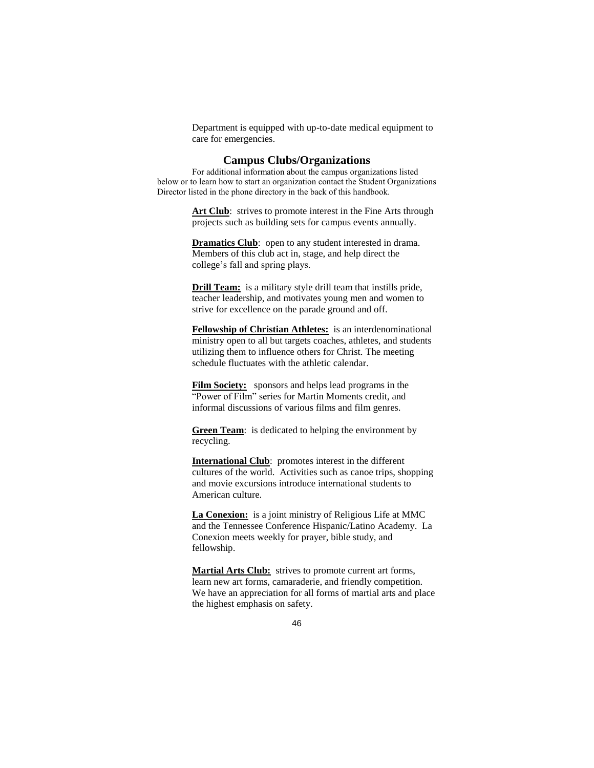Department is equipped with up-to-date medical equipment to care for emergencies.

## Campus Clubs/Organizations

For additional information about the campus organizations listed below or to learn how to start an organization contact the Student Organizations Director listed in the phone directory in the back of this handbook.

**Art Club**: strives to promote interest in the Fine Arts through projects such as building sets for campus events annually.

**Dramatics Club**: open to any student interested in drama. Members of this club act in, stage, and help direct the college's fall and spring plays.

**Drill Team:** is a military style drill team that instills pride, teacher leadership, and motivates young men and women to strive for excellence on the parade ground and off.

**Fellowship of Christian Athletes:** is an interdenominational ministry open to all but targets coaches, athletes, and students utilizing them to influence others for Christ. The meeting schedule fluctuates with the athletic calendar.

**Film Society:** sponsors and helps lead programs in the "Power of Film" series for Martin Moments credit, and informal discussions of various films and film genres.

**Green Team**: is dedicated to helping the environment by recycling.

**International Club**: promotes interest in the different cultures of the world. Activities such as canoe trips, shopping and movie excursions introduce international students to American culture.

**La Conexion:** is a joint ministry of Religious Life at MMC and the Tennessee Conference Hispanic/Latino Academy. La Conexion meets weekly for prayer, bible study, and fellowship.

**Martial Arts Club:** strives to promote current art forms, learn new art forms, camaraderie, and friendly competition. We have an appreciation for all forms of martial arts and place the highest emphasis on safety.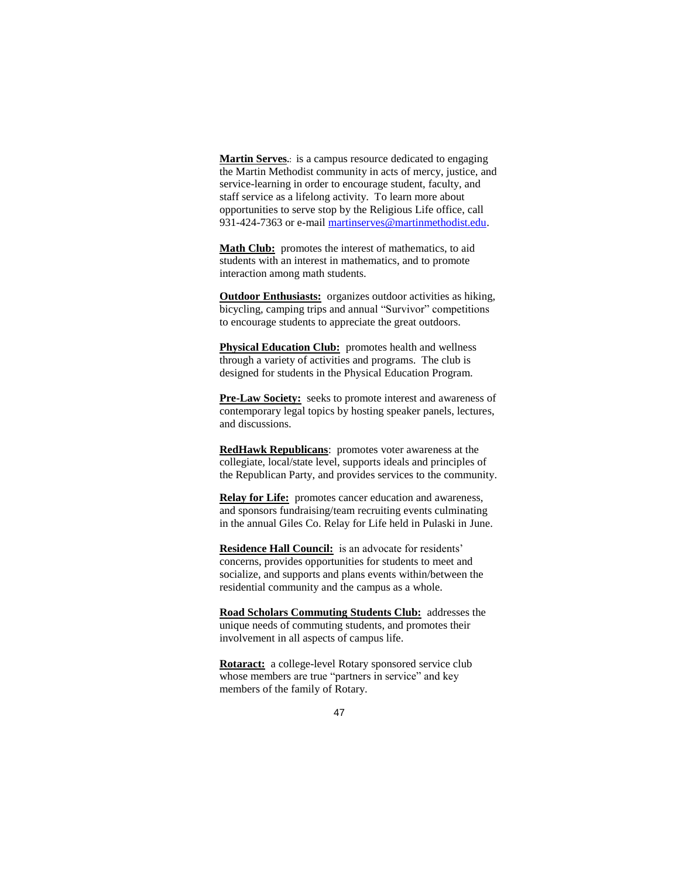**Martin Serves**.: is a campus resource dedicated to engaging the Martin Methodist community in acts of mercy, justice, and service-learning in order to encourage student, faculty, and staff service as a lifelong activity. To learn more about opportunities to serve stop by the Religious Life office, call 931-424-7363 or e-mail martinserves@martinmethodist.edu.

**Math Club:** promotes the interest of mathematics, to aid students with an interest in mathematics, and to promote interaction among math students.

**Outdoor Enthusiasts:** organizes outdoor activities as hiking, bicycling, camping trips and annual "Survivor" competitions to encourage students to appreciate the great outdoors.

**Physical Education Club:** promotes health and wellness through a variety of activities and programs. The club is designed for students in the Physical Education Program.

**Pre-Law Society:** seeks to promote interest and awareness of contemporary legal topics by hosting speaker panels, lectures, and discussions.

**RedHawk Republicans**: promotes voter awareness at the collegiate, local/state level, supports ideals and principles of the Republican Party, and provides services to the community.

**Relay for Life:** promotes cancer education and awareness, and sponsors fundraising/team recruiting events culminating in the annual Giles Co. Relay for Life held in Pulaski in June.

**Residence Hall Council:** is an advocate for residents' concerns, provides opportunities for students to meet and socialize, and supports and plans events within/between the residential community and the campus as a whole.

**Road Scholars Commuting Students Club:** addresses the unique needs of commuting students, and promotes their involvement in all aspects of campus life.

**Rotaract:** a college-level Rotary sponsored service club whose members are true "partners in service" and key members of the family of Rotary.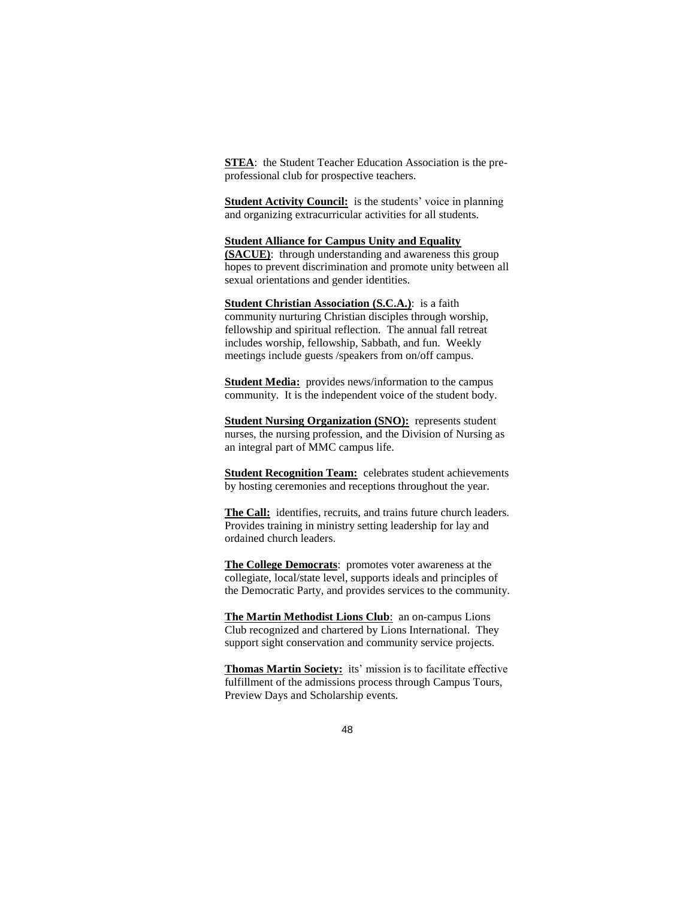**STEA**: the Student Teacher Education Association is the pre-professional club for prospective teachers.

**Student Activity Council:** is the students' voice in planning and organizing extracurricular activities for all students.

**Student Alliance for Campus Unity and Equality (SACUE)**: through understanding and awareness this group hopes to prevent discrimination and promote unity between all sexual orientations and gender identities.

**Student Christian Association (S.C.A.)**: is a faith community nurturing Christian disciples through worship, fellowship and spiritual reflection. The annual fall retreat includes worship, fellowship, Sabbath, and fun. Weekly meetings include guests /speakers from on/off campus.

**Student Media:** provides news/information to the campus community. It is the independent voice of the student body.

**Student Nursing Organization (SNO):** represents student nurses, the nursing profession, and the Division of Nursing as an integral part of MMC campus life.

**Student Recognition Team:** celebrates student achievements by hosting ceremonies and receptions throughout the year.

**The Call:** identifies, recruits, and trains future church leaders. Provides training in ministry setting leadership for lay and ordained church leaders.

**The College Democrats**: promotes voter awareness at the collegiate, local/state level, supports ideals and principles of the Democratic Party, and provides services to the community.

**The Martin Methodist Lions Club**: an on-campus Lions Club recognized and chartered by Lions International. They support sight conservation and community service projects.

**Thomas Martin Society:** its' mission is to facilitate effective fulfillment of the admissions process through Campus Tours, Preview Days and Scholarship events.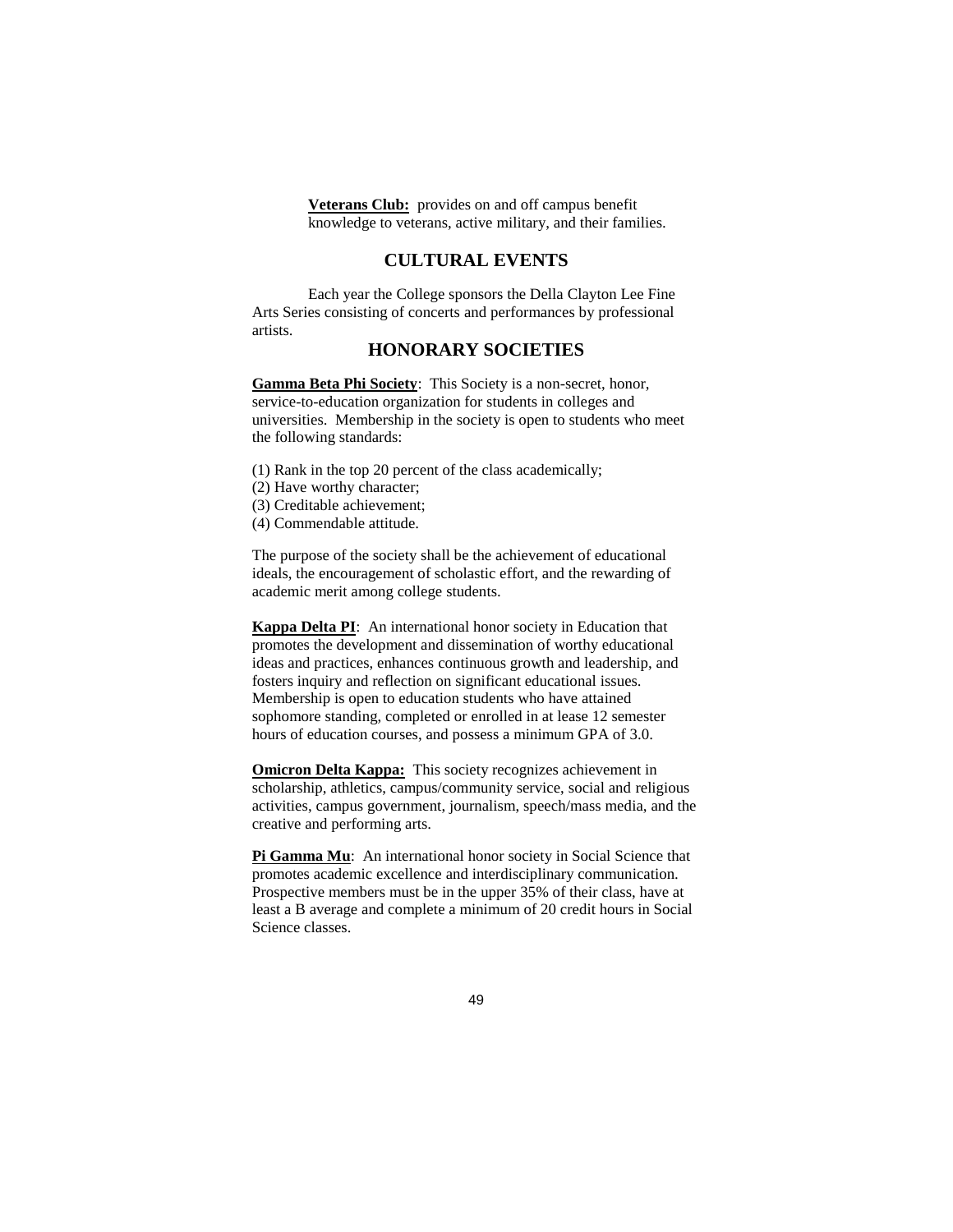**Veterans Club:** provides on and off campus benefit knowledge to veterans, active military, and their families.

## CULTURAL EVENTS

Each year the College sponsors the Della Clayton Lee Fine Arts Series consisting of concerts and performances by professional artists.

## HONORARY SOCIETIES

**Gamma Beta Phi Society**: This Society is a non-secret, honor, service-to-education organization for students in colleges and universities. Membership in the society is open to students who meet the following standards:

(1) Rank in the top 20 percent of the class academically;
(2) Have worthy character;
(3) Creditable achievement;
(4) Commendable attitude.

The purpose of the society shall be the achievement of educational ideals, the encouragement of scholastic effort, and the rewarding of academic merit among college students.

**Kappa Delta PI**: An international honor society in Education that promotes the development and dissemination of worthy educational ideas and practices, enhances continuous growth and leadership, and fosters inquiry and reflection on significant educational issues. Membership is open to education students who have attained sophomore standing, completed or enrolled in at lease 12 semester hours of education courses, and possess a minimum GPA of 3.0.

**Omicron Delta Kappa:** This society recognizes achievement in scholarship, athletics, campus/community service, social and religious activities, campus government, journalism, speech/mass media, and the creative and performing arts.

**Pi Gamma Mu**: An international honor society in Social Science that promotes academic excellence and interdisciplinary communication. Prospective members must be in the upper 35% of their class, have at least a B average and complete a minimum of 20 credit hours in Social Science classes.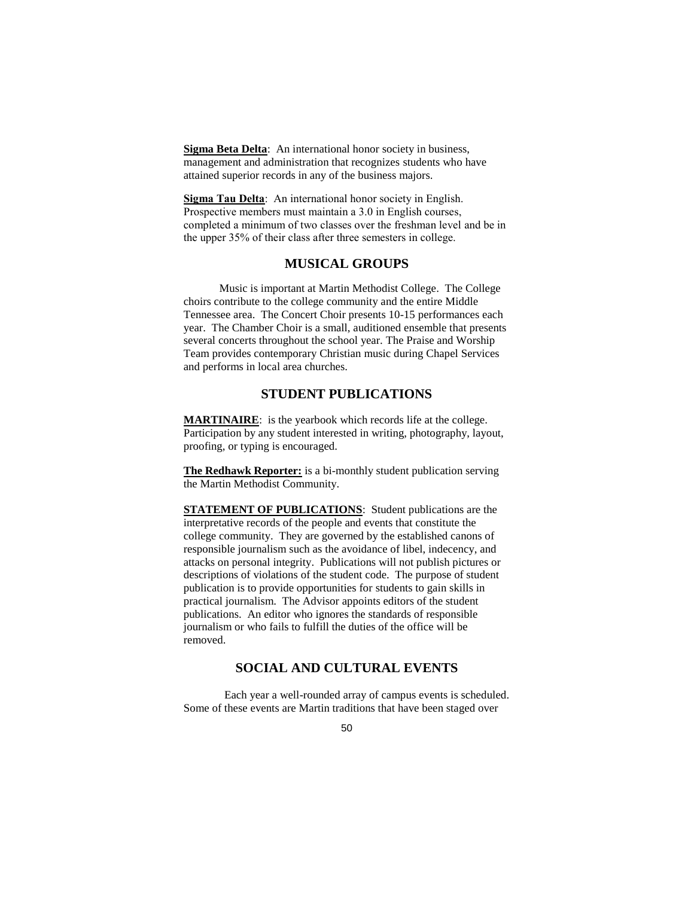**Sigma Beta Delta**: An international honor society in business, management and administration that recognizes students who have attained superior records in any of the business majors.

**Sigma Tau Delta**: An international honor society in English. Prospective members must maintain a 3.0 in English courses, completed a minimum of two classes over the freshman level and be in the upper 35% of their class after three semesters in college.

## MUSICAL GROUPS

Music is important at Martin Methodist College. The College choirs contribute to the college community and the entire Middle Tennessee area. The Concert Choir presents 10-15 performances each year. The Chamber Choir is a small, auditioned ensemble that presents several concerts throughout the school year. The Praise and Worship Team provides contemporary Christian music during Chapel Services and performs in local area churches.

## STUDENT PUBLICATIONS

**MARTINAIRE**: is the yearbook which records life at the college. Participation by any student interested in writing, photography, layout, proofing, or typing is encouraged.

**The Redhawk Reporter:** is a bi-monthly student publication serving the Martin Methodist Community.

**STATEMENT OF PUBLICATIONS**: Student publications are the interpretative records of the people and events that constitute the college community. They are governed by the established canons of responsible journalism such as the avoidance of libel, indecency, and attacks on personal integrity. Publications will not publish pictures or descriptions of violations of the student code. The purpose of student publication is to provide opportunities for students to gain skills in practical journalism. The Advisor appoints editors of the student publications. An editor who ignores the standards of responsible journalism or who fails to fulfill the duties of the office will be removed.

## SOCIAL AND CULTURAL EVENTS

Each year a well-rounded array of campus events is scheduled. Some of these events are Martin traditions that have been staged over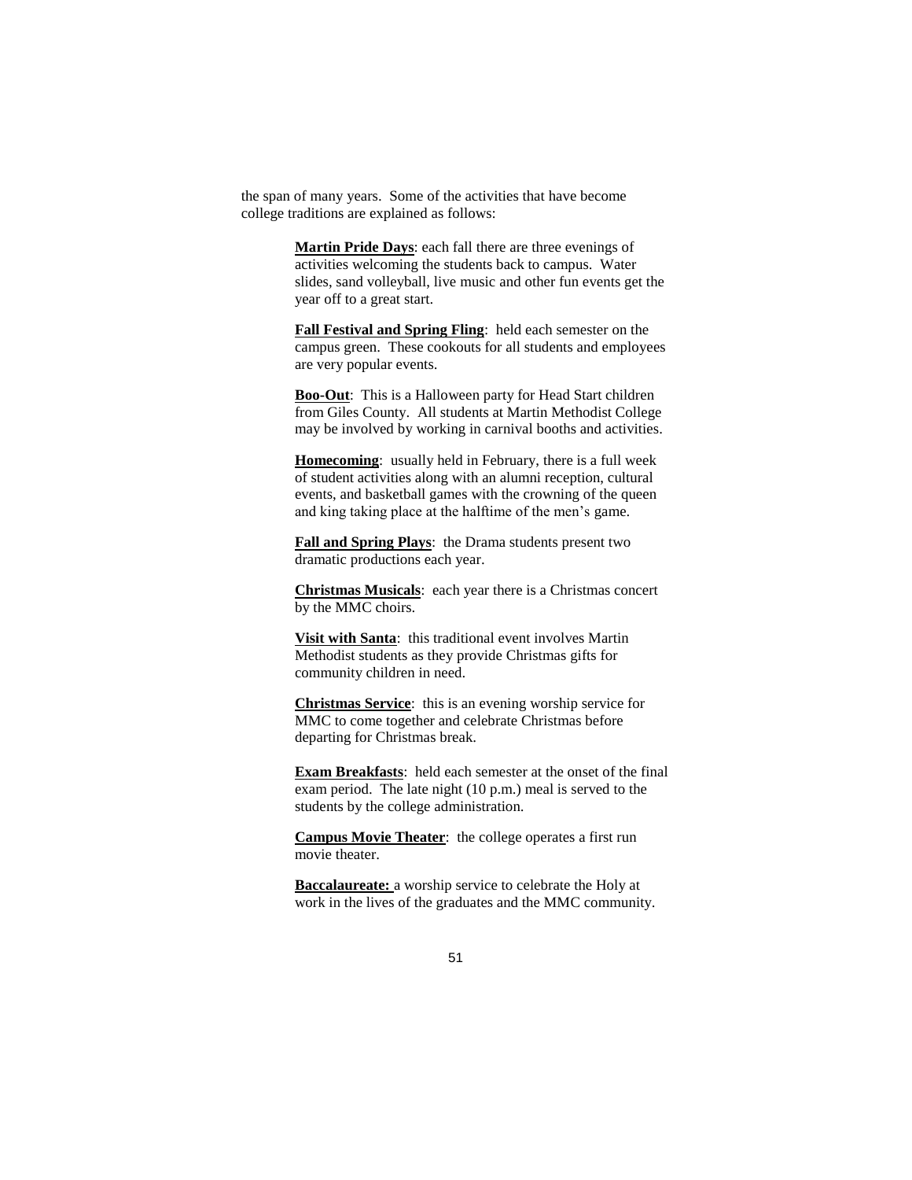the span of many years. Some of the activities that have become college traditions are explained as follows:

**Martin Pride Days**: each fall there are three evenings of activities welcoming the students back to campus. Water slides, sand volleyball, live music and other fun events get the year off to a great start.

**Fall Festival and Spring Fling**: held each semester on the campus green. These cookouts for all students and employees are very popular events.

**Boo-Out**: This is a Halloween party for Head Start children from Giles County. All students at Martin Methodist College may be involved by working in carnival booths and activities.

**Homecoming**: usually held in February, there is a full week of student activities along with an alumni reception, cultural events, and basketball games with the crowning of the queen and king taking place at the halftime of the men's game.

**Fall and Spring Plays**: the Drama students present two dramatic productions each year.

**Christmas Musicals**: each year there is a Christmas concert by the MMC choirs.

**Visit with Santa**: this traditional event involves Martin Methodist students as they provide Christmas gifts for community children in need.

**Christmas Service**: this is an evening worship service for MMC to come together and celebrate Christmas before departing for Christmas break.

**Exam Breakfasts**: held each semester at the onset of the final exam period. The late night (10 p.m.) meal is served to the students by the college administration.

**Campus Movie Theater**: the college operates a first run movie theater.

**Baccalaureate:** a worship service to celebrate the Holy at work in the lives of the graduates and the MMC community.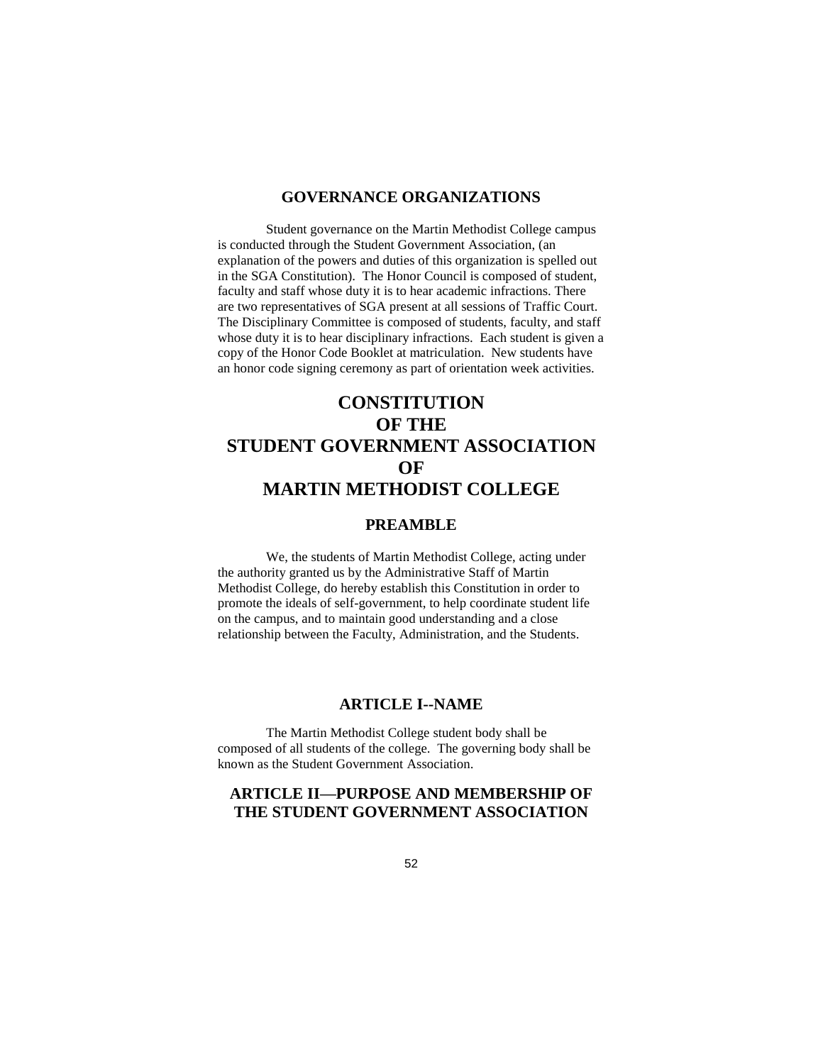## GOVERNANCE ORGANIZATIONS

Student governance on the Martin Methodist College campus is conducted through the Student Government Association, (an explanation of the powers and duties of this organization is spelled out in the SGA Constitution). The Honor Council is composed of student, faculty and staff whose duty it is to hear academic infractions. There are two representatives of SGA present at all sessions of Traffic Court. The Disciplinary Committee is composed of students, faculty, and staff whose duty it is to hear disciplinary infractions. Each student is given a copy of the Honor Code Booklet at matriculation. New students have an honor code signing ceremony as part of orientation week activities.

# CONSTITUTION OF THE STUDENT GOVERNMENT ASSOCIATION OF MARTIN METHODIST COLLEGE

## PREAMBLE

We, the students of Martin Methodist College, acting under the authority granted us by the Administrative Staff of Martin Methodist College, do hereby establish this Constitution in order to promote the ideals of self-government, to help coordinate student life on the campus, and to maintain good understanding and a close relationship between the Faculty, Administration, and the Students.

## ARTICLE I--NAME

The Martin Methodist College student body shall be composed of all students of the college. The governing body shall be known as the Student Government Association.

## ARTICLE II—PURPOSE AND MEMBERSHIP OF THE STUDENT GOVERNMENT ASSOCIATION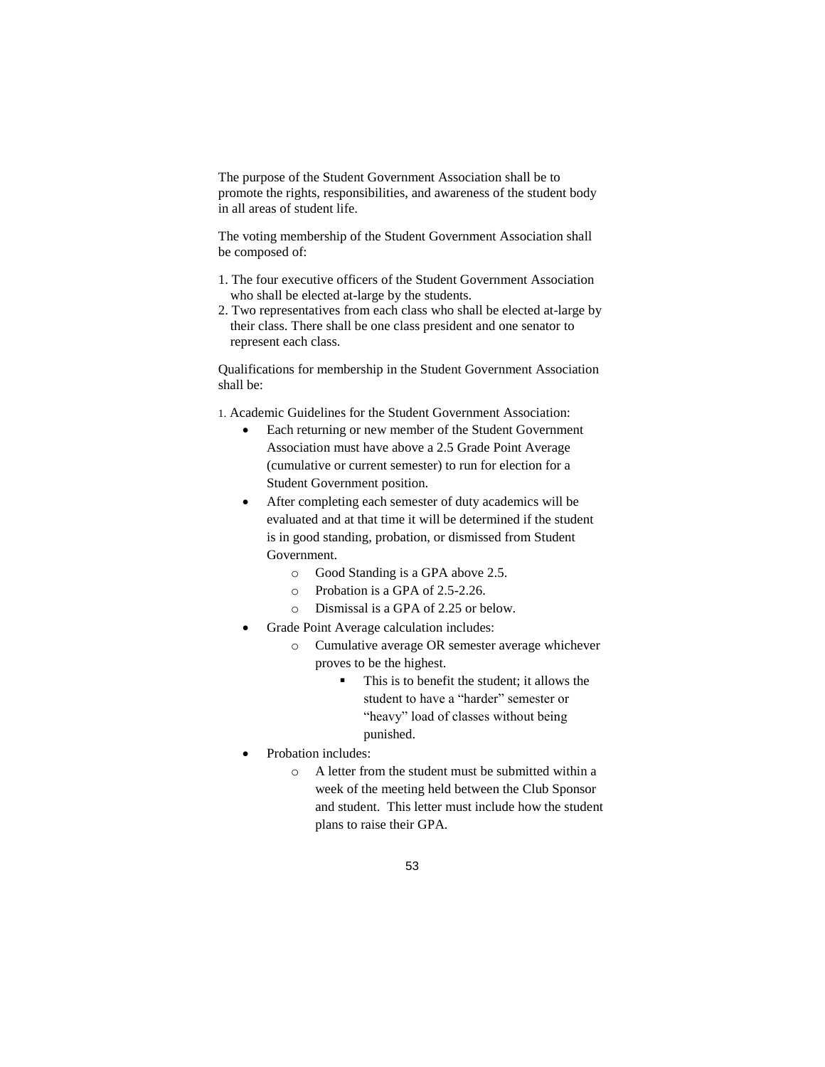The purpose of the Student Government Association shall be to promote the rights, responsibilities, and awareness of the student body in all areas of student life.

The voting membership of the Student Government Association shall be composed of:

1. The four executive officers of the Student Government Association who shall be elected at-large by the students.
2. Two representatives from each class who shall be elected at-large by their class. There shall be one class president and one senator to represent each class.

Qualifications for membership in the Student Government Association shall be:

1. Academic Guidelines for the Student Government Association:
   - Each returning or new member of the Student Government Association must have above a 2.5 Grade Point Average (cumulative or current semester) to run for election for a Student Government position.
   - After completing each semester of duty academics will be evaluated and at that time it will be determined if the student is in good standing, probation, or dismissed from Student Government.
     - Good Standing is a GPA above 2.5.
     - Probation is a GPA of 2.5-2.26.
     - Dismissal is a GPA of 2.25 or below.
   - Grade Point Average calculation includes:
     - Cumulative average OR semester average whichever proves to be the highest.
       - This is to benefit the student; it allows the student to have a "harder" semester or "heavy" load of classes without being punished.
   - Probation includes:
     - A letter from the student must be submitted within a week of the meeting held between the Club Sponsor and student. This letter must include how the student plans to raise their GPA.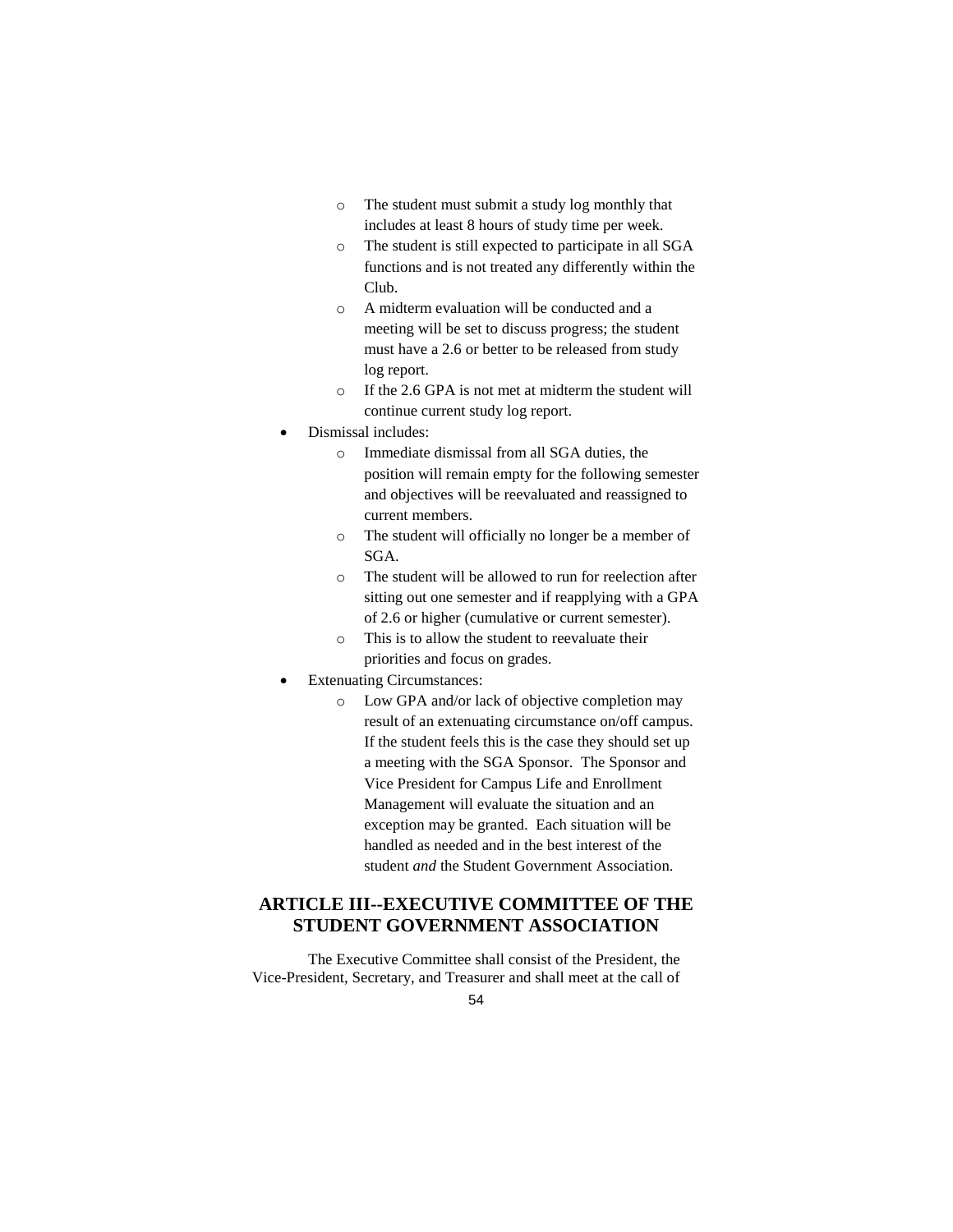- The student must submit a study log monthly that includes at least 8 hours of study time per week.
    - The student is still expected to participate in all SGA functions and is not treated any differently within the Club.
    - A midterm evaluation will be conducted and a meeting will be set to discuss progress; the student must have a 2.6 or better to be released from study log report.
    - If the 2.6 GPA is not met at midterm the student will continue current study log report.
- Dismissal includes:
    - Immediate dismissal from all SGA duties, the position will remain empty for the following semester and objectives will be reevaluated and reassigned to current members.
    - The student will officially no longer be a member of SGA.
    - The student will be allowed to run for reelection after sitting out one semester and if reapplying with a GPA of 2.6 or higher (cumulative or current semester).
    - This is to allow the student to reevaluate their priorities and focus on grades.
- Extenuating Circumstances:
    - Low GPA and/or lack of objective completion may result of an extenuating circumstance on/off campus. If the student feels this is the case they should set up a meeting with the SGA Sponsor. The Sponsor and Vice President for Campus Life and Enrollment Management will evaluate the situation and an exception may be granted. Each situation will be handled as needed and in the best interest of the student *and* the Student Government Association.

## ARTICLE III--EXECUTIVE COMMITTEE OF THE STUDENT GOVERNMENT ASSOCIATION

The Executive Committee shall consist of the President, the Vice-President, Secretary, and Treasurer and shall meet at the call of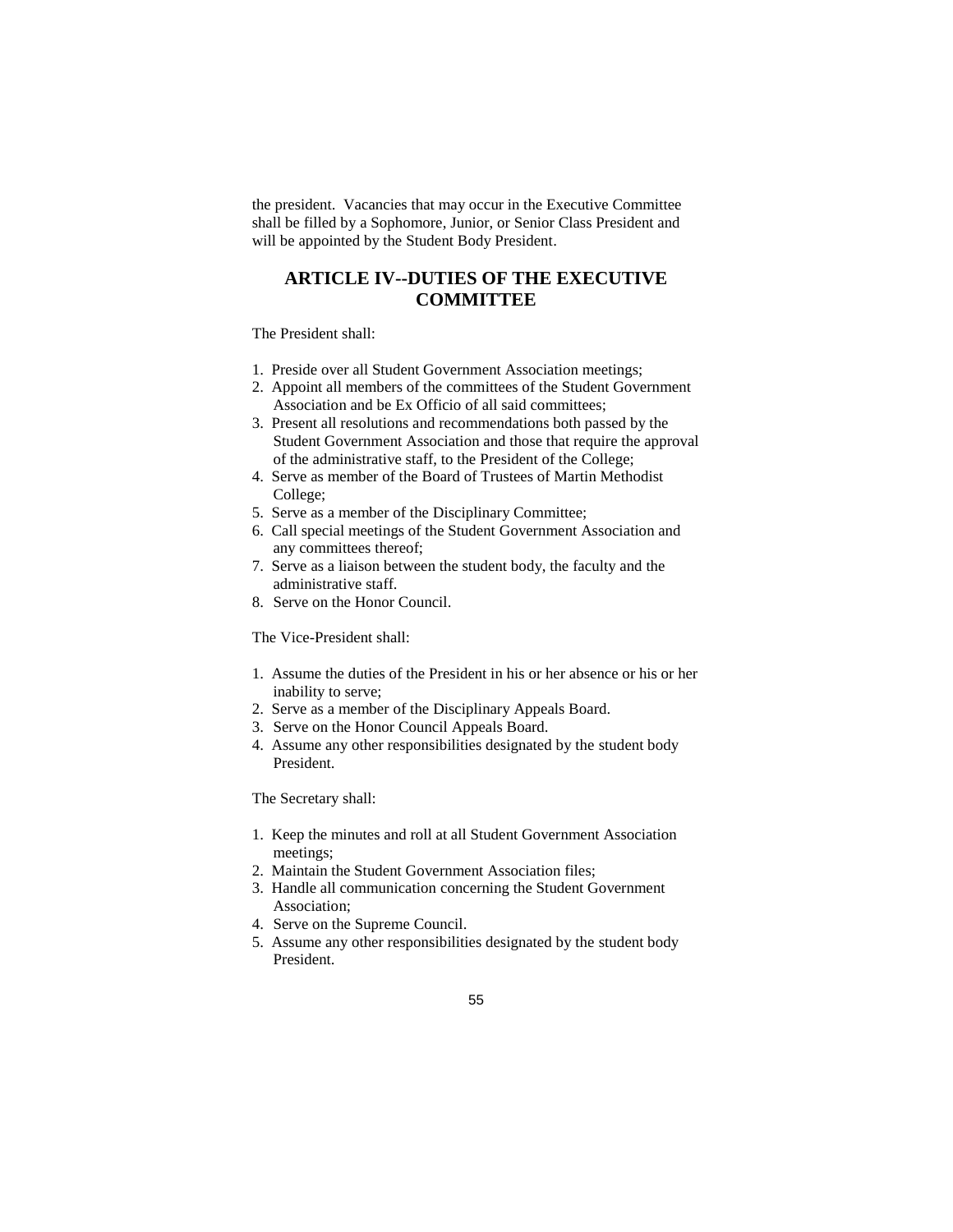the president. Vacancies that may occur in the Executive Committee shall be filled by a Sophomore, Junior, or Senior Class President and will be appointed by the Student Body President.

## ARTICLE IV--DUTIES OF THE EXECUTIVE COMMITTEE

The President shall:

1. Preside over all Student Government Association meetings;
2. Appoint all members of the committees of the Student Government Association and be Ex Officio of all said committees;
3. Present all resolutions and recommendations both passed by the Student Government Association and those that require the approval of the administrative staff, to the President of the College;
4. Serve as member of the Board of Trustees of Martin Methodist College;
5. Serve as a member of the Disciplinary Committee;
6. Call special meetings of the Student Government Association and any committees thereof;
7. Serve as a liaison between the student body, the faculty and the administrative staff.
8. Serve on the Honor Council.

The Vice-President shall:

1. Assume the duties of the President in his or her absence or his or her inability to serve;
2. Serve as a member of the Disciplinary Appeals Board.
3. Serve on the Honor Council Appeals Board.
4. Assume any other responsibilities designated by the student body President.

The Secretary shall:

1. Keep the minutes and roll at all Student Government Association meetings;
2. Maintain the Student Government Association files;
3. Handle all communication concerning the Student Government Association;
4. Serve on the Supreme Council.
5. Assume any other responsibilities designated by the student body President.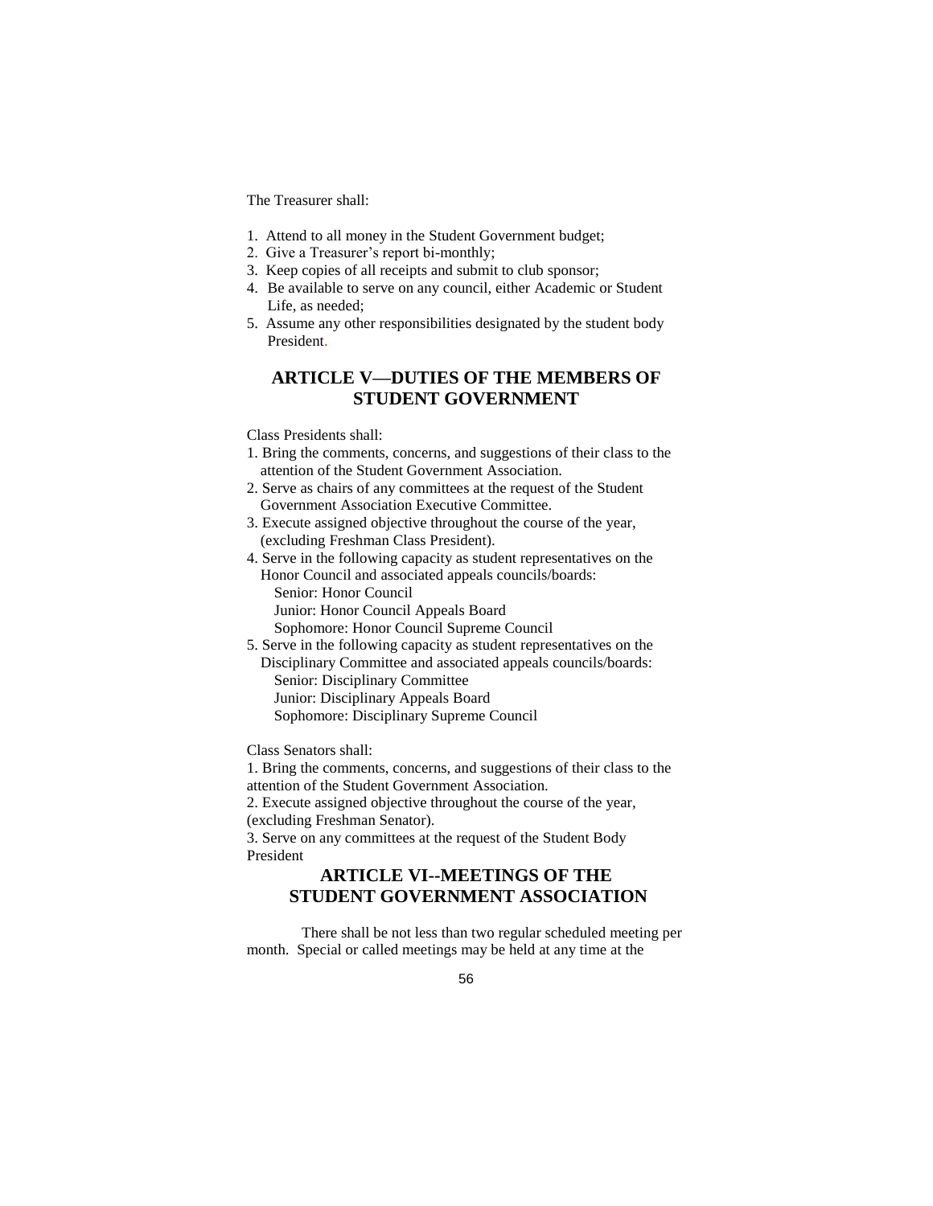The Treasurer shall:

1. Attend to all money in the Student Government budget;
2. Give a Treasurer's report bi-monthly;
3. Keep copies of all receipts and submit to club sponsor;
4. Be available to serve on any council, either Academic or Student Life, as needed;
5. Assume any other responsibilities designated by the student body President.

## ARTICLE V—DUTIES OF THE MEMBERS OF STUDENT GOVERNMENT

Class Presidents shall:

1. Bring the comments, concerns, and suggestions of their class to the attention of the Student Government Association.
2. Serve as chairs of any committees at the request of the Student Government Association Executive Committee.
3. Execute assigned objective throughout the course of the year, (excluding Freshman Class President).
4. Serve in the following capacity as student representatives on the Honor Council and associated appeals councils/boards:
   - Senior: Honor Council
   - Junior: Honor Council Appeals Board
   - Sophomore: Honor Council Supreme Council
5. Serve in the following capacity as student representatives on the Disciplinary Committee and associated appeals councils/boards:
   - Senior: Disciplinary Committee
   - Junior: Disciplinary Appeals Board
   - Sophomore: Disciplinary Supreme Council

Class Senators shall:

1. Bring the comments, concerns, and suggestions of their class to the attention of the Student Government Association.
2. Execute assigned objective throughout the course of the year, (excluding Freshman Senator).
3. Serve on any committees at the request of the Student Body President

## ARTICLE VI--MEETINGS OF THE STUDENT GOVERNMENT ASSOCIATION

There shall be not less than two regular scheduled meeting per month. Special or called meetings may be held at any time at the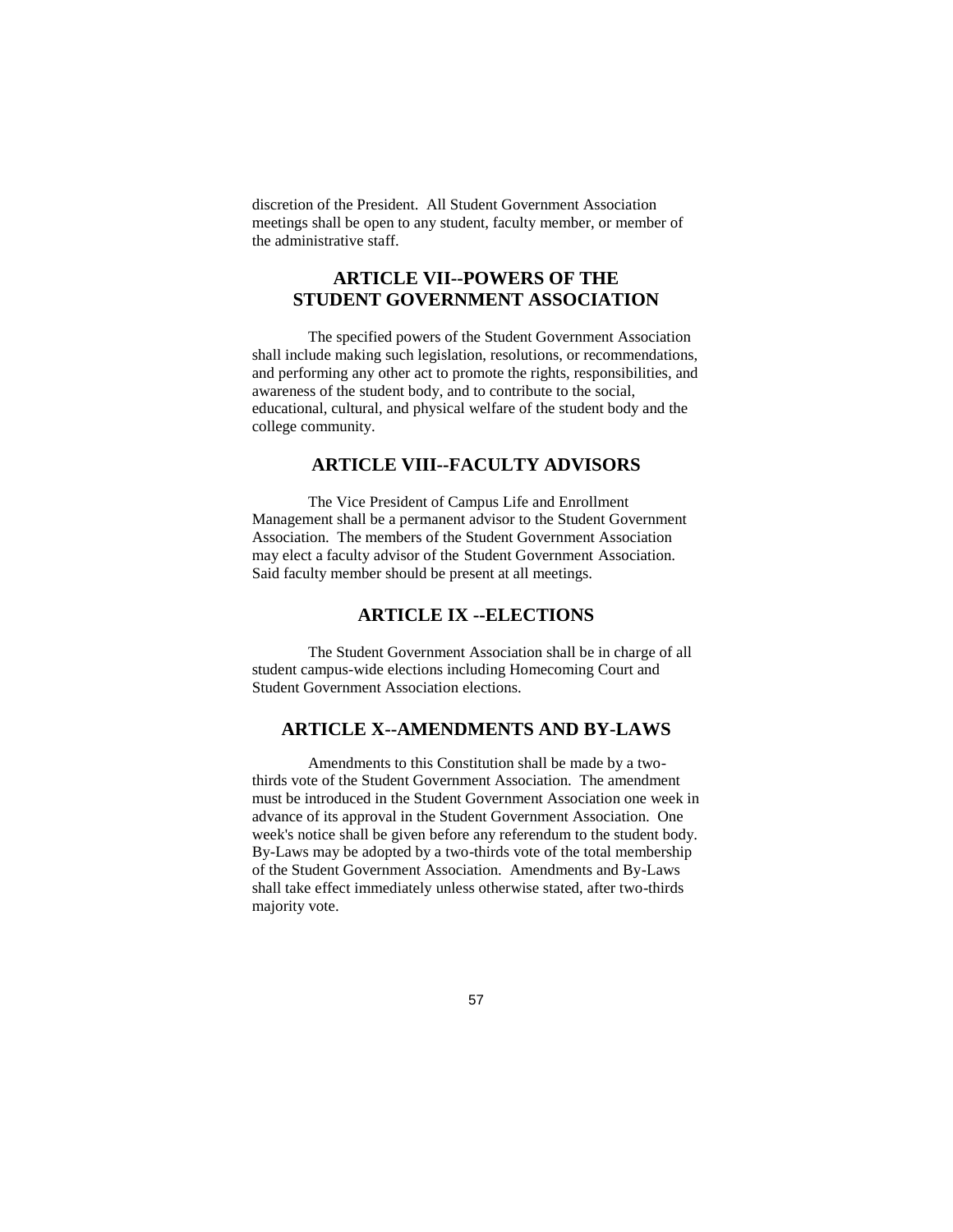discretion of the President. All Student Government Association meetings shall be open to any student, faculty member, or member of the administrative staff.

## ARTICLE VII--POWERS OF THE STUDENT GOVERNMENT ASSOCIATION

The specified powers of the Student Government Association shall include making such legislation, resolutions, or recommendations, and performing any other act to promote the rights, responsibilities, and awareness of the student body, and to contribute to the social, educational, cultural, and physical welfare of the student body and the college community.

## ARTICLE VIII--FACULTY ADVISORS

The Vice President of Campus Life and Enrollment Management shall be a permanent advisor to the Student Government Association. The members of the Student Government Association may elect a faculty advisor of the Student Government Association. Said faculty member should be present at all meetings.

## ARTICLE IX --ELECTIONS

The Student Government Association shall be in charge of all student campus-wide elections including Homecoming Court and Student Government Association elections.

## ARTICLE X--AMENDMENTS AND BY-LAWS

Amendments to this Constitution shall be made by a two-thirds vote of the Student Government Association. The amendment must be introduced in the Student Government Association one week in advance of its approval in the Student Government Association. One week's notice shall be given before any referendum to the student body. By-Laws may be adopted by a two-thirds vote of the total membership of the Student Government Association. Amendments and By-Laws shall take effect immediately unless otherwise stated, after two-thirds majority vote.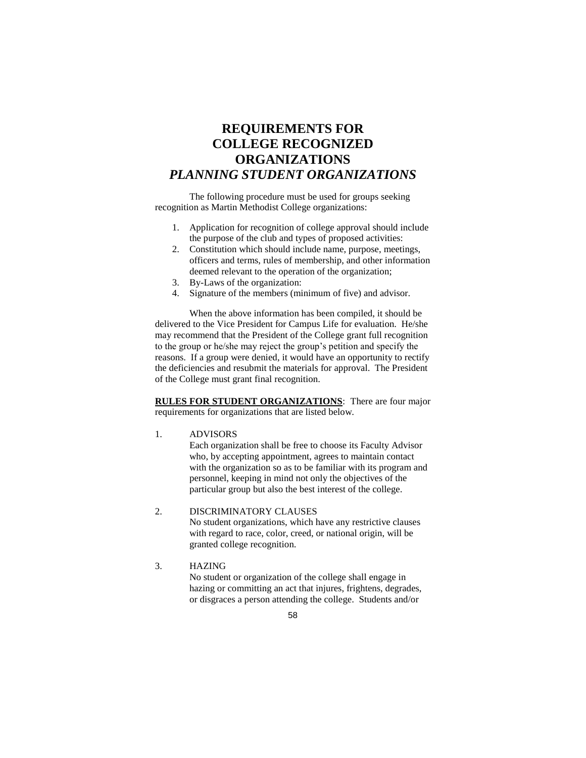# REQUIREMENTS FOR COLLEGE RECOGNIZED ORGANIZATIONS

## *PLANNING STUDENT ORGANIZATIONS*

The following procedure must be used for groups seeking recognition as Martin Methodist College organizations:

1. Application for recognition of college approval should include the purpose of the club and types of proposed activities:
2. Constitution which should include name, purpose, meetings, officers and terms, rules of membership, and other information deemed relevant to the operation of the organization;
3. By-Laws of the organization:
4. Signature of the members (minimum of five) and advisor.

When the above information has been compiled, it should be delivered to the Vice President for Campus Life for evaluation. He/she may recommend that the President of the College grant full recognition to the group or he/she may reject the group's petition and specify the reasons. If a group were denied, it would have an opportunity to rectify the deficiencies and resubmit the materials for approval. The President of the College must grant final recognition.

**RULES FOR STUDENT ORGANIZATIONS**: There are four major requirements for organizations that are listed below.

1. ADVISORS

   Each organization shall be free to choose its Faculty Advisor who, by accepting appointment, agrees to maintain contact with the organization so as to be familiar with its program and personnel, keeping in mind not only the objectives of the particular group but also the best interest of the college.

2. DISCRIMINATORY CLAUSES

   No student organizations, which have any restrictive clauses with regard to race, color, creed, or national origin, will be granted college recognition.

3. HAZING

   No student or organization of the college shall engage in hazing or committing an act that injures, frightens, degrades, or disgraces a person attending the college. Students and/or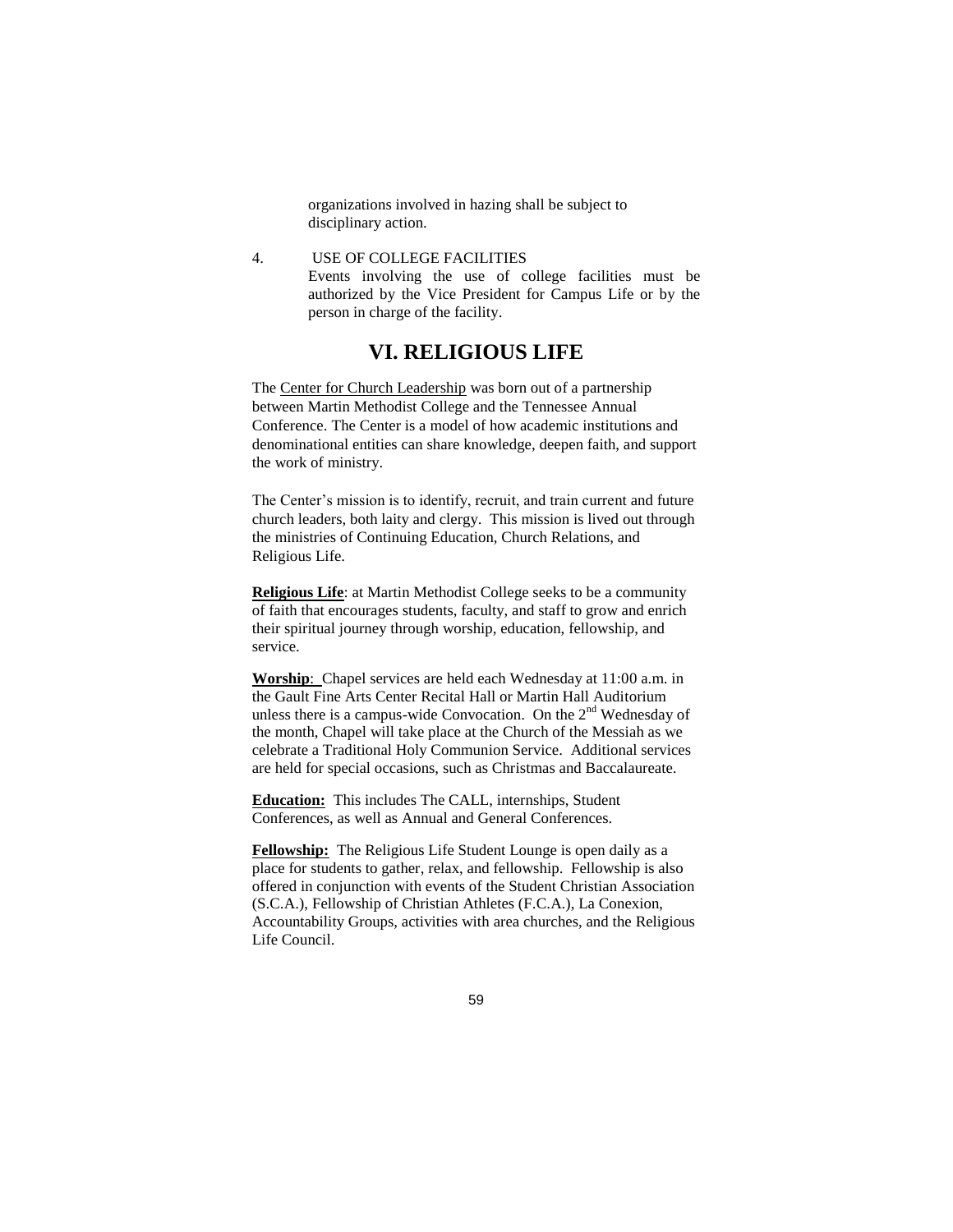organizations involved in hazing shall be subject to disciplinary action.

4. USE OF COLLEGE FACILITIES
   Events involving the use of college facilities must be authorized by the Vice President for Campus Life or by the person in charge of the facility.

# VI. RELIGIOUS LIFE

The Center for Church Leadership was born out of a partnership between Martin Methodist College and the Tennessee Annual Conference. The Center is a model of how academic institutions and denominational entities can share knowledge, deepen faith, and support the work of ministry.

The Center's mission is to identify, recruit, and train current and future church leaders, both laity and clergy. This mission is lived out through the ministries of Continuing Education, Church Relations, and Religious Life.

**Religious Life**: at Martin Methodist College seeks to be a community of faith that encourages students, faculty, and staff to grow and enrich their spiritual journey through worship, education, fellowship, and service.

**Worship**: Chapel services are held each Wednesday at 11:00 a.m. in the Gault Fine Arts Center Recital Hall or Martin Hall Auditorium unless there is a campus-wide Convocation. On the 2nd Wednesday of the month, Chapel will take place at the Church of the Messiah as we celebrate a Traditional Holy Communion Service. Additional services are held for special occasions, such as Christmas and Baccalaureate.

**Education:** This includes The CALL, internships, Student Conferences, as well as Annual and General Conferences.

**Fellowship:** The Religious Life Student Lounge is open daily as a place for students to gather, relax, and fellowship. Fellowship is also offered in conjunction with events of the Student Christian Association (S.C.A.), Fellowship of Christian Athletes (F.C.A.), La Conexion, Accountability Groups, activities with area churches, and the Religious Life Council.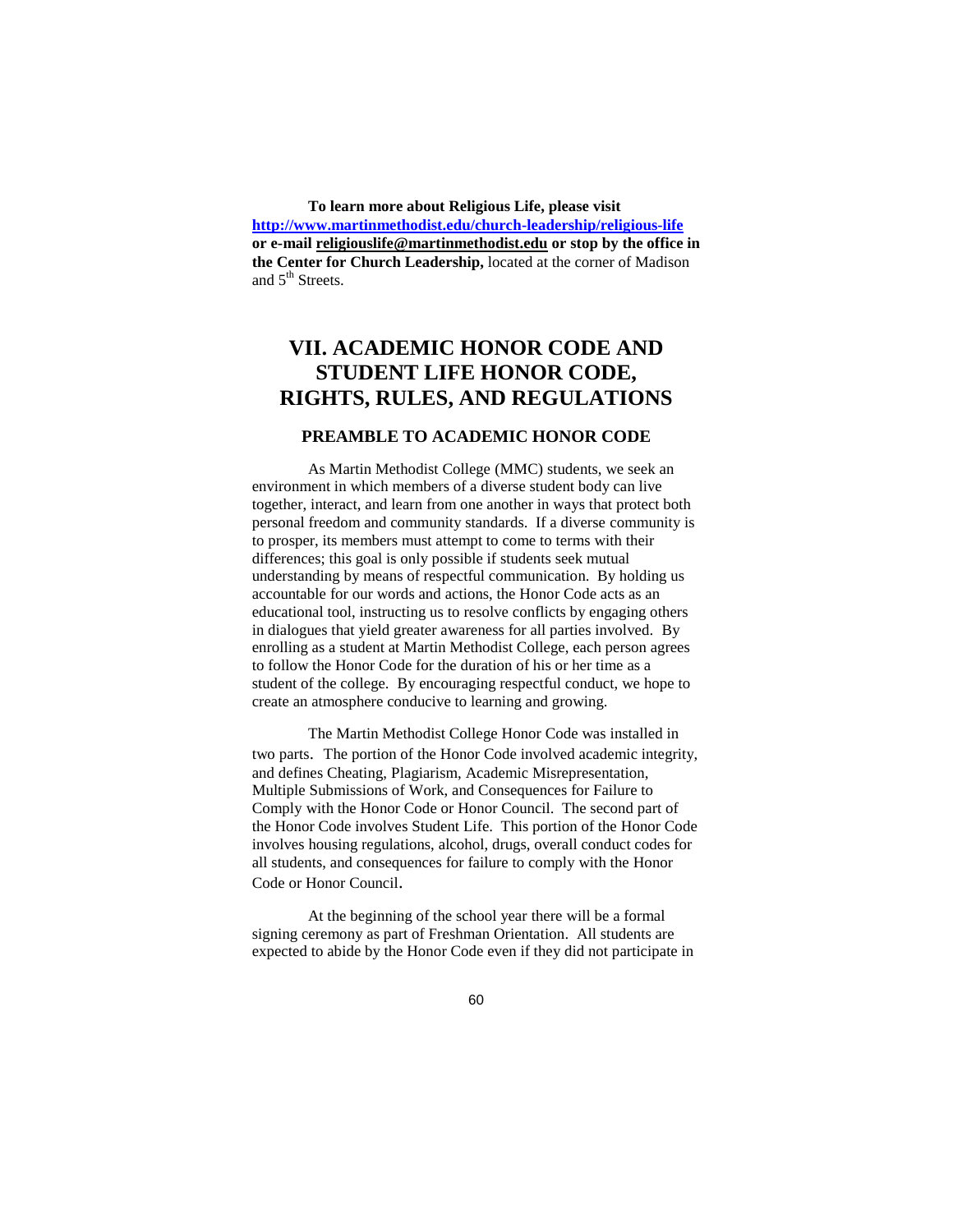**To learn more about Religious Life, please visit** **http://www.martinmethodist.edu/church-leadership/religious-life** **or e-mail religiouslife@martinmethodist.edu or stop by the office in the Center for Church Leadership,** located at the corner of Madison and 5th Streets.

# VII. ACADEMIC HONOR CODE AND STUDENT LIFE HONOR CODE, RIGHTS, RULES, AND REGULATIONS

## PREAMBLE TO ACADEMIC HONOR CODE

As Martin Methodist College (MMC) students, we seek an environment in which members of a diverse student body can live together, interact, and learn from one another in ways that protect both personal freedom and community standards. If a diverse community is to prosper, its members must attempt to come to terms with their differences; this goal is only possible if students seek mutual understanding by means of respectful communication. By holding us accountable for our words and actions, the Honor Code acts as an educational tool, instructing us to resolve conflicts by engaging others in dialogues that yield greater awareness for all parties involved. By enrolling as a student at Martin Methodist College, each person agrees to follow the Honor Code for the duration of his or her time as a student of the college. By encouraging respectful conduct, we hope to create an atmosphere conducive to learning and growing.

The Martin Methodist College Honor Code was installed in two parts. The portion of the Honor Code involved academic integrity, and defines Cheating, Plagiarism, Academic Misrepresentation, Multiple Submissions of Work, and Consequences for Failure to Comply with the Honor Code or Honor Council. The second part of the Honor Code involves Student Life. This portion of the Honor Code involves housing regulations, alcohol, drugs, overall conduct codes for all students, and consequences for failure to comply with the Honor Code or Honor Council.

At the beginning of the school year there will be a formal signing ceremony as part of Freshman Orientation. All students are expected to abide by the Honor Code even if they did not participate in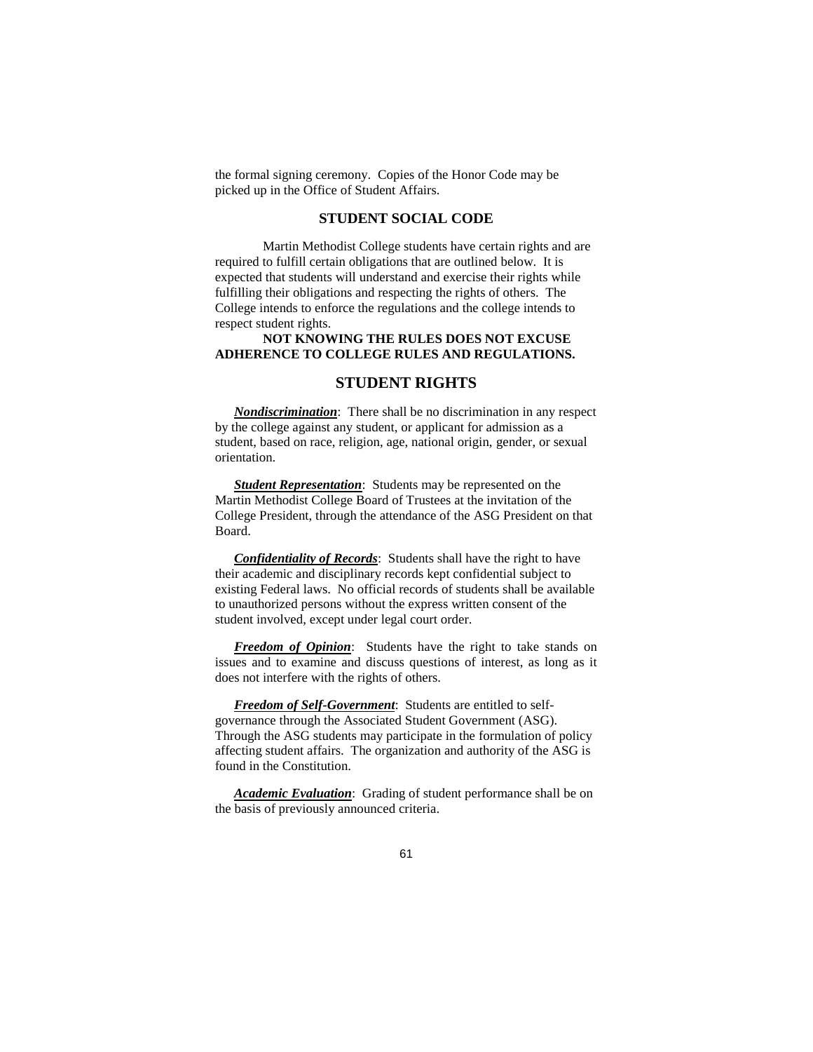the formal signing ceremony. Copies of the Honor Code may be picked up in the Office of Student Affairs.

## STUDENT SOCIAL CODE

Martin Methodist College students have certain rights and are required to fulfill certain obligations that are outlined below. It is expected that students will understand and exercise their rights while fulfilling their obligations and respecting the rights of others. The College intends to enforce the regulations and the college intends to respect student rights.

**NOT KNOWING THE RULES DOES NOT EXCUSE ADHERENCE TO COLLEGE RULES AND REGULATIONS.**

## STUDENT RIGHTS

***Nondiscrimination***: There shall be no discrimination in any respect by the college against any student, or applicant for admission as a student, based on race, religion, age, national origin, gender, or sexual orientation.

***Student Representation***: Students may be represented on the Martin Methodist College Board of Trustees at the invitation of the College President, through the attendance of the ASG President on that Board.

***Confidentiality of Records***: Students shall have the right to have their academic and disciplinary records kept confidential subject to existing Federal laws. No official records of students shall be available to unauthorized persons without the express written consent of the student involved, except under legal court order.

***Freedom of Opinion***: Students have the right to take stands on issues and to examine and discuss questions of interest, as long as it does not interfere with the rights of others.

***Freedom of Self-Government***: Students are entitled to self-governance through the Associated Student Government (ASG). Through the ASG students may participate in the formulation of policy affecting student affairs. The organization and authority of the ASG is found in the Constitution.

***Academic Evaluation***: Grading of student performance shall be on the basis of previously announced criteria.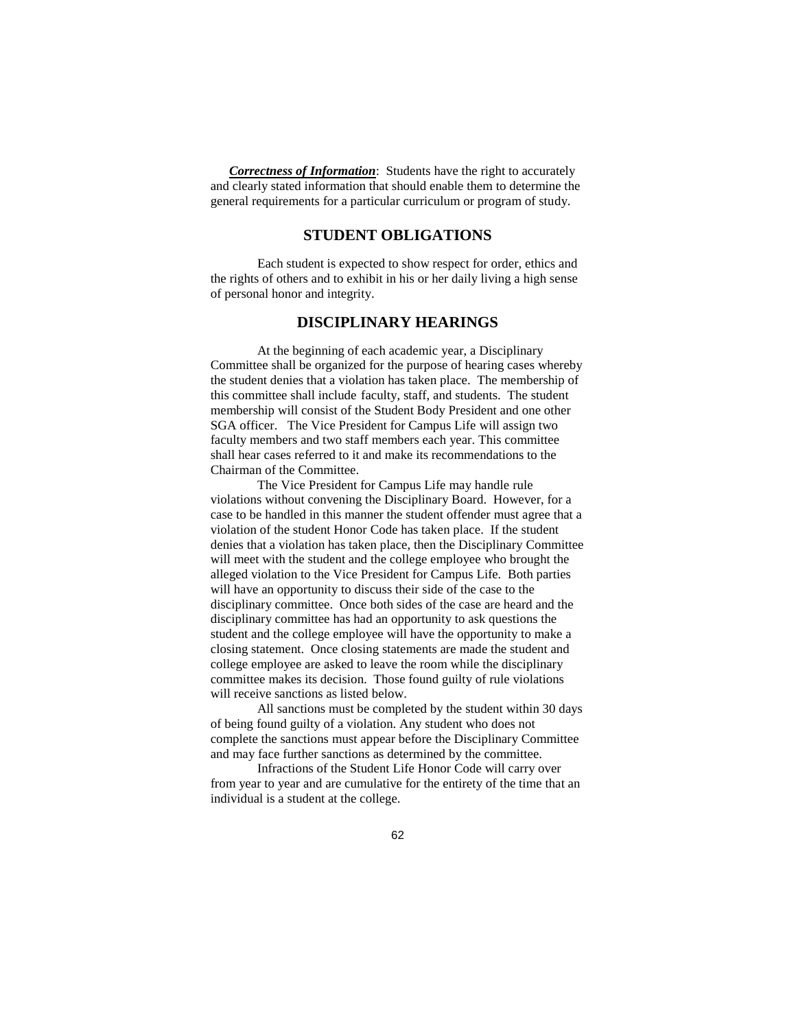***Correctness of Information***: Students have the right to accurately and clearly stated information that should enable them to determine the general requirements for a particular curriculum or program of study.

## STUDENT OBLIGATIONS

Each student is expected to show respect for order, ethics and the rights of others and to exhibit in his or her daily living a high sense of personal honor and integrity.

## DISCIPLINARY HEARINGS

At the beginning of each academic year, a Disciplinary Committee shall be organized for the purpose of hearing cases whereby the student denies that a violation has taken place. The membership of this committee shall include faculty, staff, and students. The student membership will consist of the Student Body President and one other SGA officer. The Vice President for Campus Life will assign two faculty members and two staff members each year. This committee shall hear cases referred to it and make its recommendations to the Chairman of the Committee.

The Vice President for Campus Life may handle rule violations without convening the Disciplinary Board. However, for a case to be handled in this manner the student offender must agree that a violation of the student Honor Code has taken place. If the student denies that a violation has taken place, then the Disciplinary Committee will meet with the student and the college employee who brought the alleged violation to the Vice President for Campus Life. Both parties will have an opportunity to discuss their side of the case to the disciplinary committee. Once both sides of the case are heard and the disciplinary committee has had an opportunity to ask questions the student and the college employee will have the opportunity to make a closing statement. Once closing statements are made the student and college employee are asked to leave the room while the disciplinary committee makes its decision. Those found guilty of rule violations will receive sanctions as listed below.

All sanctions must be completed by the student within 30 days of being found guilty of a violation. Any student who does not complete the sanctions must appear before the Disciplinary Committee and may face further sanctions as determined by the committee.

Infractions of the Student Life Honor Code will carry over from year to year and are cumulative for the entirety of the time that an individual is a student at the college.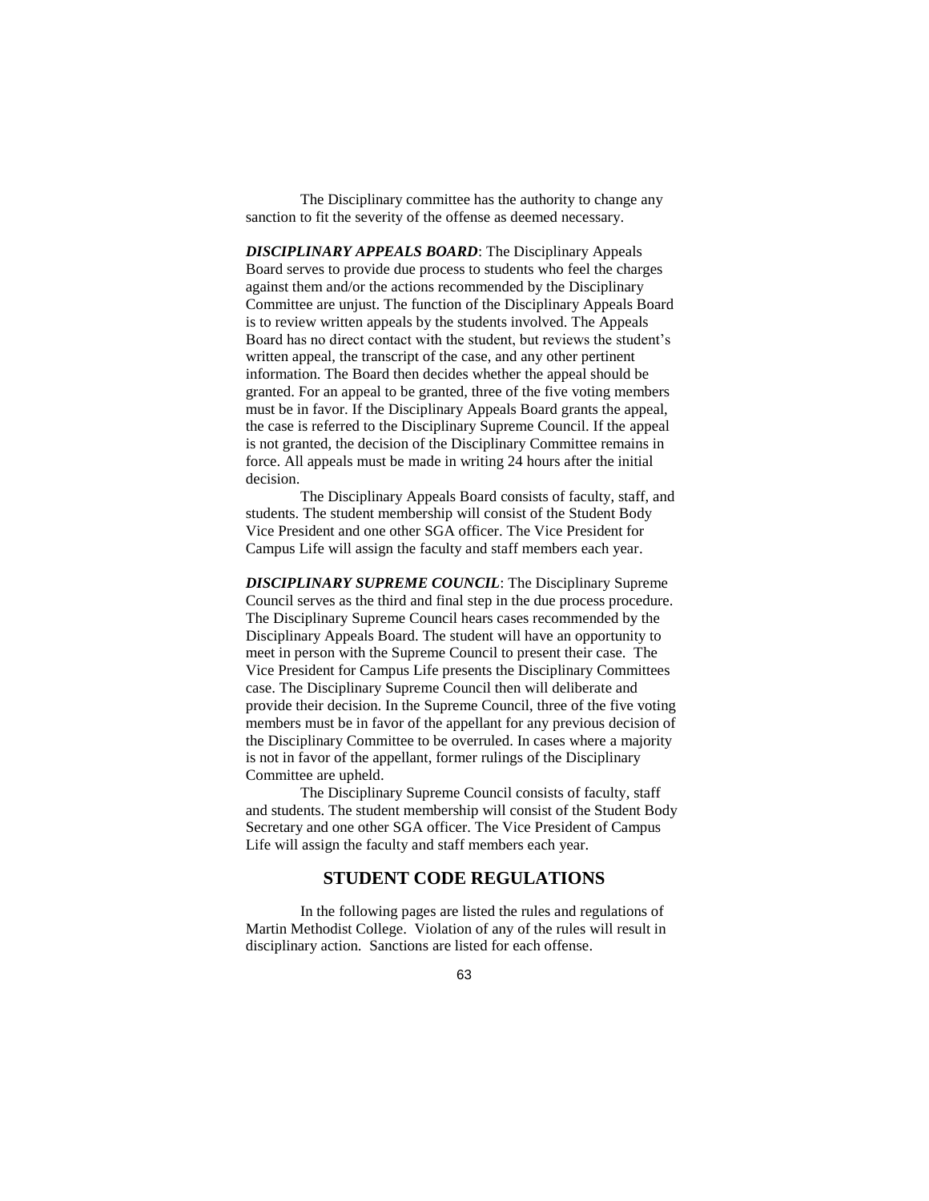The Disciplinary committee has the authority to change any sanction to fit the severity of the offense as deemed necessary.

***DISCIPLINARY APPEALS BOARD***: The Disciplinary Appeals Board serves to provide due process to students who feel the charges against them and/or the actions recommended by the Disciplinary Committee are unjust. The function of the Disciplinary Appeals Board is to review written appeals by the students involved. The Appeals Board has no direct contact with the student, but reviews the student's written appeal, the transcript of the case, and any other pertinent information. The Board then decides whether the appeal should be granted. For an appeal to be granted, three of the five voting members must be in favor. If the Disciplinary Appeals Board grants the appeal, the case is referred to the Disciplinary Supreme Council. If the appeal is not granted, the decision of the Disciplinary Committee remains in force. All appeals must be made in writing 24 hours after the initial decision.

The Disciplinary Appeals Board consists of faculty, staff, and students. The student membership will consist of the Student Body Vice President and one other SGA officer. The Vice President for Campus Life will assign the faculty and staff members each year.

***DISCIPLINARY SUPREME COUNCIL***: The Disciplinary Supreme Council serves as the third and final step in the due process procedure. The Disciplinary Supreme Council hears cases recommended by the Disciplinary Appeals Board. The student will have an opportunity to meet in person with the Supreme Council to present their case. The Vice President for Campus Life presents the Disciplinary Committees case. The Disciplinary Supreme Council then will deliberate and provide their decision. In the Supreme Council, three of the five voting members must be in favor of the appellant for any previous decision of the Disciplinary Committee to be overruled. In cases where a majority is not in favor of the appellant, former rulings of the Disciplinary Committee are upheld.

The Disciplinary Supreme Council consists of faculty, staff and students. The student membership will consist of the Student Body Secretary and one other SGA officer. The Vice President of Campus Life will assign the faculty and staff members each year.

## STUDENT CODE REGULATIONS

In the following pages are listed the rules and regulations of Martin Methodist College. Violation of any of the rules will result in disciplinary action. Sanctions are listed for each offense.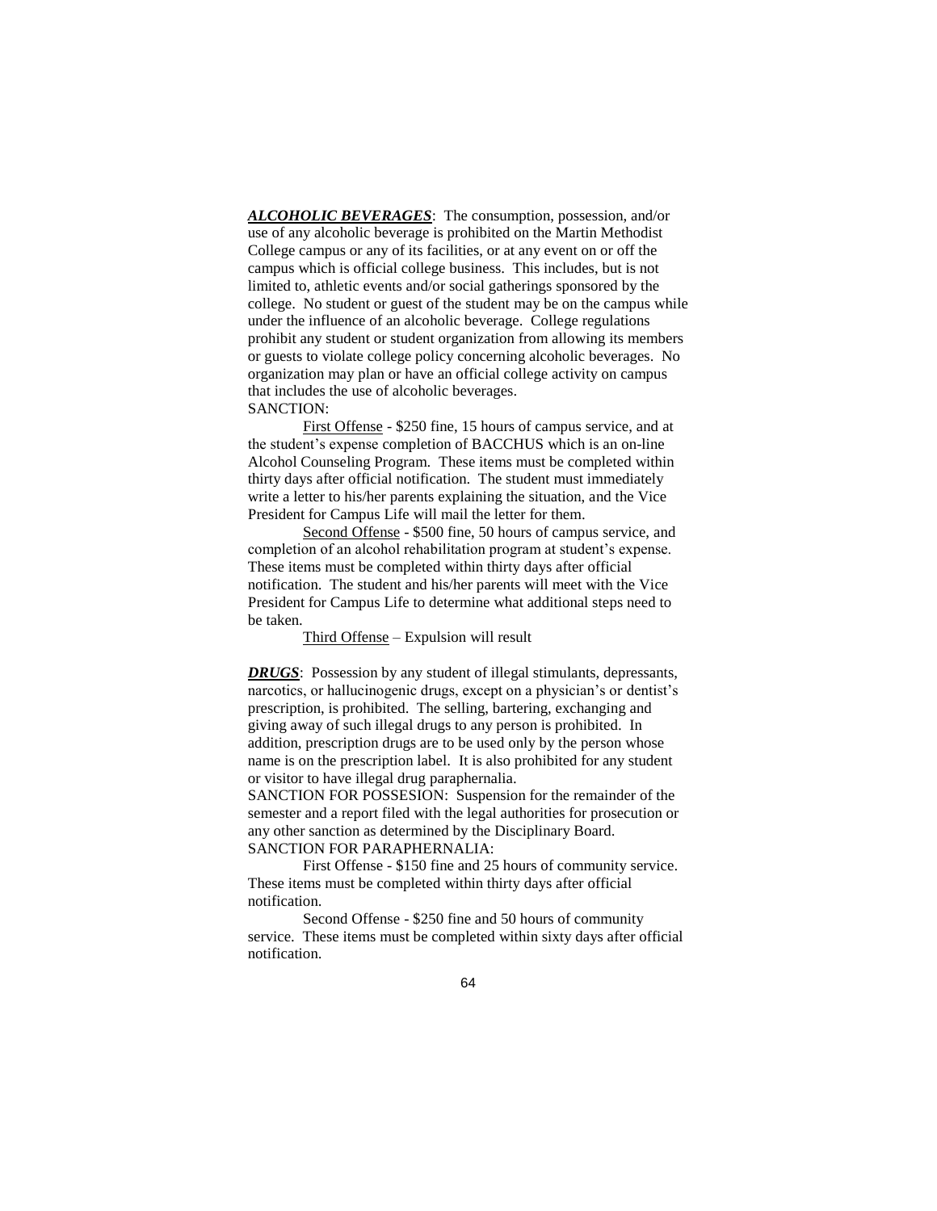***<u>ALCOHOLIC BEVERAGES</u>***: The consumption, possession, and/or use of any alcoholic beverage is prohibited on the Martin Methodist College campus or any of its facilities, or at any event on or off the campus which is official college business. This includes, but is not limited to, athletic events and/or social gatherings sponsored by the college. No student or guest of the student may be on the campus while under the influence of an alcoholic beverage. College regulations prohibit any student or student organization from allowing its members or guests to violate college policy concerning alcoholic beverages. No organization may plan or have an official college activity on campus that includes the use of alcoholic beverages.
SANCTION:

<u>First Offense</u> - $250 fine, 15 hours of campus service, and at the student's expense completion of BACCHUS which is an on-line Alcohol Counseling Program. These items must be completed within thirty days after official notification. The student must immediately write a letter to his/her parents explaining the situation, and the Vice President for Campus Life will mail the letter for them.

<u>Second Offense</u> - $500 fine, 50 hours of campus service, and completion of an alcohol rehabilitation program at student's expense. These items must be completed within thirty days after official notification. The student and his/her parents will meet with the Vice President for Campus Life to determine what additional steps need to be taken.

<u>Third Offense</u> – Expulsion will result

***<u>DRUGS</u>***: Possession by any student of illegal stimulants, depressants, narcotics, or hallucinogenic drugs, except on a physician's or dentist's prescription, is prohibited. The selling, bartering, exchanging and giving away of such illegal drugs to any person is prohibited. In addition, prescription drugs are to be used only by the person whose name is on the prescription label. It is also prohibited for any student or visitor to have illegal drug paraphernalia.
SANCTION FOR POSSESION: Suspension for the remainder of the semester and a report filed with the legal authorities for prosecution or any other sanction as determined by the Disciplinary Board.
SANCTION FOR PARAPHERNALIA:

First Offense - $150 fine and 25 hours of community service. These items must be completed within thirty days after official notification.

Second Offense - $250 fine and 50 hours of community service. These items must be completed within sixty days after official notification.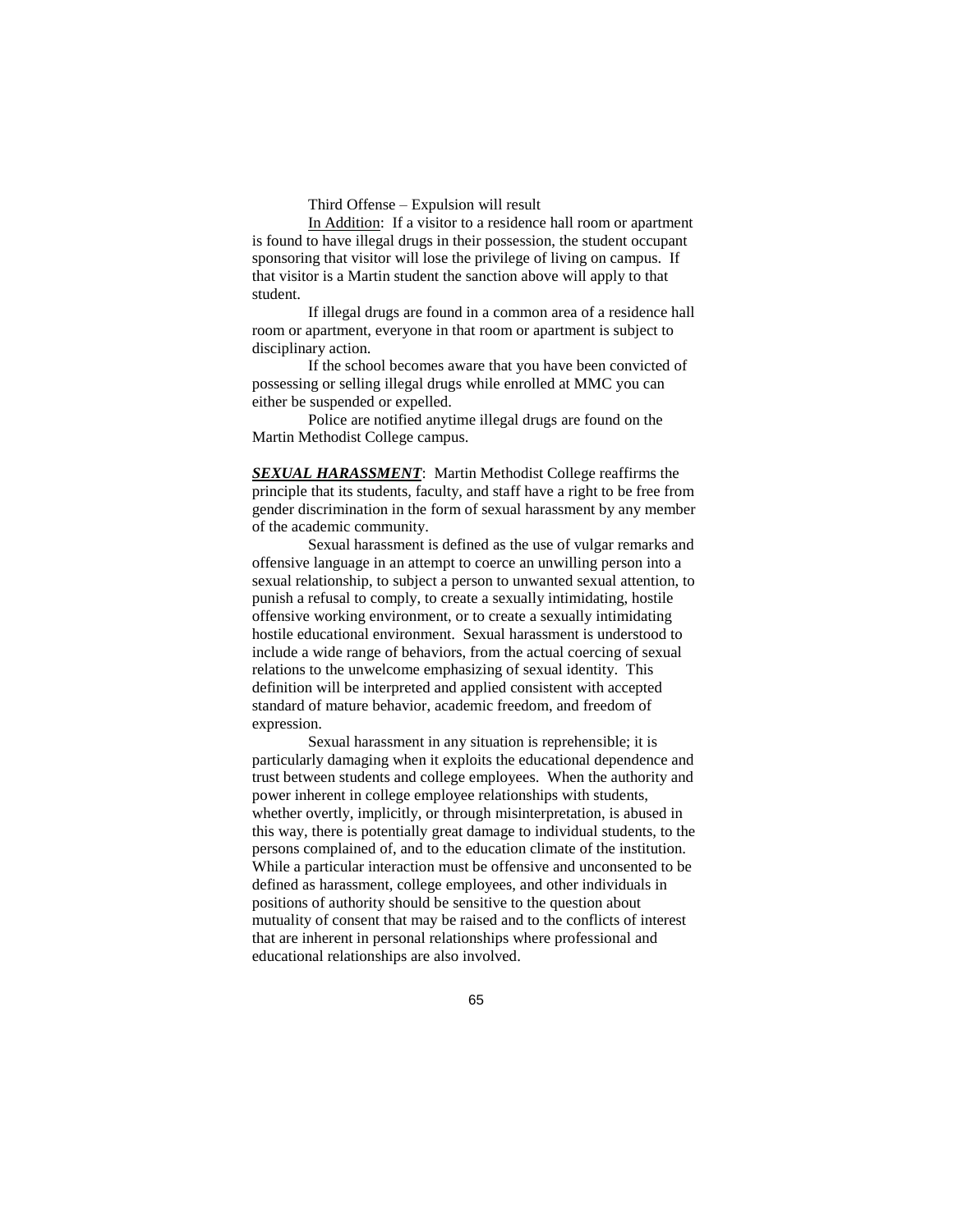Third Offense – Expulsion will result

In Addition: If a visitor to a residence hall room or apartment is found to have illegal drugs in their possession, the student occupant sponsoring that visitor will lose the privilege of living on campus. If that visitor is a Martin student the sanction above will apply to that student.

If illegal drugs are found in a common area of a residence hall room or apartment, everyone in that room or apartment is subject to disciplinary action.

If the school becomes aware that you have been convicted of possessing or selling illegal drugs while enrolled at MMC you can either be suspended or expelled.

Police are notified anytime illegal drugs are found on the Martin Methodist College campus.

***SEXUAL HARASSMENT***: Martin Methodist College reaffirms the principle that its students, faculty, and staff have a right to be free from gender discrimination in the form of sexual harassment by any member of the academic community.

Sexual harassment is defined as the use of vulgar remarks and offensive language in an attempt to coerce an unwilling person into a sexual relationship, to subject a person to unwanted sexual attention, to punish a refusal to comply, to create a sexually intimidating, hostile offensive working environment, or to create a sexually intimidating hostile educational environment. Sexual harassment is understood to include a wide range of behaviors, from the actual coercing of sexual relations to the unwelcome emphasizing of sexual identity. This definition will be interpreted and applied consistent with accepted standard of mature behavior, academic freedom, and freedom of expression.

Sexual harassment in any situation is reprehensible; it is particularly damaging when it exploits the educational dependence and trust between students and college employees. When the authority and power inherent in college employee relationships with students, whether overtly, implicitly, or through misinterpretation, is abused in this way, there is potentially great damage to individual students, to the persons complained of, and to the education climate of the institution. While a particular interaction must be offensive and unconsented to be defined as harassment, college employees, and other individuals in positions of authority should be sensitive to the question about mutuality of consent that may be raised and to the conflicts of interest that are inherent in personal relationships where professional and educational relationships are also involved.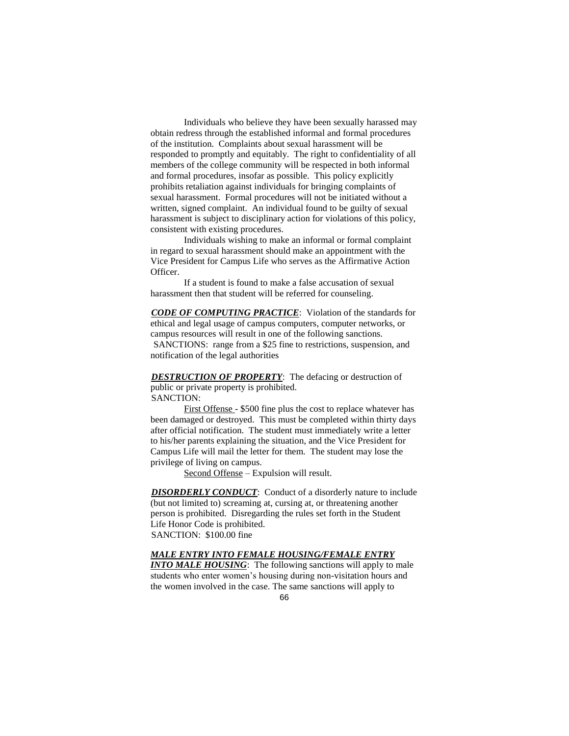Individuals who believe they have been sexually harassed may obtain redress through the established informal and formal procedures of the institution. Complaints about sexual harassment will be responded to promptly and equitably. The right to confidentiality of all members of the college community will be respected in both informal and formal procedures, insofar as possible. This policy explicitly prohibits retaliation against individuals for bringing complaints of sexual harassment. Formal procedures will not be initiated without a written, signed complaint. An individual found to be guilty of sexual harassment is subject to disciplinary action for violations of this policy, consistent with existing procedures.

Individuals wishing to make an informal or formal complaint in regard to sexual harassment should make an appointment with the Vice President for Campus Life who serves as the Affirmative Action Officer.

If a student is found to make a false accusation of sexual harassment then that student will be referred for counseling.

***CODE OF COMPUTING PRACTICE***: Violation of the standards for ethical and legal usage of campus computers, computer networks, or campus resources will result in one of the following sanctions.
SANCTIONS: range from a $25 fine to restrictions, suspension, and notification of the legal authorities

***DESTRUCTION OF PROPERTY***: The defacing or destruction of public or private property is prohibited.
SANCTION:

First Offense - $500 fine plus the cost to replace whatever has been damaged or destroyed. This must be completed within thirty days after official notification. The student must immediately write a letter to his/her parents explaining the situation, and the Vice President for Campus Life will mail the letter for them. The student may lose the privilege of living on campus.

Second Offense – Expulsion will result.

***DISORDERLY CONDUCT***: Conduct of a disorderly nature to include (but not limited to) screaming at, cursing at, or threatening another person is prohibited. Disregarding the rules set forth in the Student Life Honor Code is prohibited.
SANCTION: $100.00 fine

***MALE ENTRY INTO FEMALE HOUSING/FEMALE ENTRY INTO MALE HOUSING***: The following sanctions will apply to male students who enter women's housing during non-visitation hours and the women involved in the case. The same sanctions will apply to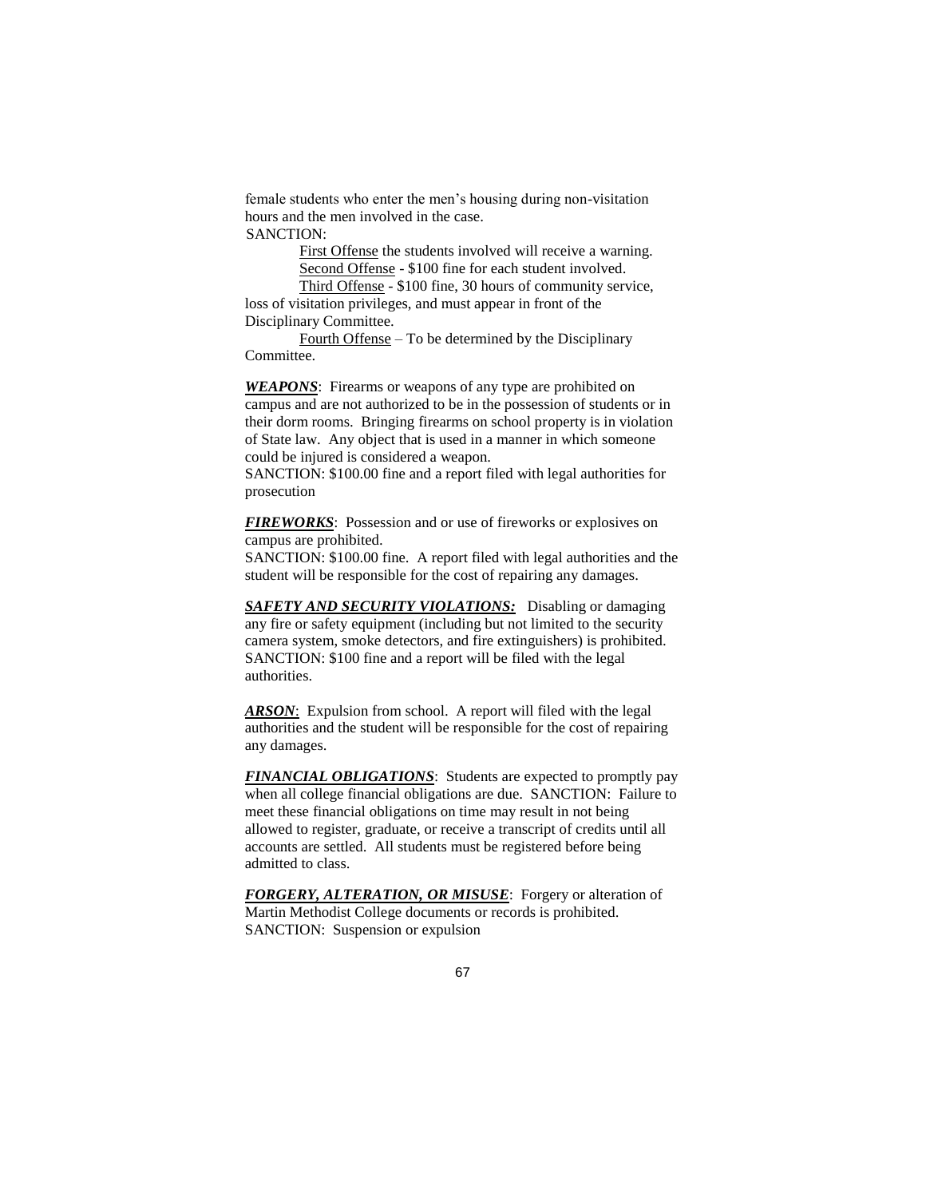female students who enter the men's housing during non-visitation hours and the men involved in the case.

SANCTION:

First Offense the students involved will receive a warning.
Second Offense - $100 fine for each student involved.
Third Offense - $100 fine, 30 hours of community service, loss of visitation privileges, and must appear in front of the Disciplinary Committee.
Fourth Offense – To be determined by the Disciplinary Committee.

***WEAPONS***: Firearms or weapons of any type are prohibited on campus and are not authorized to be in the possession of students or in their dorm rooms. Bringing firearms on school property is in violation of State law. Any object that is used in a manner in which someone could be injured is considered a weapon.
SANCTION: $100.00 fine and a report filed with legal authorities for prosecution

***FIREWORKS***: Possession and or use of fireworks or explosives on campus are prohibited.
SANCTION: $100.00 fine. A report filed with legal authorities and the student will be responsible for the cost of repairing any damages.

***SAFETY AND SECURITY VIOLATIONS:*** Disabling or damaging any fire or safety equipment (including but not limited to the security camera system, smoke detectors, and fire extinguishers) is prohibited.
SANCTION: $100 fine and a report will be filed with the legal authorities.

***ARSON***: Expulsion from school. A report will filed with the legal authorities and the student will be responsible for the cost of repairing any damages.

***FINANCIAL OBLIGATIONS***: Students are expected to promptly pay when all college financial obligations are due. SANCTION: Failure to meet these financial obligations on time may result in not being allowed to register, graduate, or receive a transcript of credits until all accounts are settled. All students must be registered before being admitted to class.

***FORGERY, ALTERATION, OR MISUSE***: Forgery or alteration of Martin Methodist College documents or records is prohibited.
SANCTION: Suspension or expulsion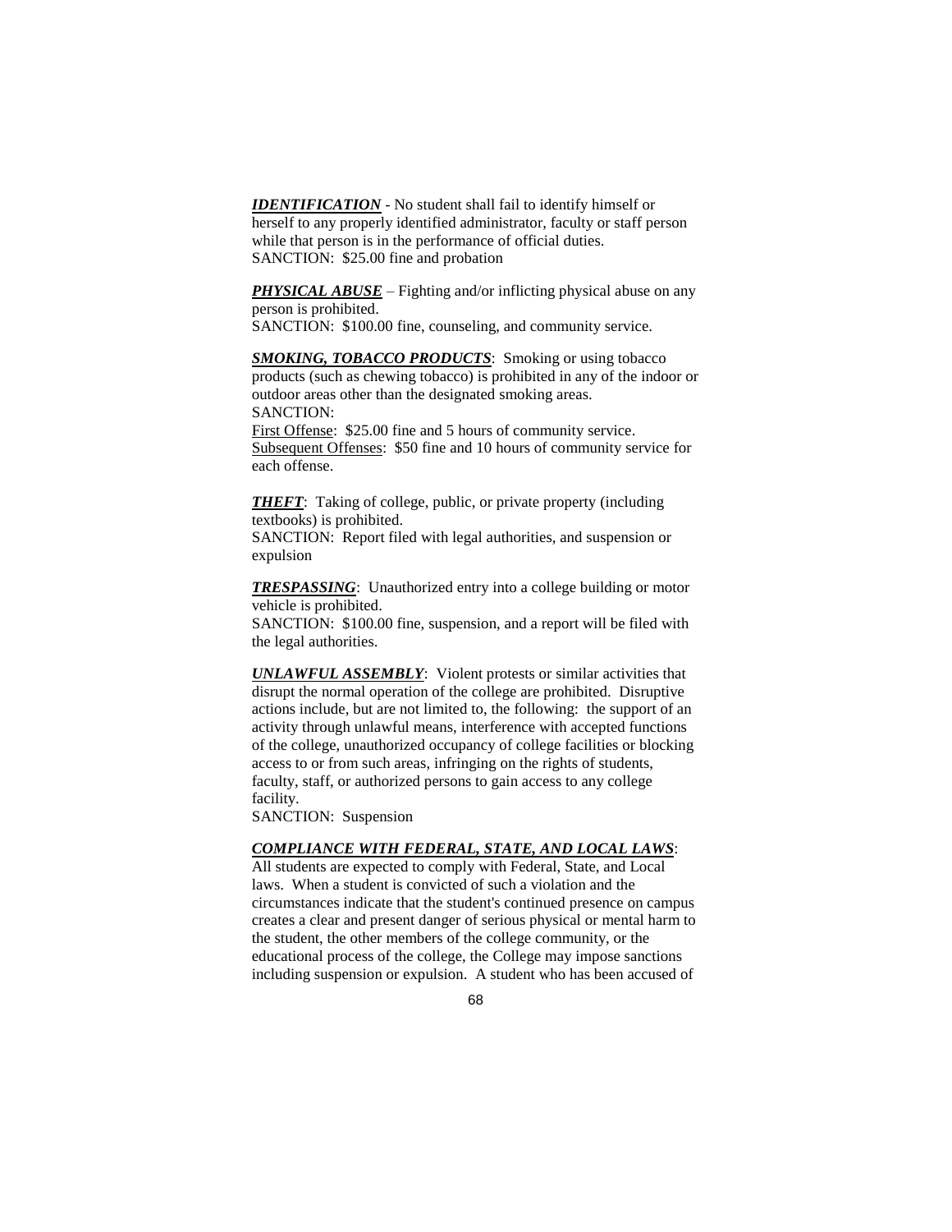***IDENTIFICATION*** - No student shall fail to identify himself or herself to any properly identified administrator, faculty or staff person while that person is in the performance of official duties.
SANCTION: $25.00 fine and probation

***PHYSICAL ABUSE*** – Fighting and/or inflicting physical abuse on any person is prohibited.
SANCTION: $100.00 fine, counseling, and community service.

***SMOKING, TOBACCO PRODUCTS***: Smoking or using tobacco products (such as chewing tobacco) is prohibited in any of the indoor or outdoor areas other than the designated smoking areas.
SANCTION:
First Offense: $25.00 fine and 5 hours of community service.
Subsequent Offenses: $50 fine and 10 hours of community service for each offense.

***THEFT***: Taking of college, public, or private property (including textbooks) is prohibited.
SANCTION: Report filed with legal authorities, and suspension or expulsion

***TRESPASSING***: Unauthorized entry into a college building or motor vehicle is prohibited.
SANCTION: $100.00 fine, suspension, and a report will be filed with the legal authorities.

***UNLAWFUL ASSEMBLY***: Violent protests or similar activities that disrupt the normal operation of the college are prohibited. Disruptive actions include, but are not limited to, the following: the support of an activity through unlawful means, interference with accepted functions of the college, unauthorized occupancy of college facilities or blocking access to or from such areas, infringing on the rights of students, faculty, staff, or authorized persons to gain access to any college facility.
SANCTION: Suspension

***COMPLIANCE WITH FEDERAL, STATE, AND LOCAL LAWS***:
All students are expected to comply with Federal, State, and Local laws. When a student is convicted of such a violation and the circumstances indicate that the student's continued presence on campus creates a clear and present danger of serious physical or mental harm to the student, the other members of the college community, or the educational process of the college, the College may impose sanctions including suspension or expulsion. A student who has been accused of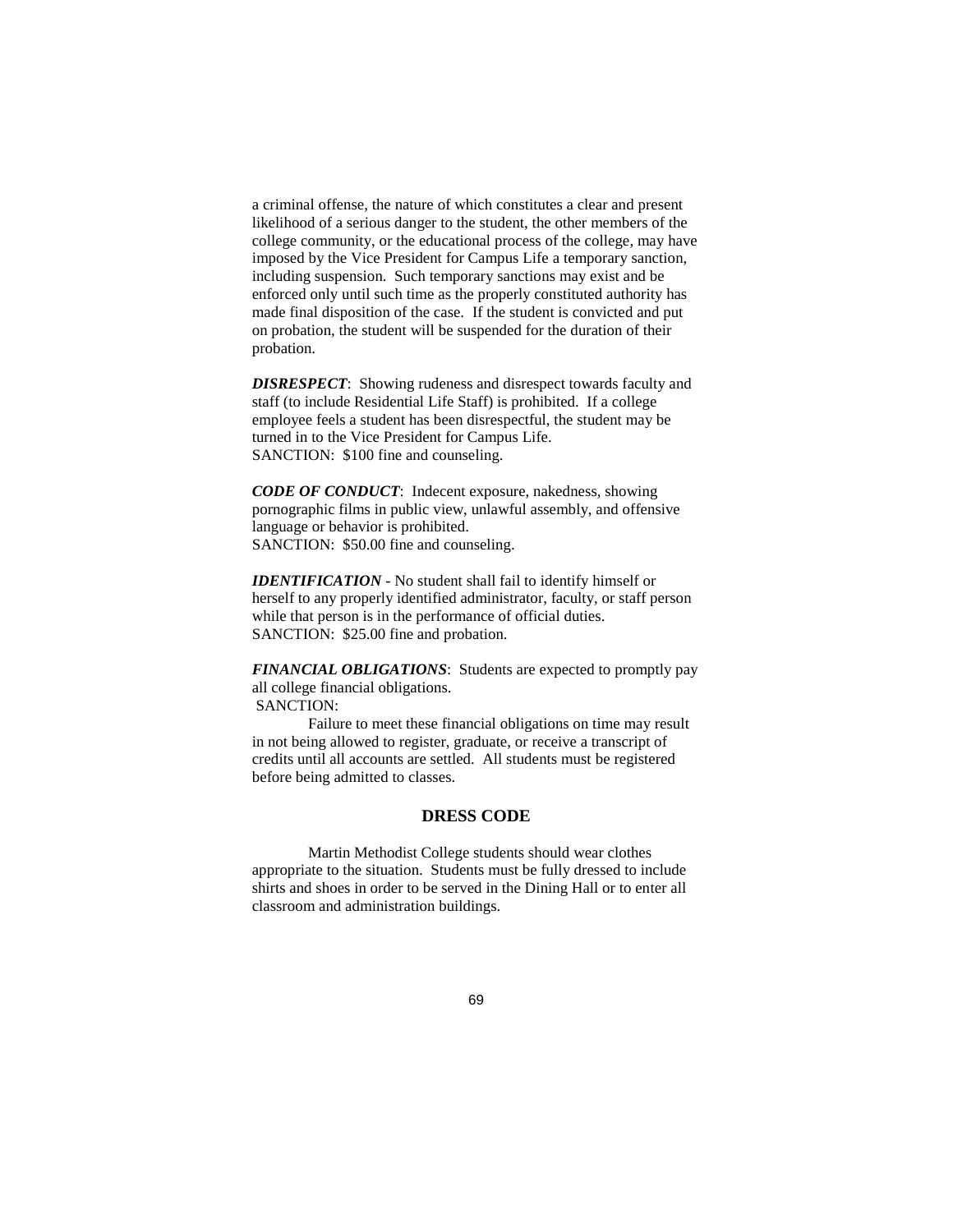a criminal offense, the nature of which constitutes a clear and present likelihood of a serious danger to the student, the other members of the college community, or the educational process of the college, may have imposed by the Vice President for Campus Life a temporary sanction, including suspension. Such temporary sanctions may exist and be enforced only until such time as the properly constituted authority has made final disposition of the case. If the student is convicted and put on probation, the student will be suspended for the duration of their probation.

***DISRESPECT***: Showing rudeness and disrespect towards faculty and staff (to include Residential Life Staff) is prohibited. If a college employee feels a student has been disrespectful, the student may be turned in to the Vice President for Campus Life.
SANCTION: $100 fine and counseling.

***CODE OF CONDUCT***: Indecent exposure, nakedness, showing pornographic films in public view, unlawful assembly, and offensive language or behavior is prohibited.
SANCTION: $50.00 fine and counseling.

***IDENTIFICATION*** - No student shall fail to identify himself or herself to any properly identified administrator, faculty, or staff person while that person is in the performance of official duties.
SANCTION: $25.00 fine and probation.

***FINANCIAL OBLIGATIONS***: Students are expected to promptly pay all college financial obligations.
SANCTION:

Failure to meet these financial obligations on time may result in not being allowed to register, graduate, or receive a transcript of credits until all accounts are settled. All students must be registered before being admitted to classes.

## DRESS CODE

Martin Methodist College students should wear clothes appropriate to the situation. Students must be fully dressed to include shirts and shoes in order to be served in the Dining Hall or to enter all classroom and administration buildings.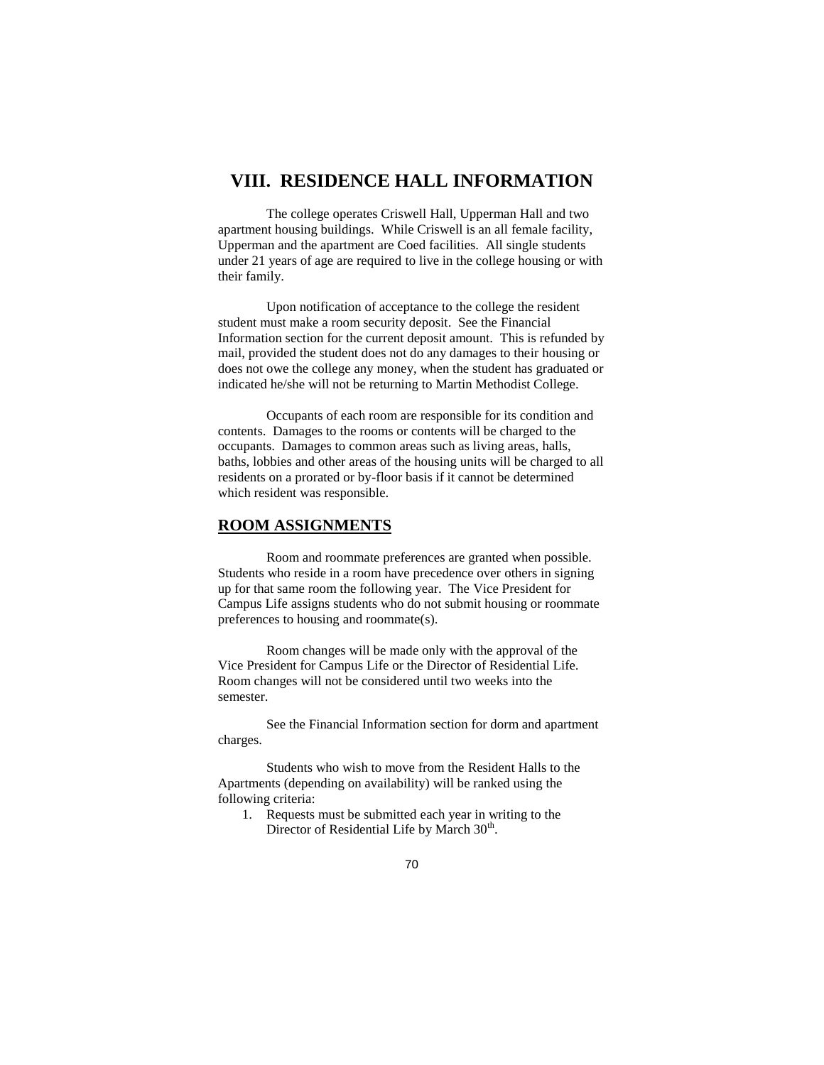# VIII. RESIDENCE HALL INFORMATION

The college operates Criswell Hall, Upperman Hall and two apartment housing buildings. While Criswell is an all female facility, Upperman and the apartment are Coed facilities. All single students under 21 years of age are required to live in the college housing or with their family.

Upon notification of acceptance to the college the resident student must make a room security deposit. See the Financial Information section for the current deposit amount. This is refunded by mail, provided the student does not do any damages to their housing or does not owe the college any money, when the student has graduated or indicated he/she will not be returning to Martin Methodist College.

Occupants of each room are responsible for its condition and contents. Damages to the rooms or contents will be charged to the occupants. Damages to common areas such as living areas, halls, baths, lobbies and other areas of the housing units will be charged to all residents on a prorated or by-floor basis if it cannot be determined which resident was responsible.

## ROOM ASSIGNMENTS

Room and roommate preferences are granted when possible. Students who reside in a room have precedence over others in signing up for that same room the following year. The Vice President for Campus Life assigns students who do not submit housing or roommate preferences to housing and roommate(s).

Room changes will be made only with the approval of the Vice President for Campus Life or the Director of Residential Life. Room changes will not be considered until two weeks into the semester.

See the Financial Information section for dorm and apartment charges.

Students who wish to move from the Resident Halls to the Apartments (depending on availability) will be ranked using the following criteria:

1. Requests must be submitted each year in writing to the Director of Residential Life by March 30th.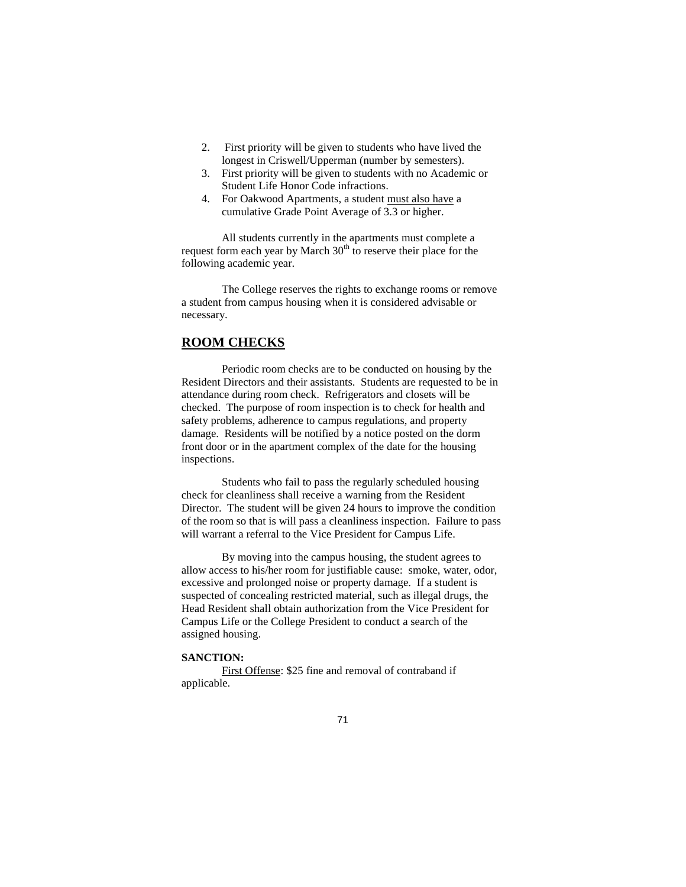2. First priority will be given to students who have lived the longest in Criswell/Upperman (number by semesters).
3. First priority will be given to students with no Academic or Student Life Honor Code infractions.
4. For Oakwood Apartments, a student <u>must also have</u> a cumulative Grade Point Average of 3.3 or higher.

All students currently in the apartments must complete a request form each year by March 30th to reserve their place for the following academic year.

The College reserves the rights to exchange rooms or remove a student from campus housing when it is considered advisable or necessary.

## ROOM CHECKS

Periodic room checks are to be conducted on housing by the Resident Directors and their assistants. Students are requested to be in attendance during room check. Refrigerators and closets will be checked. The purpose of room inspection is to check for health and safety problems, adherence to campus regulations, and property damage. Residents will be notified by a notice posted on the dorm front door or in the apartment complex of the date for the housing inspections.

Students who fail to pass the regularly scheduled housing check for cleanliness shall receive a warning from the Resident Director. The student will be given 24 hours to improve the condition of the room so that is will pass a cleanliness inspection. Failure to pass will warrant a referral to the Vice President for Campus Life.

By moving into the campus housing, the student agrees to allow access to his/her room for justifiable cause: smoke, water, odor, excessive and prolonged noise or property damage. If a student is suspected of concealing restricted material, such as illegal drugs, the Head Resident shall obtain authorization from the Vice President for Campus Life or the College President to conduct a search of the assigned housing.

**SANCTION:**

<u>First Offense</u>: $25 fine and removal of contraband if applicable.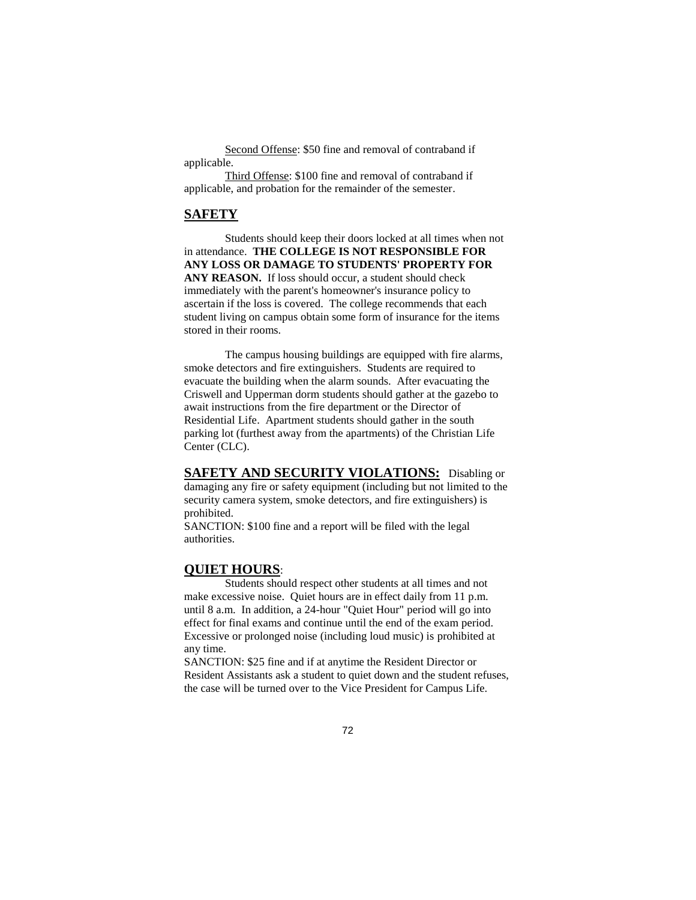Second Offense: $50 fine and removal of contraband if applicable.

Third Offense: $100 fine and removal of contraband if applicable, and probation for the remainder of the semester.

## SAFETY

Students should keep their doors locked at all times when not in attendance. **THE COLLEGE IS NOT RESPONSIBLE FOR ANY LOSS OR DAMAGE TO STUDENTS' PROPERTY FOR ANY REASON.** If loss should occur, a student should check immediately with the parent's homeowner's insurance policy to ascertain if the loss is covered. The college recommends that each student living on campus obtain some form of insurance for the items stored in their rooms.

The campus housing buildings are equipped with fire alarms, smoke detectors and fire extinguishers. Students are required to evacuate the building when the alarm sounds. After evacuating the Criswell and Upperman dorm students should gather at the gazebo to await instructions from the fire department or the Director of Residential Life. Apartment students should gather in the south parking lot (furthest away from the apartments) of the Christian Life Center (CLC).

**SAFETY AND SECURITY VIOLATIONS:** Disabling or damaging any fire or safety equipment (including but not limited to the security camera system, smoke detectors, and fire extinguishers) is prohibited.

SANCTION: $100 fine and a report will be filed with the legal authorities.

## QUIET HOURS:

Students should respect other students at all times and not make excessive noise. Quiet hours are in effect daily from 11 p.m. until 8 a.m. In addition, a 24-hour "Quiet Hour" period will go into effect for final exams and continue until the end of the exam period. Excessive or prolonged noise (including loud music) is prohibited at any time.

SANCTION: $25 fine and if at anytime the Resident Director or Resident Assistants ask a student to quiet down and the student refuses, the case will be turned over to the Vice President for Campus Life.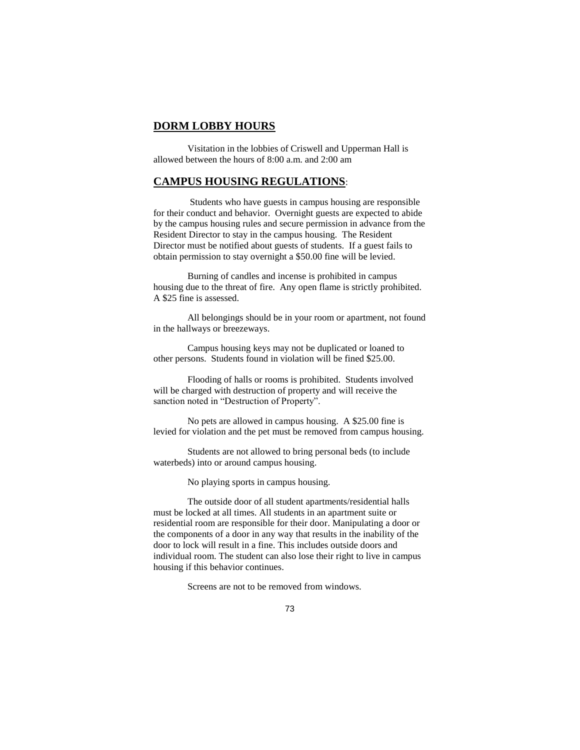## DORM LOBBY HOURS

Visitation in the lobbies of Criswell and Upperman Hall is allowed between the hours of 8:00 a.m. and 2:00 am

## CAMPUS HOUSING REGULATIONS:

Students who have guests in campus housing are responsible for their conduct and behavior. Overnight guests are expected to abide by the campus housing rules and secure permission in advance from the Resident Director to stay in the campus housing. The Resident Director must be notified about guests of students. If a guest fails to obtain permission to stay overnight a $50.00 fine will be levied.

Burning of candles and incense is prohibited in campus housing due to the threat of fire. Any open flame is strictly prohibited. A $25 fine is assessed.

All belongings should be in your room or apartment, not found in the hallways or breezeways.

Campus housing keys may not be duplicated or loaned to other persons. Students found in violation will be fined $25.00.

Flooding of halls or rooms is prohibited. Students involved will be charged with destruction of property and will receive the sanction noted in "Destruction of Property".

No pets are allowed in campus housing. A $25.00 fine is levied for violation and the pet must be removed from campus housing.

Students are not allowed to bring personal beds (to include waterbeds) into or around campus housing.

No playing sports in campus housing.

The outside door of all student apartments/residential halls must be locked at all times. All students in an apartment suite or residential room are responsible for their door. Manipulating a door or the components of a door in any way that results in the inability of the door to lock will result in a fine. This includes outside doors and individual room. The student can also lose their right to live in campus housing if this behavior continues.

Screens are not to be removed from windows.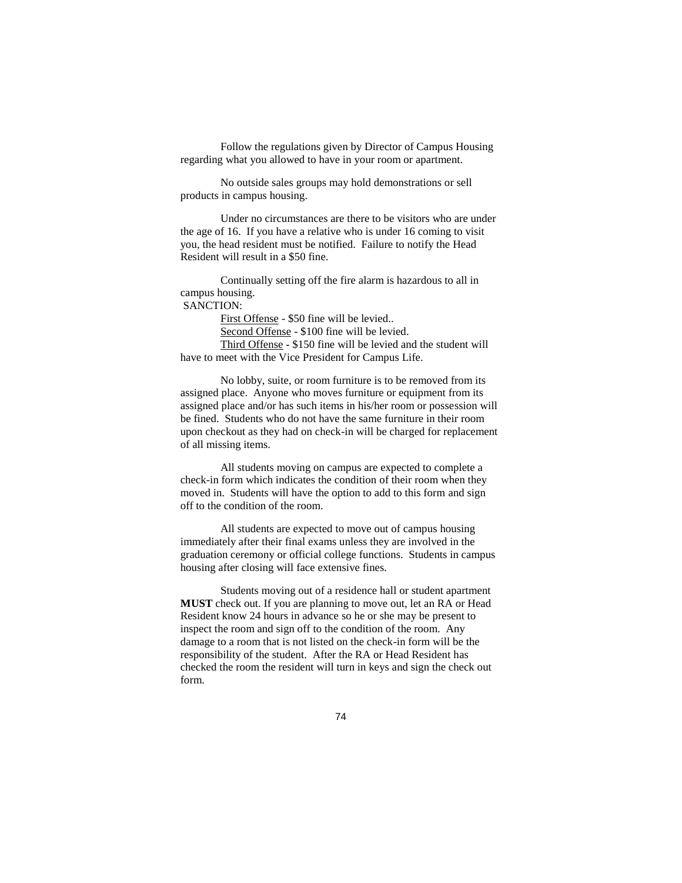Follow the regulations given by Director of Campus Housing regarding what you allowed to have in your room or apartment.

No outside sales groups may hold demonstrations or sell products in campus housing.

Under no circumstances are there to be visitors who are under the age of 16. If you have a relative who is under 16 coming to visit you, the head resident must be notified. Failure to notify the Head Resident will result in a $50 fine.

Continually setting off the fire alarm is hazardous to all in campus housing.

SANCTION:

<u>First Offense</u> - $50 fine will be levied..

<u>Second Offense</u> - $100 fine will be levied.

<u>Third Offense</u> - $150 fine will be levied and the student will have to meet with the Vice President for Campus Life.

No lobby, suite, or room furniture is to be removed from its assigned place. Anyone who moves furniture or equipment from its assigned place and/or has such items in his/her room or possession will be fined. Students who do not have the same furniture in their room upon checkout as they had on check-in will be charged for replacement of all missing items.

All students moving on campus are expected to complete a check-in form which indicates the condition of their room when they moved in. Students will have the option to add to this form and sign off to the condition of the room.

All students are expected to move out of campus housing immediately after their final exams unless they are involved in the graduation ceremony or official college functions. Students in campus housing after closing will face extensive fines.

Students moving out of a residence hall or student apartment **MUST** check out. If you are planning to move out, let an RA or Head Resident know 24 hours in advance so he or she may be present to inspect the room and sign off to the condition of the room. Any damage to a room that is not listed on the check-in form will be the responsibility of the student. After the RA or Head Resident has checked the room the resident will turn in keys and sign the check out form.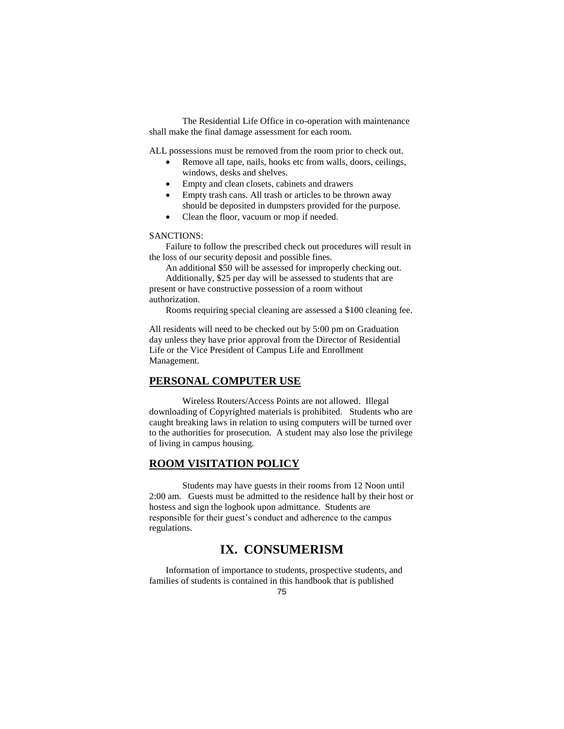The Residential Life Office in co-operation with maintenance shall make the final damage assessment for each room.

ALL possessions must be removed from the room prior to check out.

- Remove all tape, nails, hooks etc from walls, doors, ceilings, windows, desks and shelves.
- Empty and clean closets, cabinets and drawers
- Empty trash cans. All trash or articles to be thrown away should be deposited in dumpsters provided for the purpose.
- Clean the floor, vacuum or mop if needed.

SANCTIONS:

Failure to follow the prescribed check out procedures will result in the loss of our security deposit and possible fines.

An additional $50 will be assessed for improperly checking out.

Additionally, $25 per day will be assessed to students that are present or have constructive possession of a room without authorization.

Rooms requiring special cleaning are assessed a $100 cleaning fee.

All residents will need to be checked out by 5:00 pm on Graduation day unless they have prior approval from the Director of Residential Life or the Vice President of Campus Life and Enrollment Management.

## PERSONAL COMPUTER USE

Wireless Routers/Access Points are not allowed. Illegal downloading of Copyrighted materials is prohibited. Students who are caught breaking laws in relation to using computers will be turned over to the authorities for prosecution. A student may also lose the privilege of living in campus housing.

## ROOM VISITATION POLICY

Students may have guests in their rooms from 12 Noon until 2:00 am. Guests must be admitted to the residence hall by their host or hostess and sign the logbook upon admittance. Students are responsible for their guest's conduct and adherence to the campus regulations.

# IX. CONSUMERISM

Information of importance to students, prospective students, and families of students is contained in this handbook that is published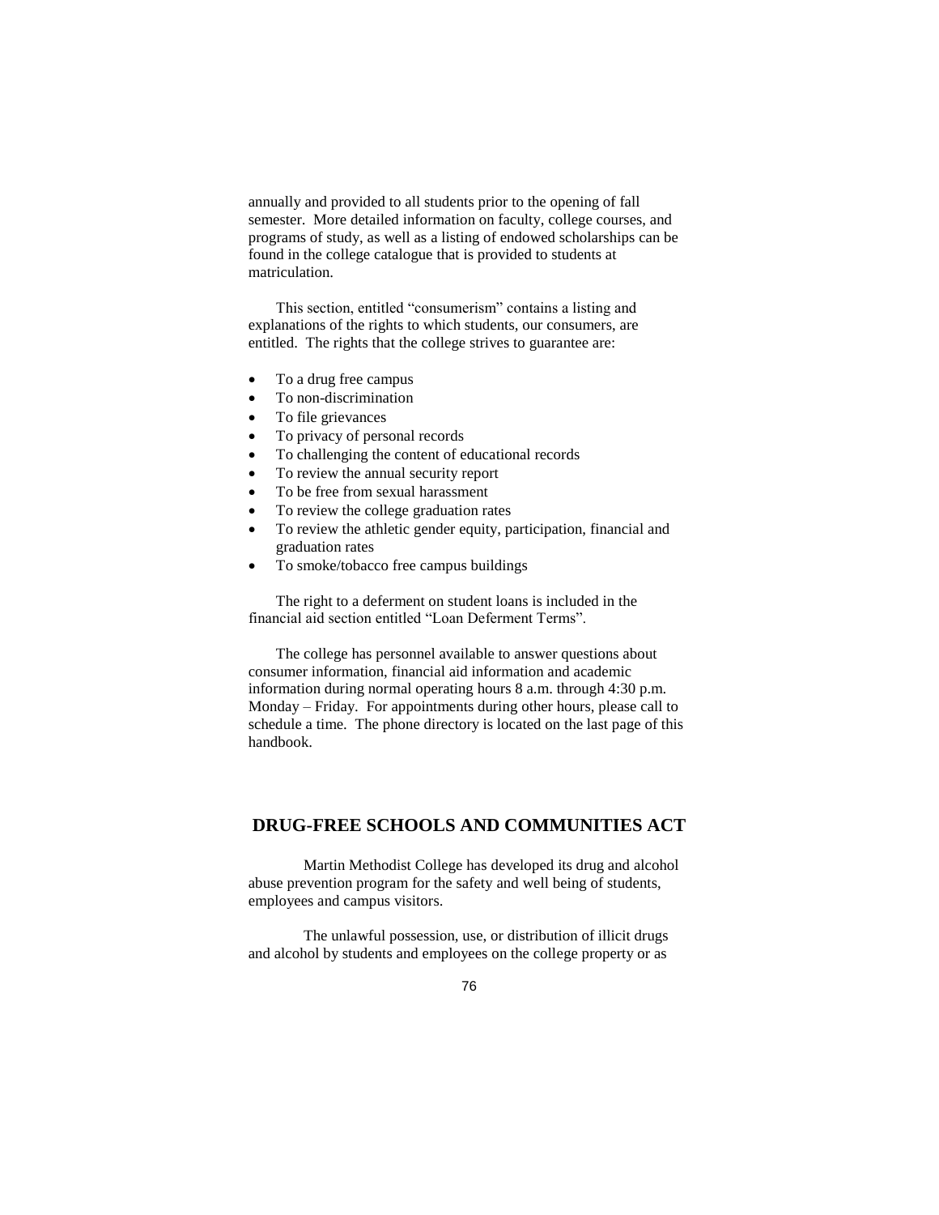annually and provided to all students prior to the opening of fall semester. More detailed information on faculty, college courses, and programs of study, as well as a listing of endowed scholarships can be found in the college catalogue that is provided to students at matriculation.

This section, entitled "consumerism" contains a listing and explanations of the rights to which students, our consumers, are entitled. The rights that the college strives to guarantee are:

- To a drug free campus
- To non-discrimination
- To file grievances
- To privacy of personal records
- To challenging the content of educational records
- To review the annual security report
- To be free from sexual harassment
- To review the college graduation rates
- To review the athletic gender equity, participation, financial and graduation rates
- To smoke/tobacco free campus buildings

The right to a deferment on student loans is included in the financial aid section entitled "Loan Deferment Terms".

The college has personnel available to answer questions about consumer information, financial aid information and academic information during normal operating hours 8 a.m. through 4:30 p.m. Monday – Friday. For appointments during other hours, please call to schedule a time. The phone directory is located on the last page of this handbook.

## DRUG-FREE SCHOOLS AND COMMUNITIES ACT

Martin Methodist College has developed its drug and alcohol abuse prevention program for the safety and well being of students, employees and campus visitors.

The unlawful possession, use, or distribution of illicit drugs and alcohol by students and employees on the college property or as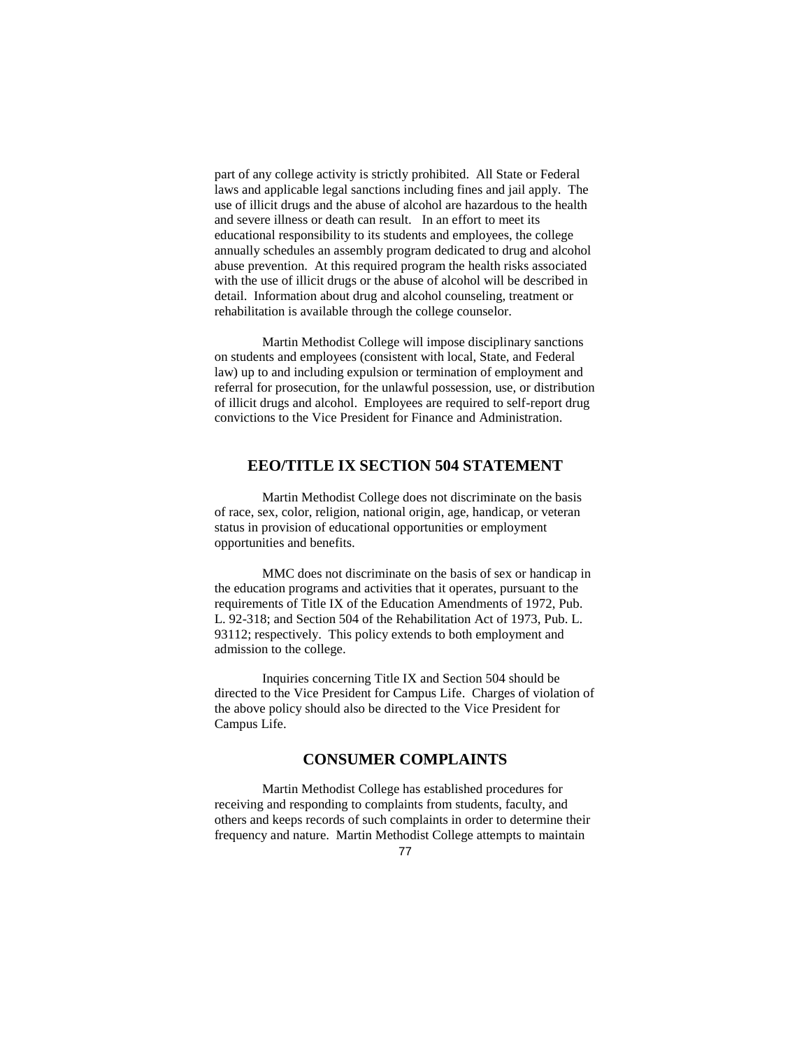part of any college activity is strictly prohibited. All State or Federal laws and applicable legal sanctions including fines and jail apply. The use of illicit drugs and the abuse of alcohol are hazardous to the health and severe illness or death can result. In an effort to meet its educational responsibility to its students and employees, the college annually schedules an assembly program dedicated to drug and alcohol abuse prevention. At this required program the health risks associated with the use of illicit drugs or the abuse of alcohol will be described in detail. Information about drug and alcohol counseling, treatment or rehabilitation is available through the college counselor.

Martin Methodist College will impose disciplinary sanctions on students and employees (consistent with local, State, and Federal law) up to and including expulsion or termination of employment and referral for prosecution, for the unlawful possession, use, or distribution of illicit drugs and alcohol. Employees are required to self-report drug convictions to the Vice President for Finance and Administration.

## EEO/TITLE IX SECTION 504 STATEMENT

Martin Methodist College does not discriminate on the basis of race, sex, color, religion, national origin, age, handicap, or veteran status in provision of educational opportunities or employment opportunities and benefits.

MMC does not discriminate on the basis of sex or handicap in the education programs and activities that it operates, pursuant to the requirements of Title IX of the Education Amendments of 1972, Pub. L. 92-318; and Section 504 of the Rehabilitation Act of 1973, Pub. L. 93112; respectively. This policy extends to both employment and admission to the college.

Inquiries concerning Title IX and Section 504 should be directed to the Vice President for Campus Life. Charges of violation of the above policy should also be directed to the Vice President for Campus Life.

## CONSUMER COMPLAINTS

Martin Methodist College has established procedures for receiving and responding to complaints from students, faculty, and others and keeps records of such complaints in order to determine their frequency and nature. Martin Methodist College attempts to maintain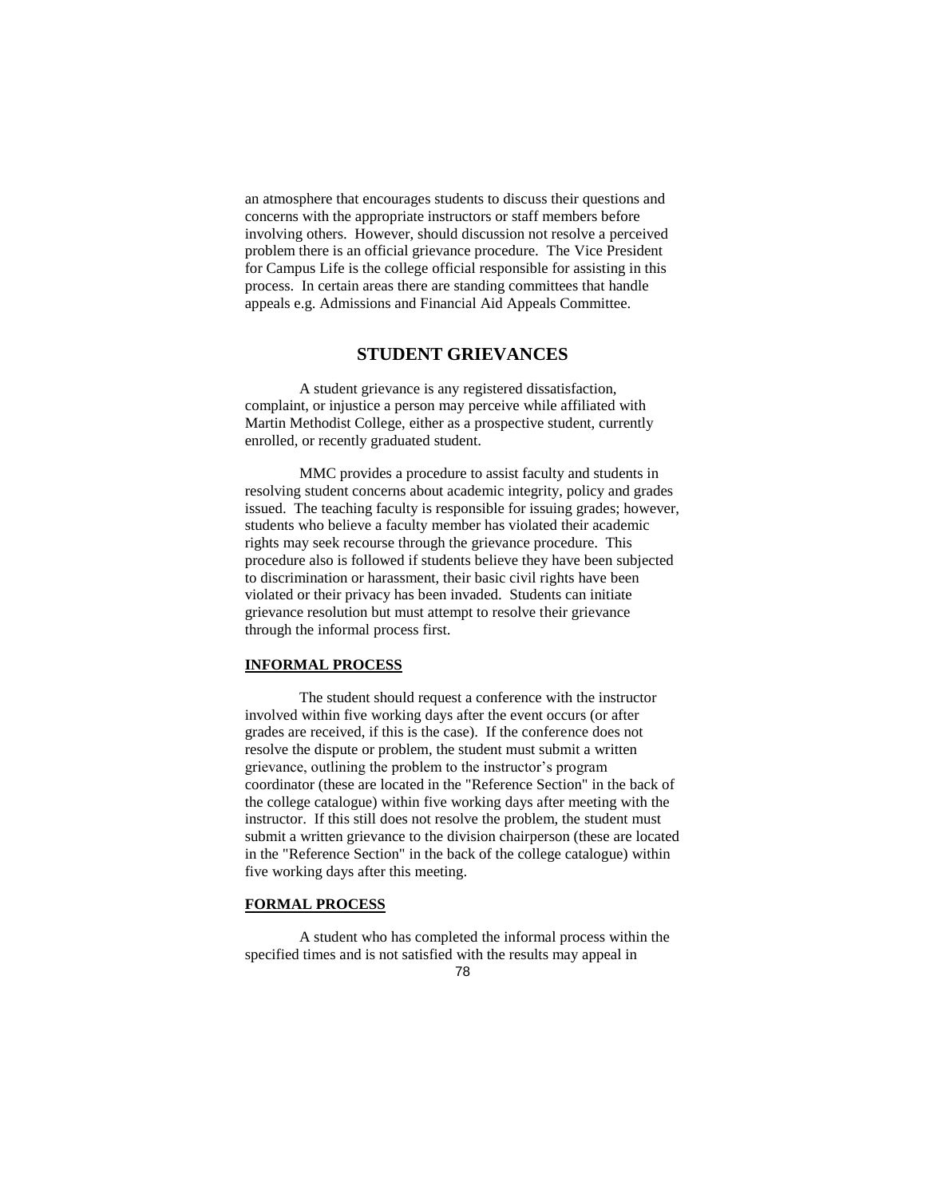an atmosphere that encourages students to discuss their questions and concerns with the appropriate instructors or staff members before involving others. However, should discussion not resolve a perceived problem there is an official grievance procedure. The Vice President for Campus Life is the college official responsible for assisting in this process. In certain areas there are standing committees that handle appeals e.g. Admissions and Financial Aid Appeals Committee.

## STUDENT GRIEVANCES

A student grievance is any registered dissatisfaction, complaint, or injustice a person may perceive while affiliated with Martin Methodist College, either as a prospective student, currently enrolled, or recently graduated student.

MMC provides a procedure to assist faculty and students in resolving student concerns about academic integrity, policy and grades issued. The teaching faculty is responsible for issuing grades; however, students who believe a faculty member has violated their academic rights may seek recourse through the grievance procedure. This procedure also is followed if students believe they have been subjected to discrimination or harassment, their basic civil rights have been violated or their privacy has been invaded. Students can initiate grievance resolution but must attempt to resolve their grievance through the informal process first.

### INFORMAL PROCESS

The student should request a conference with the instructor involved within five working days after the event occurs (or after grades are received, if this is the case). If the conference does not resolve the dispute or problem, the student must submit a written grievance, outlining the problem to the instructor's program coordinator (these are located in the "Reference Section" in the back of the college catalogue) within five working days after meeting with the instructor. If this still does not resolve the problem, the student must submit a written grievance to the division chairperson (these are located in the "Reference Section" in the back of the college catalogue) within five working days after this meeting.

### FORMAL PROCESS

A student who has completed the informal process within the specified times and is not satisfied with the results may appeal in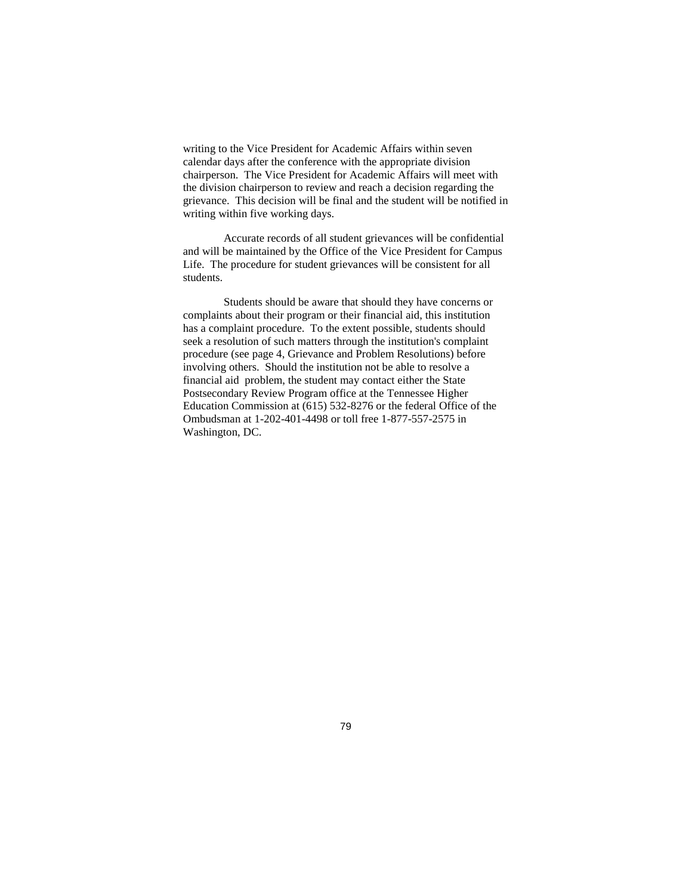writing to the Vice President for Academic Affairs within seven calendar days after the conference with the appropriate division chairperson. The Vice President for Academic Affairs will meet with the division chairperson to review and reach a decision regarding the grievance. This decision will be final and the student will be notified in writing within five working days.

Accurate records of all student grievances will be confidential and will be maintained by the Office of the Vice President for Campus Life. The procedure for student grievances will be consistent for all students.

Students should be aware that should they have concerns or complaints about their program or their financial aid, this institution has a complaint procedure. To the extent possible, students should seek a resolution of such matters through the institution's complaint procedure (see page 4, Grievance and Problem Resolutions) before involving others. Should the institution not be able to resolve a financial aid problem, the student may contact either the State Postsecondary Review Program office at the Tennessee Higher Education Commission at (615) 532-8276 or the federal Office of the Ombudsman at 1-202-401-4498 or toll free 1-877-557-2575 in Washington, DC.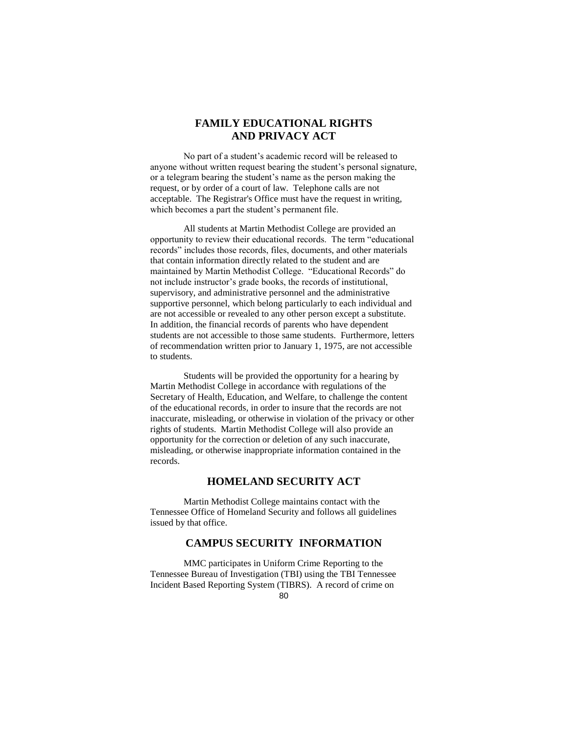## FAMILY EDUCATIONAL RIGHTS AND PRIVACY ACT

No part of a student's academic record will be released to anyone without written request bearing the student's personal signature, or a telegram bearing the student's name as the person making the request, or by order of a court of law. Telephone calls are not acceptable. The Registrar's Office must have the request in writing, which becomes a part the student's permanent file.

All students at Martin Methodist College are provided an opportunity to review their educational records. The term "educational records" includes those records, files, documents, and other materials that contain information directly related to the student and are maintained by Martin Methodist College. "Educational Records" do not include instructor's grade books, the records of institutional, supervisory, and administrative personnel and the administrative supportive personnel, which belong particularly to each individual and are not accessible or revealed to any other person except a substitute. In addition, the financial records of parents who have dependent students are not accessible to those same students. Furthermore, letters of recommendation written prior to January 1, 1975, are not accessible to students.

Students will be provided the opportunity for a hearing by Martin Methodist College in accordance with regulations of the Secretary of Health, Education, and Welfare, to challenge the content of the educational records, in order to insure that the records are not inaccurate, misleading, or otherwise in violation of the privacy or other rights of students. Martin Methodist College will also provide an opportunity for the correction or deletion of any such inaccurate, misleading, or otherwise inappropriate information contained in the records.

## HOMELAND SECURITY ACT

Martin Methodist College maintains contact with the Tennessee Office of Homeland Security and follows all guidelines issued by that office.

## CAMPUS SECURITY INFORMATION

MMC participates in Uniform Crime Reporting to the Tennessee Bureau of Investigation (TBI) using the TBI Tennessee Incident Based Reporting System (TIBRS). A record of crime on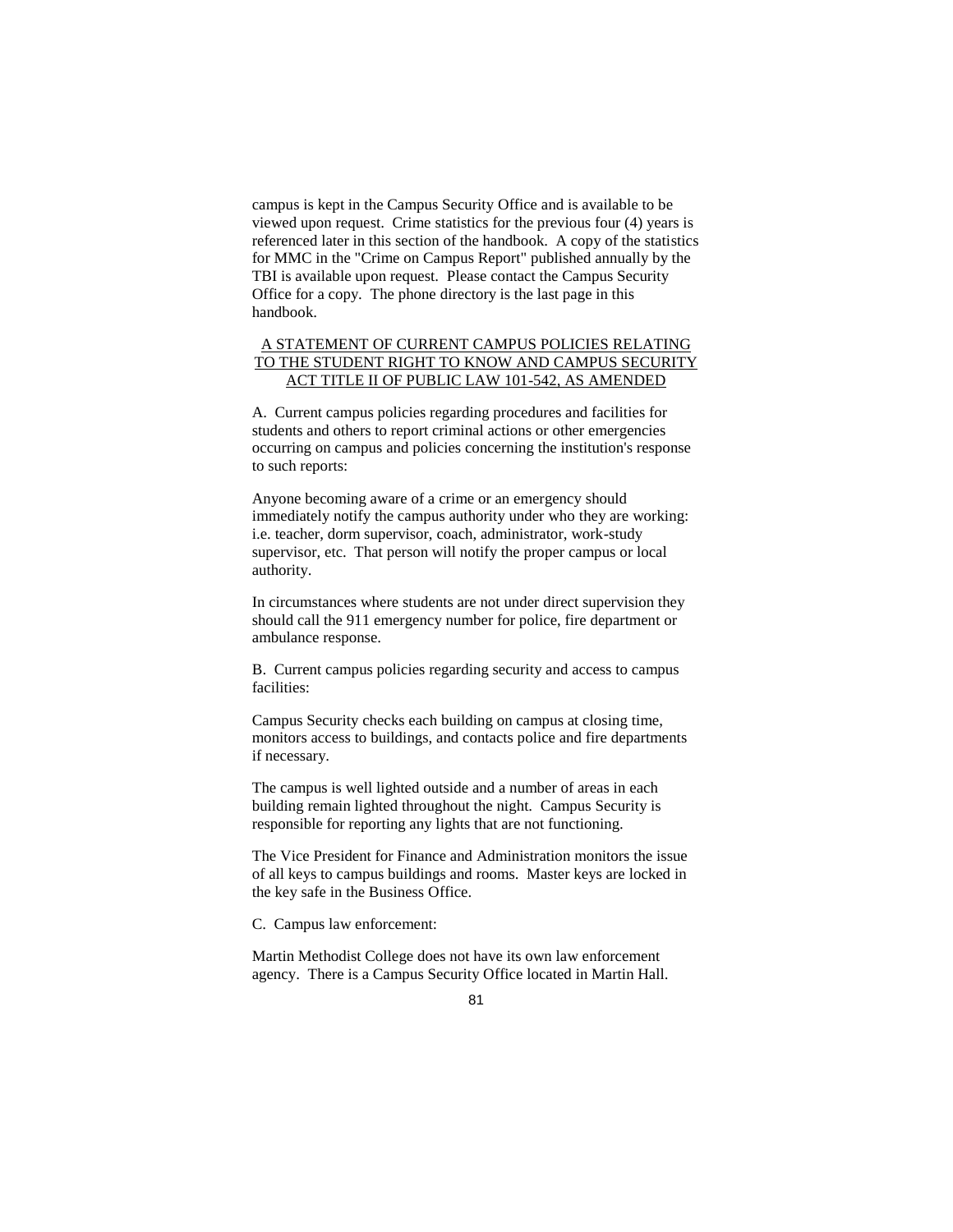campus is kept in the Campus Security Office and is available to be viewed upon request. Crime statistics for the previous four (4) years is referenced later in this section of the handbook. A copy of the statistics for MMC in the "Crime on Campus Report" published annually by the TBI is available upon request. Please contact the Campus Security Office for a copy. The phone directory is the last page in this handbook.

## A STATEMENT OF CURRENT CAMPUS POLICIES RELATING TO THE STUDENT RIGHT TO KNOW AND CAMPUS SECURITY ACT TITLE II OF PUBLIC LAW 101-542, AS AMENDED

A. Current campus policies regarding procedures and facilities for students and others to report criminal actions or other emergencies occurring on campus and policies concerning the institution's response to such reports:

Anyone becoming aware of a crime or an emergency should immediately notify the campus authority under who they are working: i.e. teacher, dorm supervisor, coach, administrator, work-study supervisor, etc. That person will notify the proper campus or local authority.

In circumstances where students are not under direct supervision they should call the 911 emergency number for police, fire department or ambulance response.

B. Current campus policies regarding security and access to campus facilities:

Campus Security checks each building on campus at closing time, monitors access to buildings, and contacts police and fire departments if necessary.

The campus is well lighted outside and a number of areas in each building remain lighted throughout the night. Campus Security is responsible for reporting any lights that are not functioning.

The Vice President for Finance and Administration monitors the issue of all keys to campus buildings and rooms. Master keys are locked in the key safe in the Business Office.

C. Campus law enforcement:

Martin Methodist College does not have its own law enforcement agency. There is a Campus Security Office located in Martin Hall.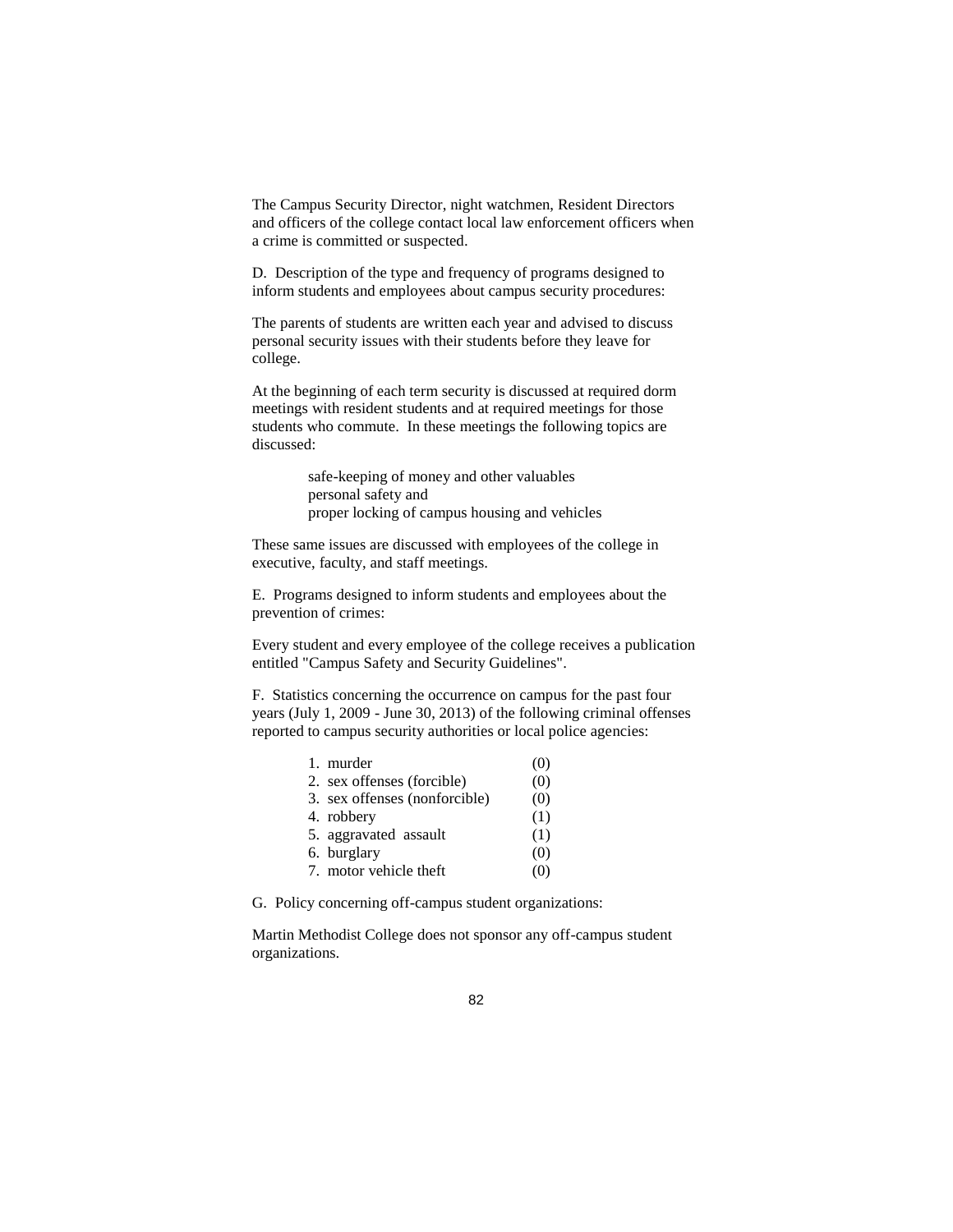The Campus Security Director, night watchmen, Resident Directors and officers of the college contact local law enforcement officers when a crime is committed or suspected.

D. Description of the type and frequency of programs designed to inform students and employees about campus security procedures:

The parents of students are written each year and advised to discuss personal security issues with their students before they leave for college.

At the beginning of each term security is discussed at required dorm meetings with resident students and at required meetings for those students who commute. In these meetings the following topics are discussed:

> safe-keeping of money and other valuables
> personal safety and
> proper locking of campus housing and vehicles

These same issues are discussed with employees of the college in executive, faculty, and staff meetings.

E. Programs designed to inform students and employees about the prevention of crimes:

Every student and every employee of the college receives a publication entitled "Campus Safety and Security Guidelines".

F. Statistics concerning the occurrence on campus for the past four years (July 1, 2009 - June 30, 2013) of the following criminal offenses reported to campus security authorities or local police agencies:

1. murder (0)
2. sex offenses (forcible) (0)
3. sex offenses (nonforcible) (0)
4. robbery (1)
5. aggravated assault (1)
6. burglary (0)
7. motor vehicle theft (0)

G. Policy concerning off-campus student organizations:

Martin Methodist College does not sponsor any off-campus student organizations.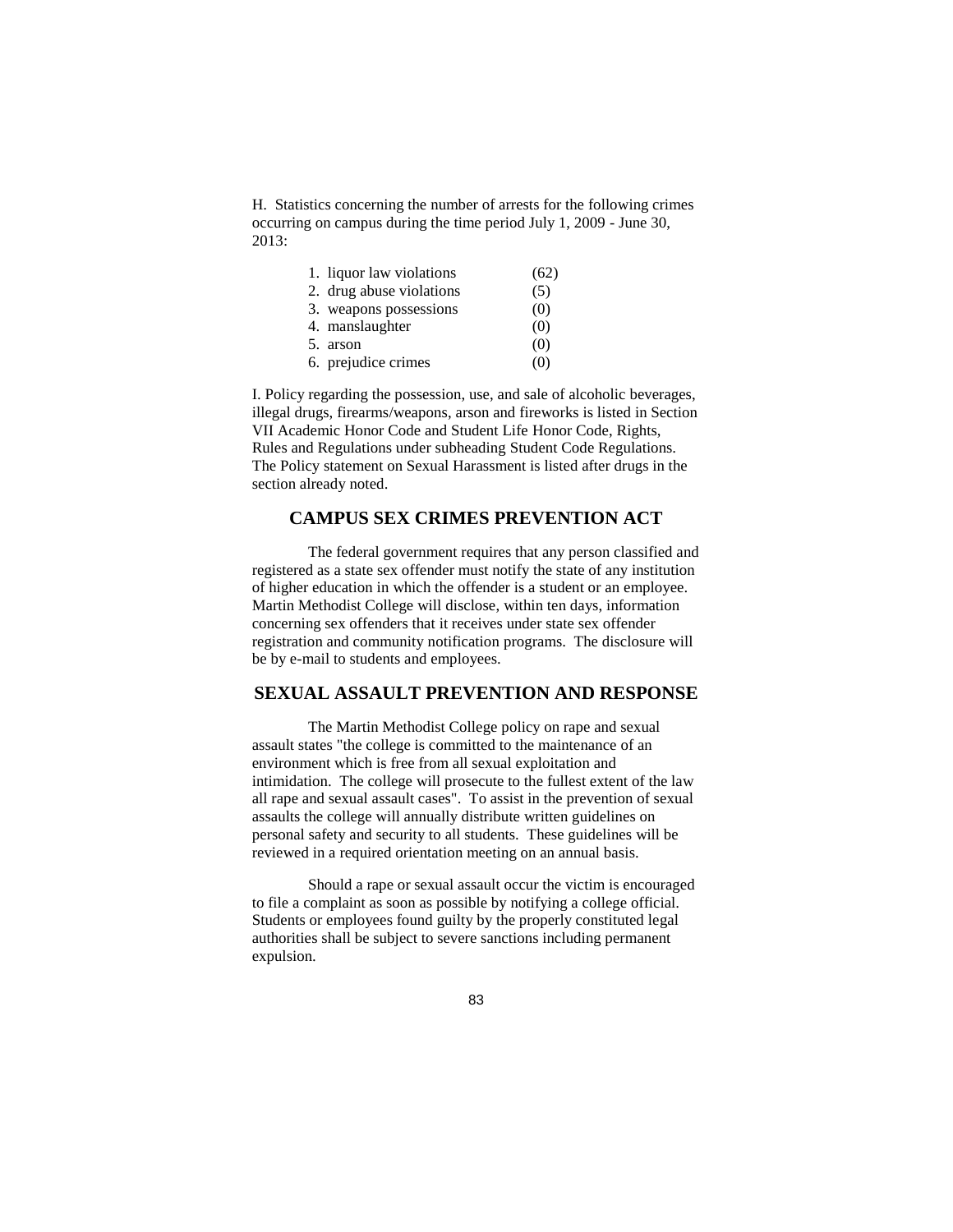H. Statistics concerning the number of arrests for the following crimes occurring on campus during the time period July 1, 2009 - June 30, 2013:

1. liquor law violations (62)
2. drug abuse violations (5)
3. weapons possessions (0)
4. manslaughter (0)
5. arson (0)
6. prejudice crimes (0)

I. Policy regarding the possession, use, and sale of alcoholic beverages, illegal drugs, firearms/weapons, arson and fireworks is listed in Section VII Academic Honor Code and Student Life Honor Code, Rights, Rules and Regulations under subheading Student Code Regulations. The Policy statement on Sexual Harassment is listed after drugs in the section already noted.

## CAMPUS SEX CRIMES PREVENTION ACT

The federal government requires that any person classified and registered as a state sex offender must notify the state of any institution of higher education in which the offender is a student or an employee. Martin Methodist College will disclose, within ten days, information concerning sex offenders that it receives under state sex offender registration and community notification programs. The disclosure will be by e-mail to students and employees.

## SEXUAL ASSAULT PREVENTION AND RESPONSE

The Martin Methodist College policy on rape and sexual assault states "the college is committed to the maintenance of an environment which is free from all sexual exploitation and intimidation. The college will prosecute to the fullest extent of the law all rape and sexual assault cases". To assist in the prevention of sexual assaults the college will annually distribute written guidelines on personal safety and security to all students. These guidelines will be reviewed in a required orientation meeting on an annual basis.

Should a rape or sexual assault occur the victim is encouraged to file a complaint as soon as possible by notifying a college official. Students or employees found guilty by the properly constituted legal authorities shall be subject to severe sanctions including permanent expulsion.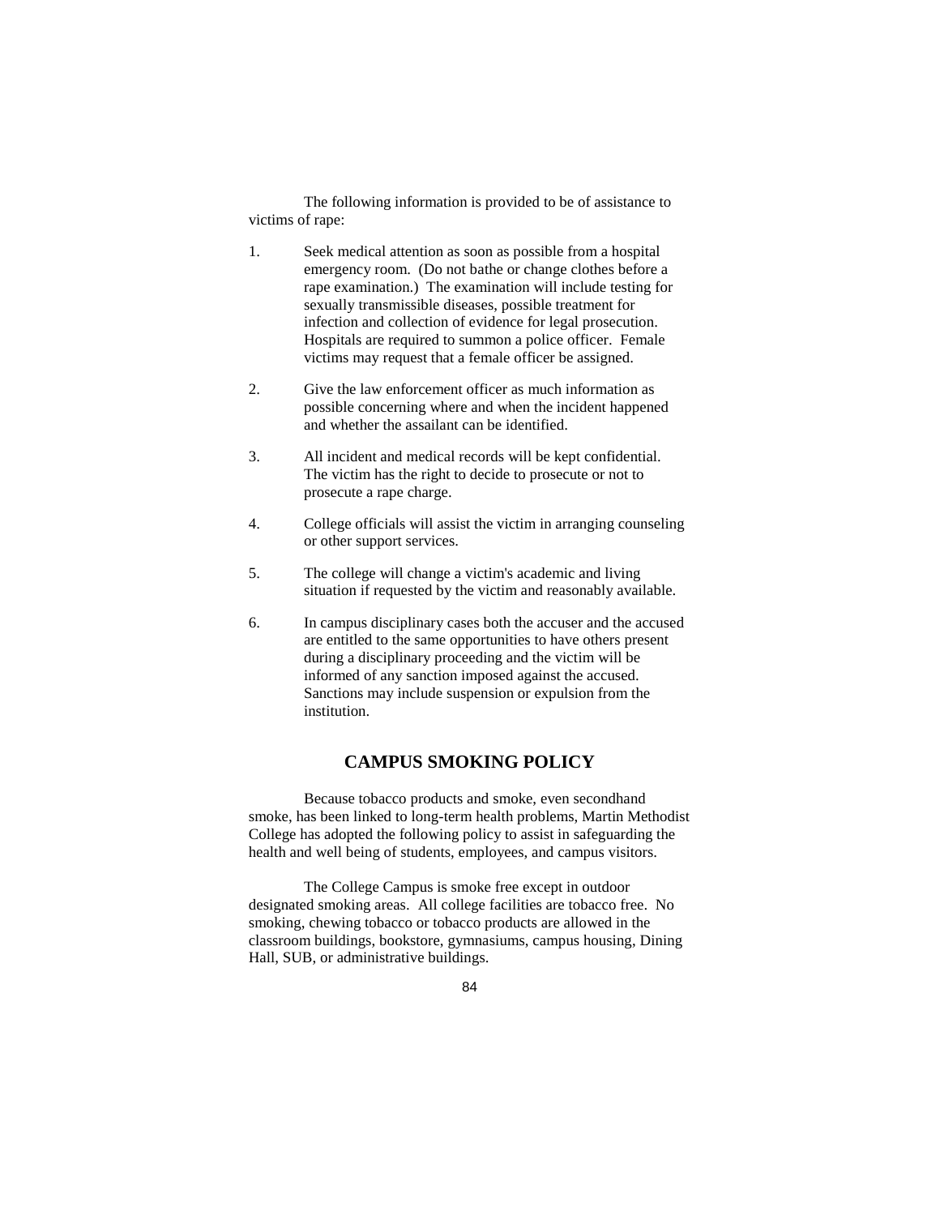The following information is provided to be of assistance to victims of rape:

1. Seek medical attention as soon as possible from a hospital emergency room. (Do not bathe or change clothes before a rape examination.) The examination will include testing for sexually transmissible diseases, possible treatment for infection and collection of evidence for legal prosecution. Hospitals are required to summon a police officer. Female victims may request that a female officer be assigned.

2. Give the law enforcement officer as much information as possible concerning where and when the incident happened and whether the assailant can be identified.

3. All incident and medical records will be kept confidential. The victim has the right to decide to prosecute or not to prosecute a rape charge.

4. College officials will assist the victim in arranging counseling or other support services.

5. The college will change a victim's academic and living situation if requested by the victim and reasonably available.

6. In campus disciplinary cases both the accuser and the accused are entitled to the same opportunities to have others present during a disciplinary proceeding and the victim will be informed of any sanction imposed against the accused. Sanctions may include suspension or expulsion from the institution.

## CAMPUS SMOKING POLICY

Because tobacco products and smoke, even secondhand smoke, has been linked to long-term health problems, Martin Methodist College has adopted the following policy to assist in safeguarding the health and well being of students, employees, and campus visitors.

The College Campus is smoke free except in outdoor designated smoking areas. All college facilities are tobacco free. No smoking, chewing tobacco or tobacco products are allowed in the classroom buildings, bookstore, gymnasiums, campus housing, Dining Hall, SUB, or administrative buildings.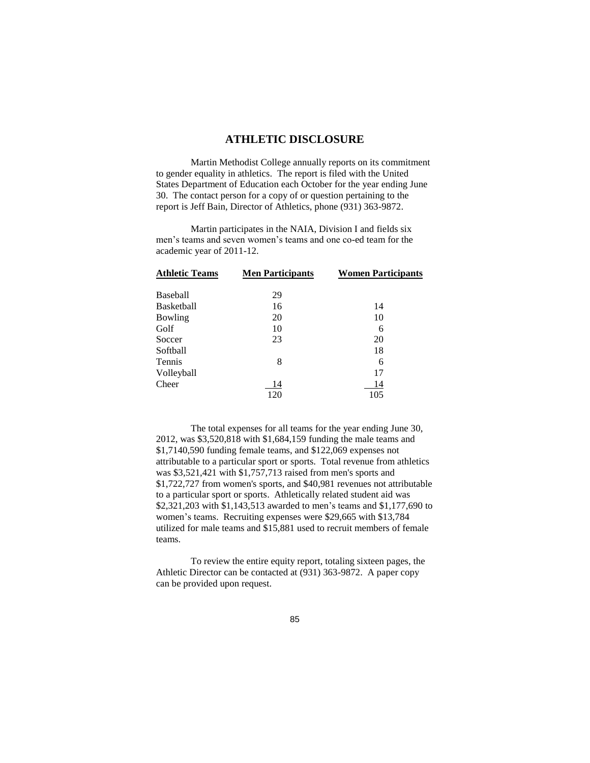## ATHLETIC DISCLOSURE

Martin Methodist College annually reports on its commitment to gender equality in athletics. The report is filed with the United States Department of Education each October for the year ending June 30. The contact person for a copy of or question pertaining to the report is Jeff Bain, Director of Athletics, phone (931) 363-9872.

Martin participates in the NAIA, Division I and fields six men's teams and seven women's teams and one co-ed team for the academic year of 2011-12.

| Athletic Teams | Men Participants | Women Participants |
|---|---|---|
| Baseball | 29 | |
| Basketball | 16 | 14 |
| Bowling | 20 | 10 |
| Golf | 10 | 6 |
| Soccer | 23 | 20 |
| Softball | | 18 |
| Tennis | 8 | 6 |
| Volleyball | | 17 |
| Cheer | 14 | 14 |
| | 120 | 105 |

The total expenses for all teams for the year ending June 30, 2012, was $3,520,818 with $1,684,159 funding the male teams and $1,7140,590 funding female teams, and $122,069 expenses not attributable to a particular sport or sports. Total revenue from athletics was $3,521,421 with $1,757,713 raised from men's sports and $1,722,727 from women's sports, and $40,981 revenues not attributable to a particular sport or sports. Athletically related student aid was $2,321,203 with $1,143,513 awarded to men's teams and $1,177,690 to women's teams. Recruiting expenses were $29,665 with $13,784 utilized for male teams and $15,881 used to recruit members of female teams.

To review the entire equity report, totaling sixteen pages, the Athletic Director can be contacted at (931) 363-9872. A paper copy can be provided upon request.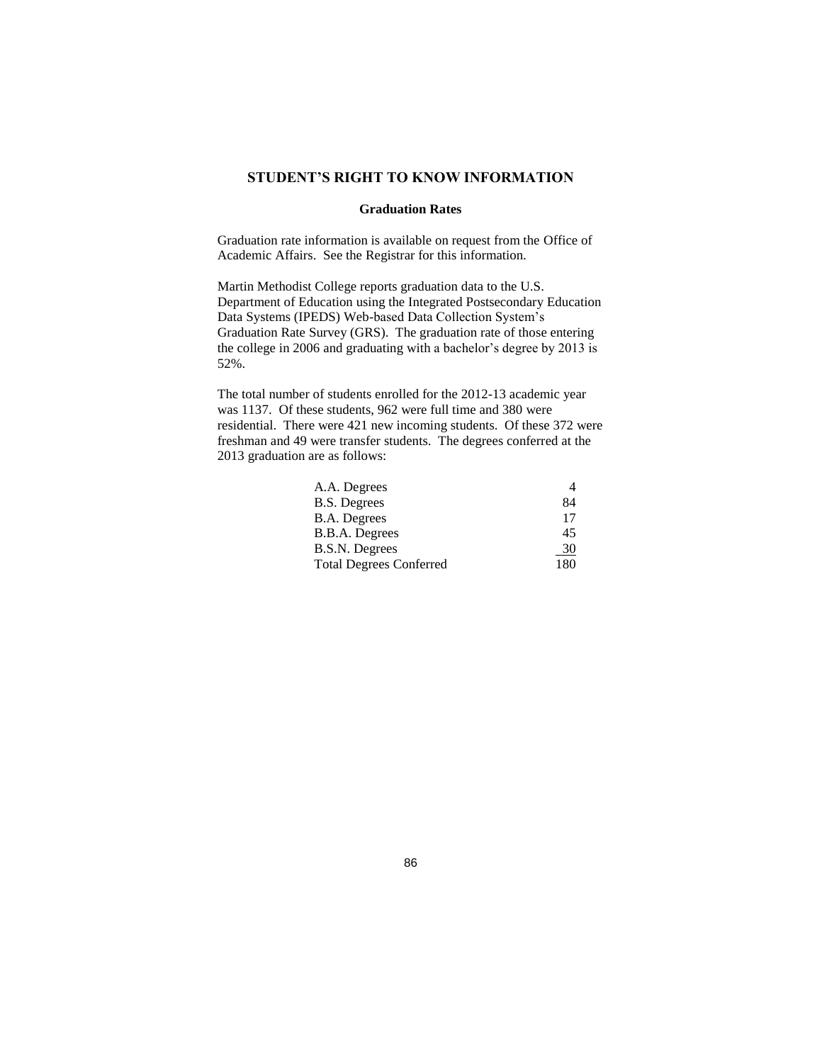# STUDENT'S RIGHT TO KNOW INFORMATION

### Graduation Rates

Graduation rate information is available on request from the Office of Academic Affairs. See the Registrar for this information.

Martin Methodist College reports graduation data to the U.S. Department of Education using the Integrated Postsecondary Education Data Systems (IPEDS) Web-based Data Collection System's Graduation Rate Survey (GRS). The graduation rate of those entering the college in 2006 and graduating with a bachelor's degree by 2013 is 52%.

The total number of students enrolled for the 2012-13 academic year was 1137. Of these students, 962 were full time and 380 were residential. There were 421 new incoming students. Of these 372 were freshman and 49 were transfer students. The degrees conferred at the 2013 graduation are as follows:

| Degree | Number |
|---|---|
| A.A. Degrees | 4 |
| B.S. Degrees | 84 |
| B.A. Degrees | 17 |
| B.B.A. Degrees | 45 |
| B.S.N. Degrees | 30 |
| Total Degrees Conferred | 180 |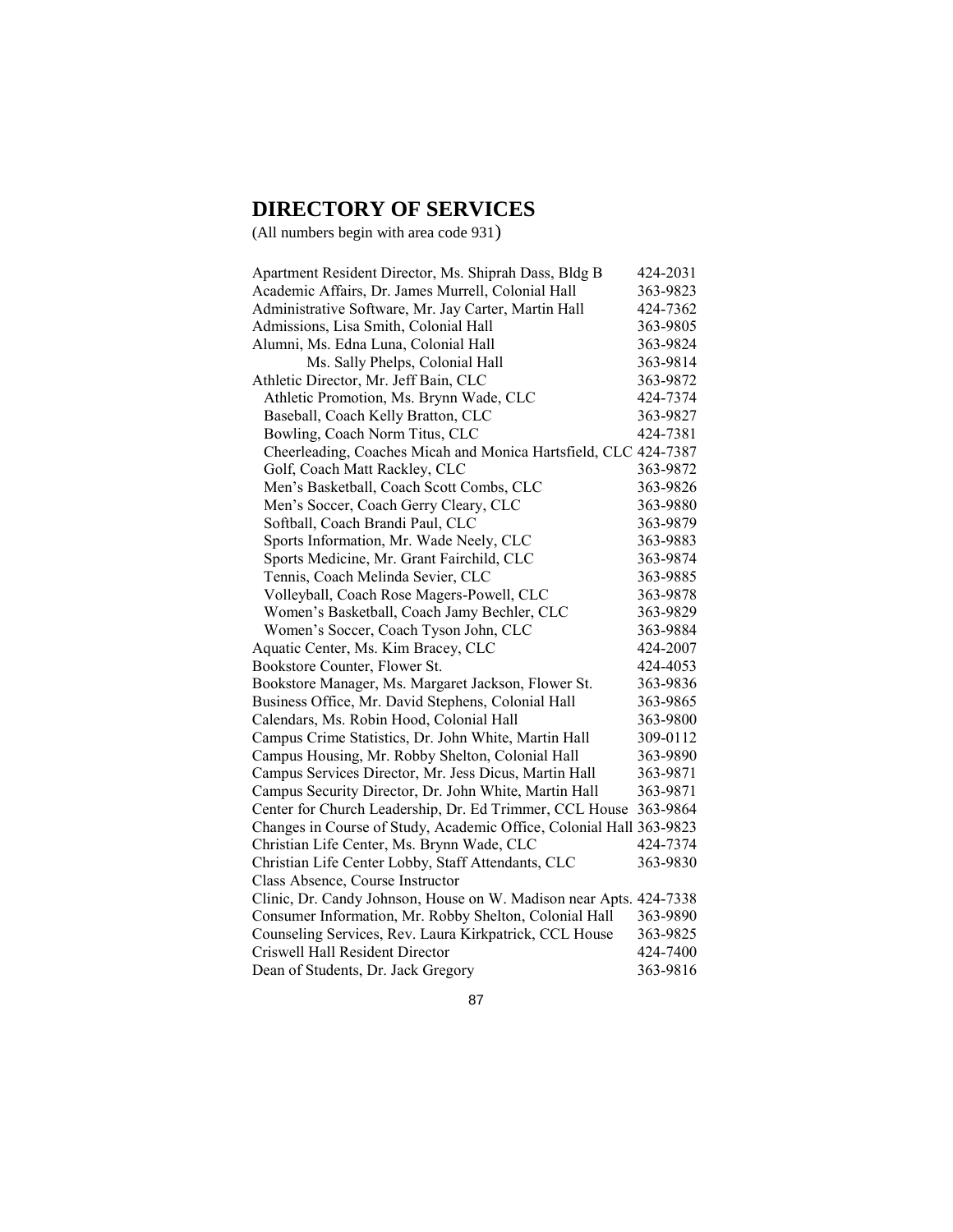## DIRECTORY OF SERVICES

(All numbers begin with area code 931)

| | |
|---|---|
| Apartment Resident Director, Ms. Shiprah Dass, Bldg B | 424-2031 |
| Academic Affairs, Dr. James Murrell, Colonial Hall | 363-9823 |
| Administrative Software, Mr. Jay Carter, Martin Hall | 424-7362 |
| Admissions, Lisa Smith, Colonial Hall | 363-9805 |
| Alumni, Ms. Edna Luna, Colonial Hall | 363-9824 |
| Ms. Sally Phelps, Colonial Hall | 363-9814 |
| Athletic Director, Mr. Jeff Bain, CLC | 363-9872 |
| Athletic Promotion, Ms. Brynn Wade, CLC | 424-7374 |
| Baseball, Coach Kelly Bratton, CLC | 363-9827 |
| Bowling, Coach Norm Titus, CLC | 424-7381 |
| Cheerleading, Coaches Micah and Monica Hartsfield, CLC | 424-7387 |
| Golf, Coach Matt Rackley, CLC | 363-9872 |
| Men's Basketball, Coach Scott Combs, CLC | 363-9826 |
| Men's Soccer, Coach Gerry Cleary, CLC | 363-9880 |
| Softball, Coach Brandi Paul, CLC | 363-9879 |
| Sports Information, Mr. Wade Neely, CLC | 363-9883 |
| Sports Medicine, Mr. Grant Fairchild, CLC | 363-9874 |
| Tennis, Coach Melinda Sevier, CLC | 363-9885 |
| Volleyball, Coach Rose Magers-Powell, CLC | 363-9878 |
| Women's Basketball, Coach Jamy Bechler, CLC | 363-9829 |
| Women's Soccer, Coach Tyson John, CLC | 363-9884 |
| Aquatic Center, Ms. Kim Bracey, CLC | 424-2007 |
| Bookstore Counter, Flower St. | 424-4053 |
| Bookstore Manager, Ms. Margaret Jackson, Flower St. | 363-9836 |
| Business Office, Mr. David Stephens, Colonial Hall | 363-9865 |
| Calendars, Ms. Robin Hood, Colonial Hall | 363-9800 |
| Campus Crime Statistics, Dr. John White, Martin Hall | 309-0112 |
| Campus Housing, Mr. Robby Shelton, Colonial Hall | 363-9890 |
| Campus Services Director, Mr. Jess Dicus, Martin Hall | 363-9871 |
| Campus Security Director, Dr. John White, Martin Hall | 363-9871 |
| Center for Church Leadership, Dr. Ed Trimmer, CCL House | 363-9864 |
| Changes in Course of Study, Academic Office, Colonial Hall | 363-9823 |
| Christian Life Center, Ms. Brynn Wade, CLC | 424-7374 |
| Christian Life Center Lobby, Staff Attendants, CLC | 363-9830 |
| Class Absence, Course Instructor | |
| Clinic, Dr. Candy Johnson, House on W. Madison near Apts. | 424-7338 |
| Consumer Information, Mr. Robby Shelton, Colonial Hall | 363-9890 |
| Counseling Services, Rev. Laura Kirkpatrick, CCL House | 363-9825 |
| Criswell Hall Resident Director | 424-7400 |
| Dean of Students, Dr. Jack Gregory | 363-9816 |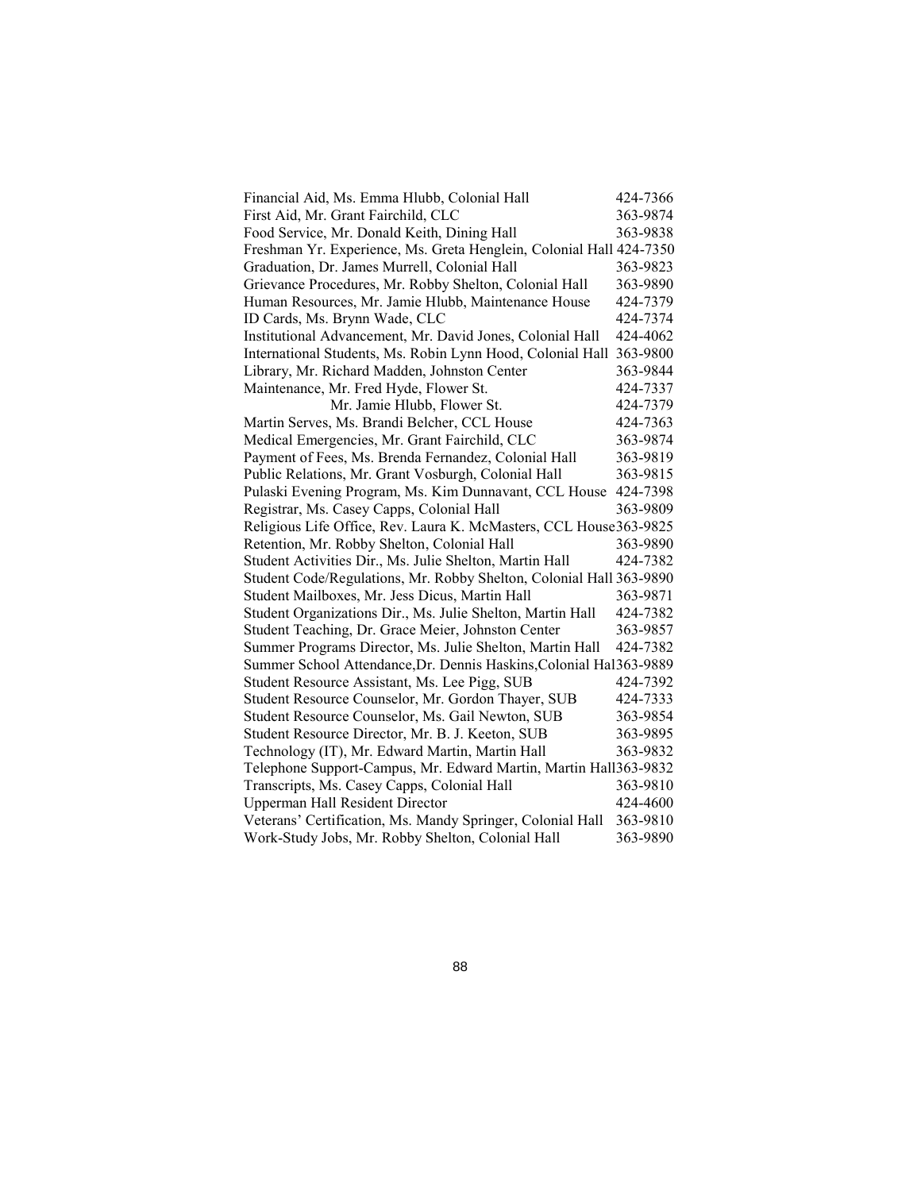| | |
|---|---|
| Financial Aid, Ms. Emma Hlubb, Colonial Hall | 424-7366 |
| First Aid, Mr. Grant Fairchild, CLC | 363-9874 |
| Food Service, Mr. Donald Keith, Dining Hall | 363-9838 |
| Freshman Yr. Experience, Ms. Greta Henglein, Colonial Hall | 424-7350 |
| Graduation, Dr. James Murrell, Colonial Hall | 363-9823 |
| Grievance Procedures, Mr. Robby Shelton, Colonial Hall | 363-9890 |
| Human Resources, Mr. Jamie Hlubb, Maintenance House | 424-7379 |
| ID Cards, Ms. Brynn Wade, CLC | 424-7374 |
| Institutional Advancement, Mr. David Jones, Colonial Hall | 424-4062 |
| International Students, Ms. Robin Lynn Hood, Colonial Hall | 363-9800 |
| Library, Mr. Richard Madden, Johnston Center | 363-9844 |
| Maintenance, Mr. Fred Hyde, Flower St. | 424-7337 |
| Mr. Jamie Hlubb, Flower St. | 424-7379 |
| Martin Serves, Ms. Brandi Belcher, CCL House | 424-7363 |
| Medical Emergencies, Mr. Grant Fairchild, CLC | 363-9874 |
| Payment of Fees, Ms. Brenda Fernandez, Colonial Hall | 363-9819 |
| Public Relations, Mr. Grant Vosburgh, Colonial Hall | 363-9815 |
| Pulaski Evening Program, Ms. Kim Dunnavant, CCL House | 424-7398 |
| Registrar, Ms. Casey Capps, Colonial Hall | 363-9809 |
| Religious Life Office, Rev. Laura K. McMasters, CCL House | 363-9825 |
| Retention, Mr. Robby Shelton, Colonial Hall | 363-9890 |
| Student Activities Dir., Ms. Julie Shelton, Martin Hall | 424-7382 |
| Student Code/Regulations, Mr. Robby Shelton, Colonial Hall | 363-9890 |
| Student Mailboxes, Mr. Jess Dicus, Martin Hall | 363-9871 |
| Student Organizations Dir., Ms. Julie Shelton, Martin Hall | 424-7382 |
| Student Teaching, Dr. Grace Meier, Johnston Center | 363-9857 |
| Summer Programs Director, Ms. Julie Shelton, Martin Hall | 424-7382 |
| Summer School Attendance, Dr. Dennis Haskins, Colonial Hal | 363-9889 |
| Student Resource Assistant, Ms. Lee Pigg, SUB | 424-7392 |
| Student Resource Counselor, Mr. Gordon Thayer, SUB | 424-7333 |
| Student Resource Counselor, Ms. Gail Newton, SUB | 363-9854 |
| Student Resource Director, Mr. B. J. Keeton, SUB | 363-9895 |
| Technology (IT), Mr. Edward Martin, Martin Hall | 363-9832 |
| Telephone Support-Campus, Mr. Edward Martin, Martin Hall | 363-9832 |
| Transcripts, Ms. Casey Capps, Colonial Hall | 363-9810 |
| Upperman Hall Resident Director | 424-4600 |
| Veterans' Certification, Ms. Mandy Springer, Colonial Hall | 363-9810 |
| Work-Study Jobs, Mr. Robby Shelton, Colonial Hall | 363-9890 |